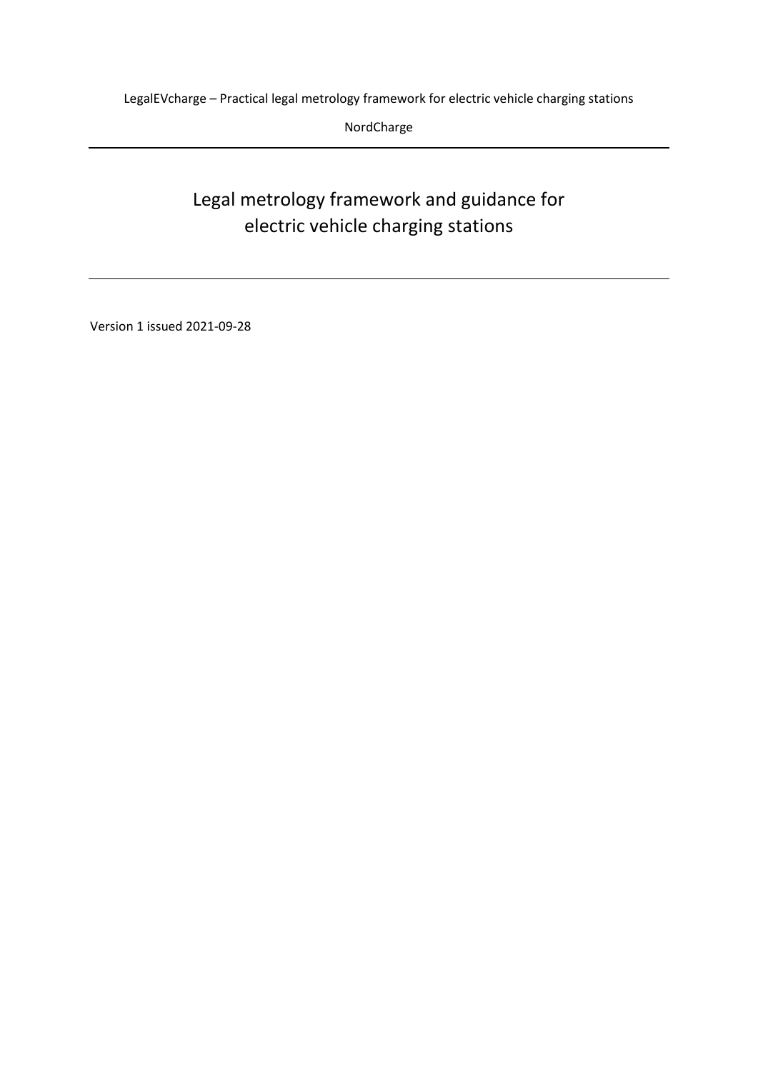LegalEVcharge – Practical legal metrology framework for electric vehicle charging stations

NordCharge

---

# Legal metrology framework and guidance for electric vehicle charging stations

---

Version 1 issued 2021-09-28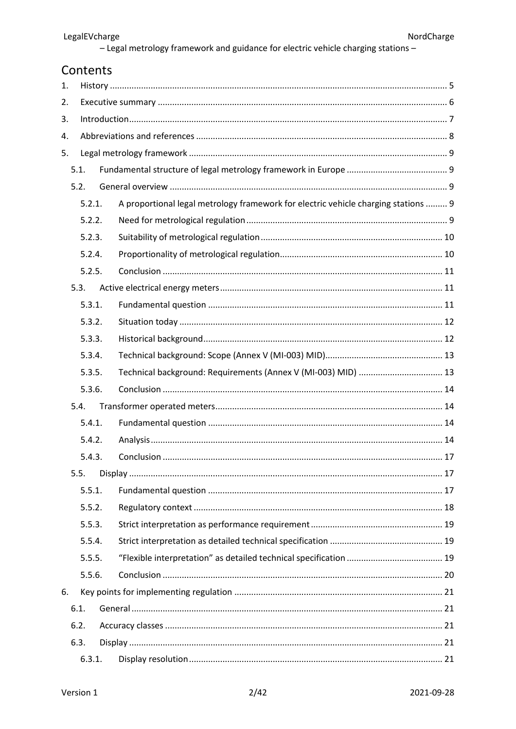# Contents

1. History ........ 5
2. Executive summary ........ 6
3. Introduction ........ 7
4. Abbreviations and references ........ 8
5. Legal metrology framework ........ 9
   - 5.1. Fundamental structure of legal metrology framework in Europe ........ 9
   - 5.2. General overview ........ 9
     - 5.2.1. A proportional legal metrology framework for electric vehicle charging stations ........ 9
     - 5.2.2. Need for metrological regulation ........ 9
     - 5.2.3. Suitability of metrological regulation ........ 10
     - 5.2.4. Proportionality of metrological regulation ........ 10
     - 5.2.5. Conclusion ........ 11
   - 5.3. Active electrical energy meters ........ 11
     - 5.3.1. Fundamental question ........ 11
     - 5.3.2. Situation today ........ 12
     - 5.3.3. Historical background ........ 12
     - 5.3.4. Technical background: Scope (Annex V (MI-003) MID) ........ 13
     - 5.3.5. Technical background: Requirements (Annex V (MI-003) MID) ........ 13
     - 5.3.6. Conclusion ........ 14
   - 5.4. Transformer operated meters ........ 14
     - 5.4.1. Fundamental question ........ 14
     - 5.4.2. Analysis ........ 14
     - 5.4.3. Conclusion ........ 17
   - 5.5. Display ........ 17
     - 5.5.1. Fundamental question ........ 17
     - 5.5.2. Regulatory context ........ 18
     - 5.5.3. Strict interpretation as performance requirement ........ 19
     - 5.5.4. Strict interpretation as detailed technical specification ........ 19
     - 5.5.5. "Flexible interpretation" as detailed technical specification ........ 19
     - 5.5.6. Conclusion ........ 20
6. Key points for implementing regulation ........ 21
   - 6.1. General ........ 21
   - 6.2. Accuracy classes ........ 21
   - 6.3. Display ........ 21
     - 6.3.1. Display resolution ........ 21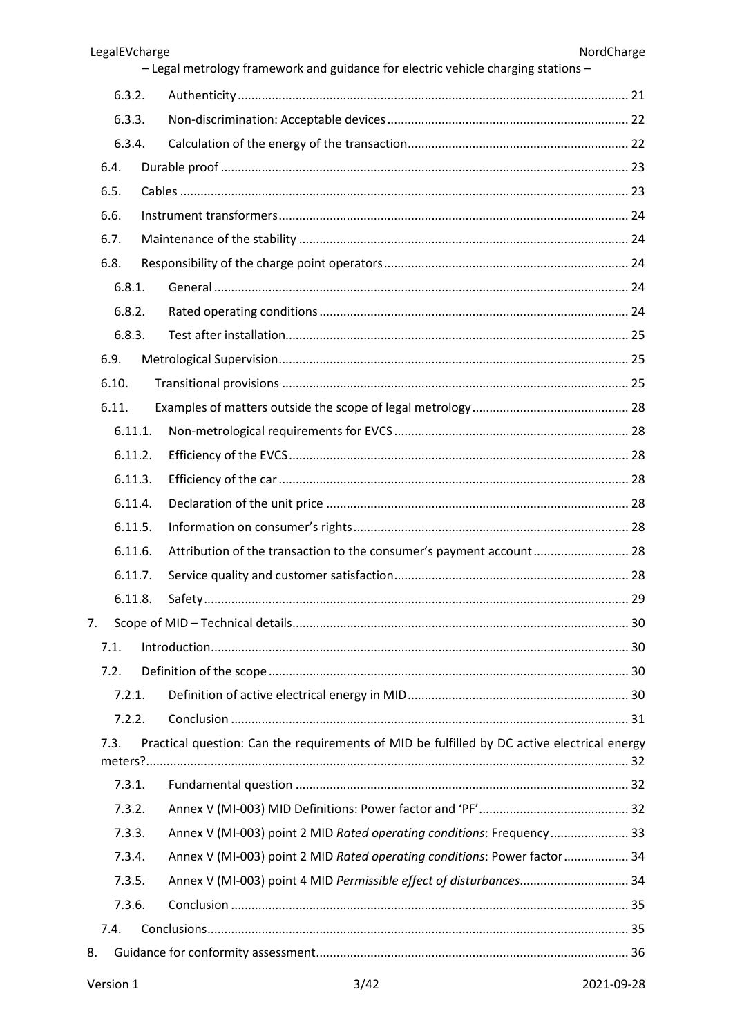- 6.3.2. Authenticity ... 21
- 6.3.3. Non-discrimination: Acceptable devices ... 22
- 6.3.4. Calculation of the energy of the transaction ... 22
- 6.4. Durable proof ... 23
- 6.5. Cables ... 23
- 6.6. Instrument transformers ... 24
- 6.7. Maintenance of the stability ... 24
- 6.8. Responsibility of the charge point operators ... 24
  - 6.8.1. General ... 24
  - 6.8.2. Rated operating conditions ... 24
  - 6.8.3. Test after installation ... 25
- 6.9. Metrological Supervision ... 25
- 6.10. Transitional provisions ... 25
- 6.11. Examples of matters outside the scope of legal metrology ... 28
  - 6.11.1. Non-metrological requirements for EVCS ... 28
  - 6.11.2. Efficiency of the EVCS ... 28
  - 6.11.3. Efficiency of the car ... 28
  - 6.11.4. Declaration of the unit price ... 28
  - 6.11.5. Information on consumer's rights ... 28
  - 6.11.6. Attribution of the transaction to the consumer's payment account ... 28
  - 6.11.7. Service quality and customer satisfaction ... 28
  - 6.11.8. Safety ... 29

7. Scope of MID – Technical details ... 30
   - 7.1. Introduction ... 30
   - 7.2. Definition of the scope ... 30
     - 7.2.1. Definition of active electrical energy in MID ... 30
     - 7.2.2. Conclusion ... 31
   - 7.3. Practical question: Can the requirements of MID be fulfilled by DC active electrical energy meters? ... 32
     - 7.3.1. Fundamental question ... 32
     - 7.3.2. Annex V (MI-003) MID Definitions: Power factor and 'PF' ... 32
     - 7.3.3. Annex V (MI-003) point 2 MID *Rated operating conditions*: Frequency ... 33
     - 7.3.4. Annex V (MI-003) point 2 MID *Rated operating conditions*: Power factor ... 34
     - 7.3.5. Annex V (MI-003) point 4 MID *Permissible effect of disturbances* ... 34
     - 7.3.6. Conclusion ... 35
   - 7.4. Conclusions ... 35
8. Guidance for conformity assessment ... 36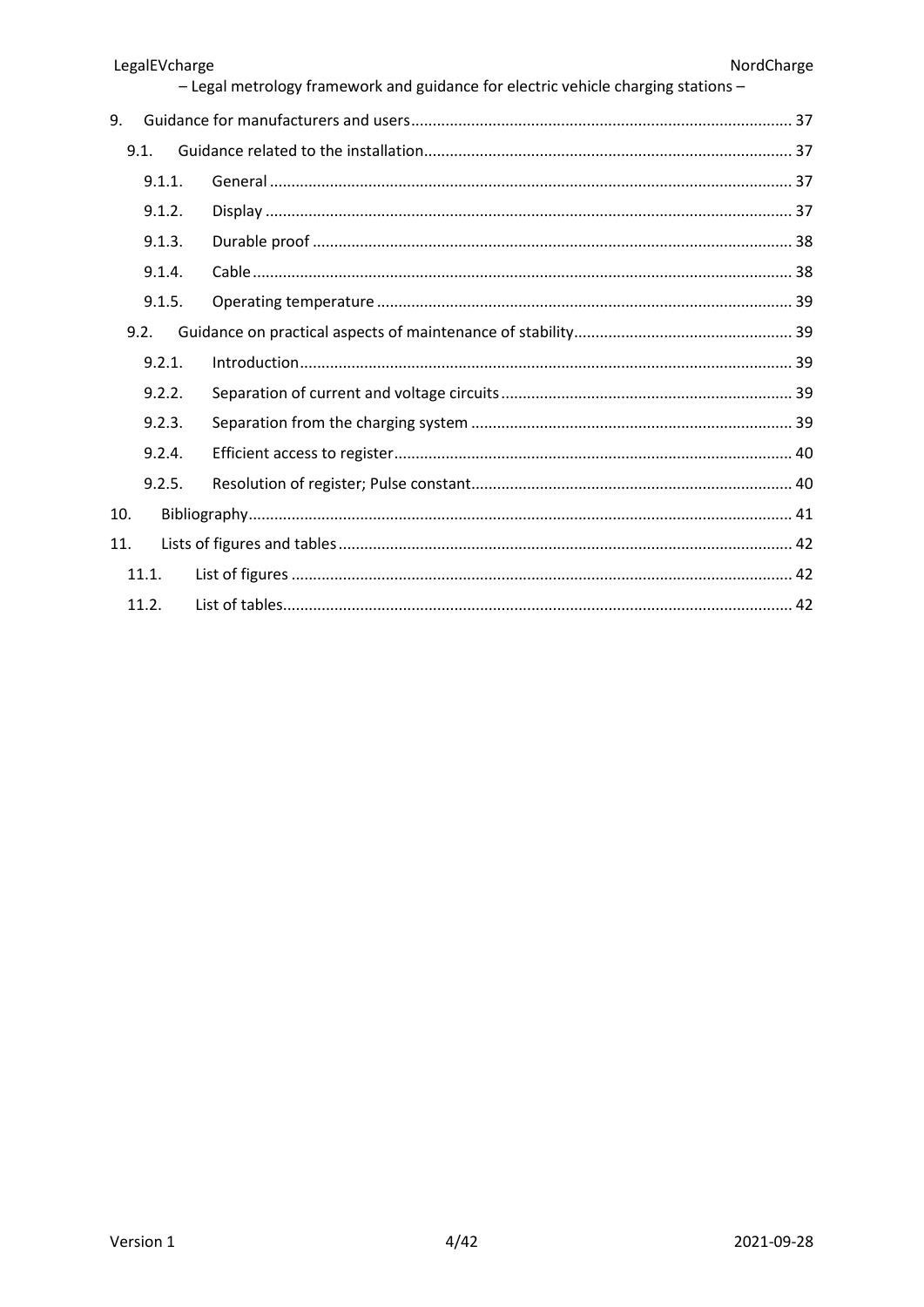9. Guidance for manufacturers and users ........ 37
   - 9.1. Guidance related to the installation ........ 37
     - 9.1.1. General ........ 37
     - 9.1.2. Display ........ 37
     - 9.1.3. Durable proof ........ 38
     - 9.1.4. Cable ........ 38
     - 9.1.5. Operating temperature ........ 39
   - 9.2. Guidance on practical aspects of maintenance of stability ........ 39
     - 9.2.1. Introduction ........ 39
     - 9.2.2. Separation of current and voltage circuits ........ 39
     - 9.2.3. Separation from the charging system ........ 39
     - 9.2.4. Efficient access to register ........ 40
     - 9.2.5. Resolution of register; Pulse constant ........ 40

10. Bibliography ........ 41

11. Lists of figures and tables ........ 42
   - 11.1. List of figures ........ 42
   - 11.2. List of tables ........ 42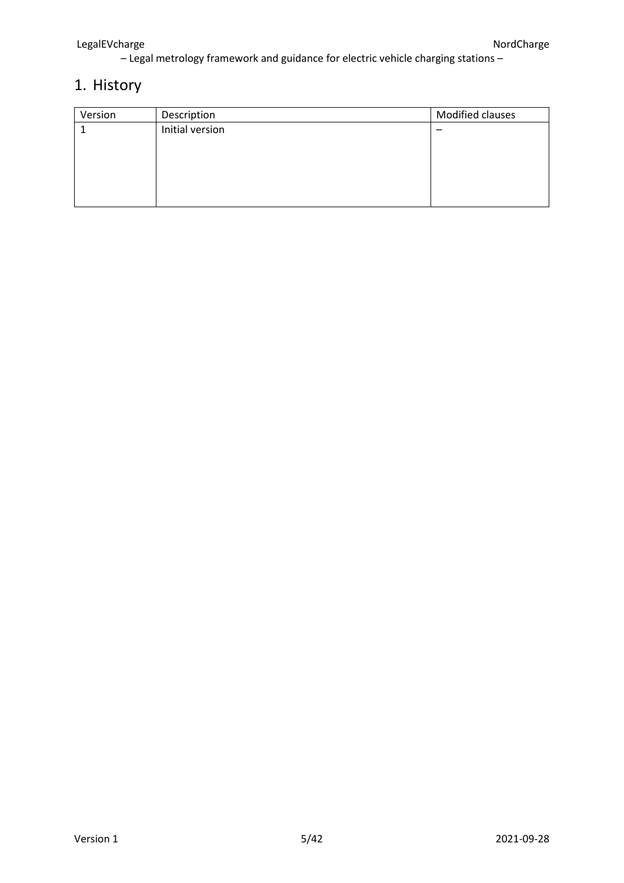# 1. History

| Version | Description | Modified clauses |
| --- | --- | --- |
| 1 | Initial version | – |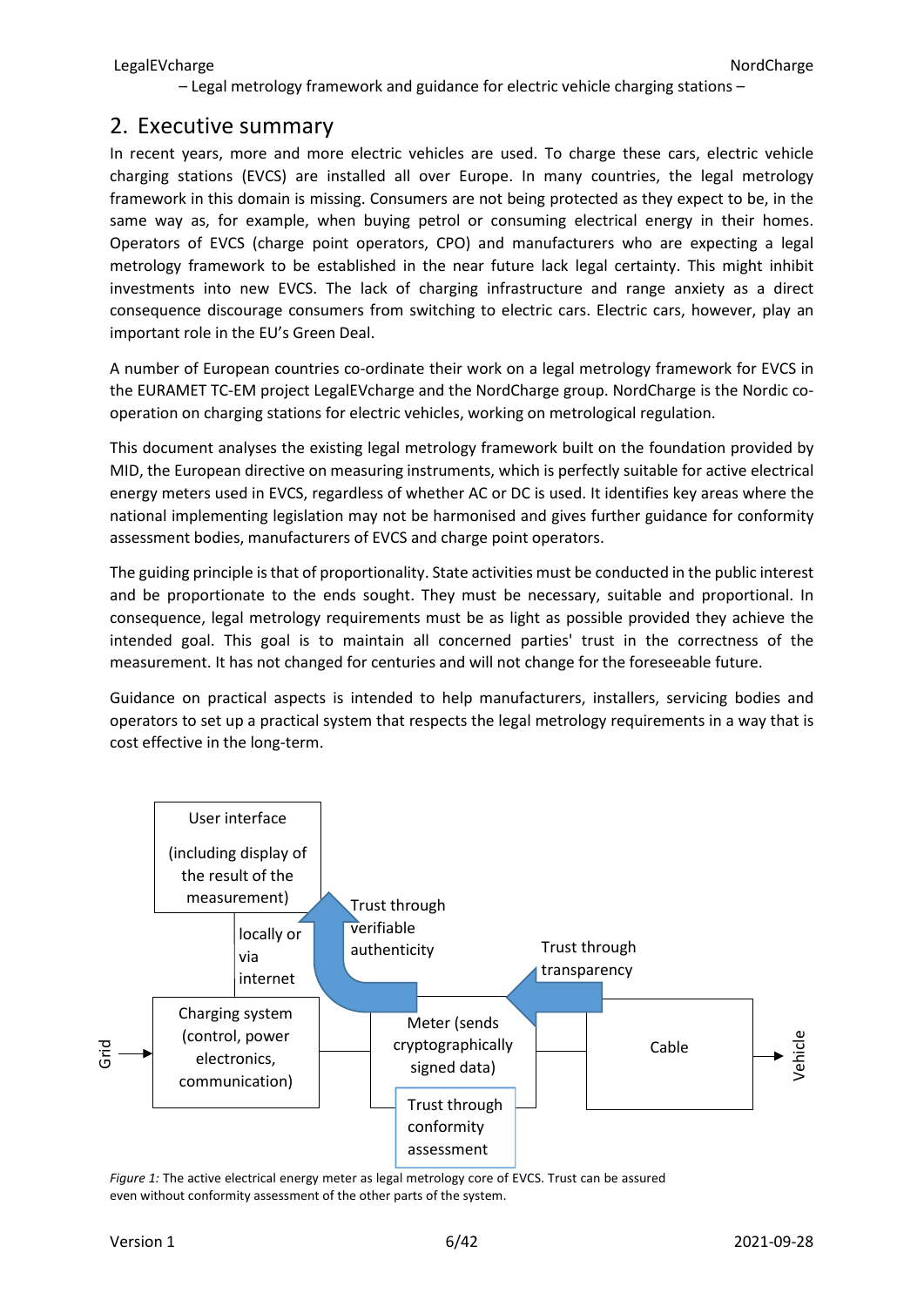## 2. Executive summary

In recent years, more and more electric vehicles are used. To charge these cars, electric vehicle charging stations (EVCS) are installed all over Europe. In many countries, the legal metrology framework in this domain is missing. Consumers are not being protected as they expect to be, in the same way as, for example, when buying petrol or consuming electrical energy in their homes. Operators of EVCS (charge point operators, CPO) and manufacturers who are expecting a legal metrology framework to be established in the near future lack legal certainty. This might inhibit investments into new EVCS. The lack of charging infrastructure and range anxiety as a direct consequence discourage consumers from switching to electric cars. Electric cars, however, play an important role in the EU's Green Deal.

A number of European countries co-ordinate their work on a legal metrology framework for EVCS in the EURAMET TC-EM project LegalEVcharge and the NordCharge group. NordCharge is the Nordic co-operation on charging stations for electric vehicles, working on metrological regulation.

This document analyses the existing legal metrology framework built on the foundation provided by MID, the European directive on measuring instruments, which is perfectly suitable for active electrical energy meters used in EVCS, regardless of whether AC or DC is used. It identifies key areas where the national implementing legislation may not be harmonised and gives further guidance for conformity assessment bodies, manufacturers of EVCS and charge point operators.

The guiding principle is that of proportionality. State activities must be conducted in the public interest and be proportionate to the ends sought. They must be necessary, suitable and proportional. In consequence, legal metrology requirements must be as light as possible provided they achieve the intended goal. This goal is to maintain all concerned parties' trust in the correctness of the measurement. It has not changed for centuries and will not change for the foreseeable future.

Guidance on practical aspects is intended to help manufacturers, installers, servicing bodies and operators to set up a practical system that respects the legal metrology requirements in a way that is cost effective in the long-term.

User interface (including display of the result of the measurement)

locally or via internet

Trust through verifiable authenticity

Trust through transparency

Grid → Charging system (control, power electronics, communication) — Meter (sends cryptographically signed data) — Cable → Vehicle

Trust through conformity assessment

*Figure 1:* The active electrical energy meter as legal metrology core of EVCS. Trust can be assured even without conformity assessment of the other parts of the system.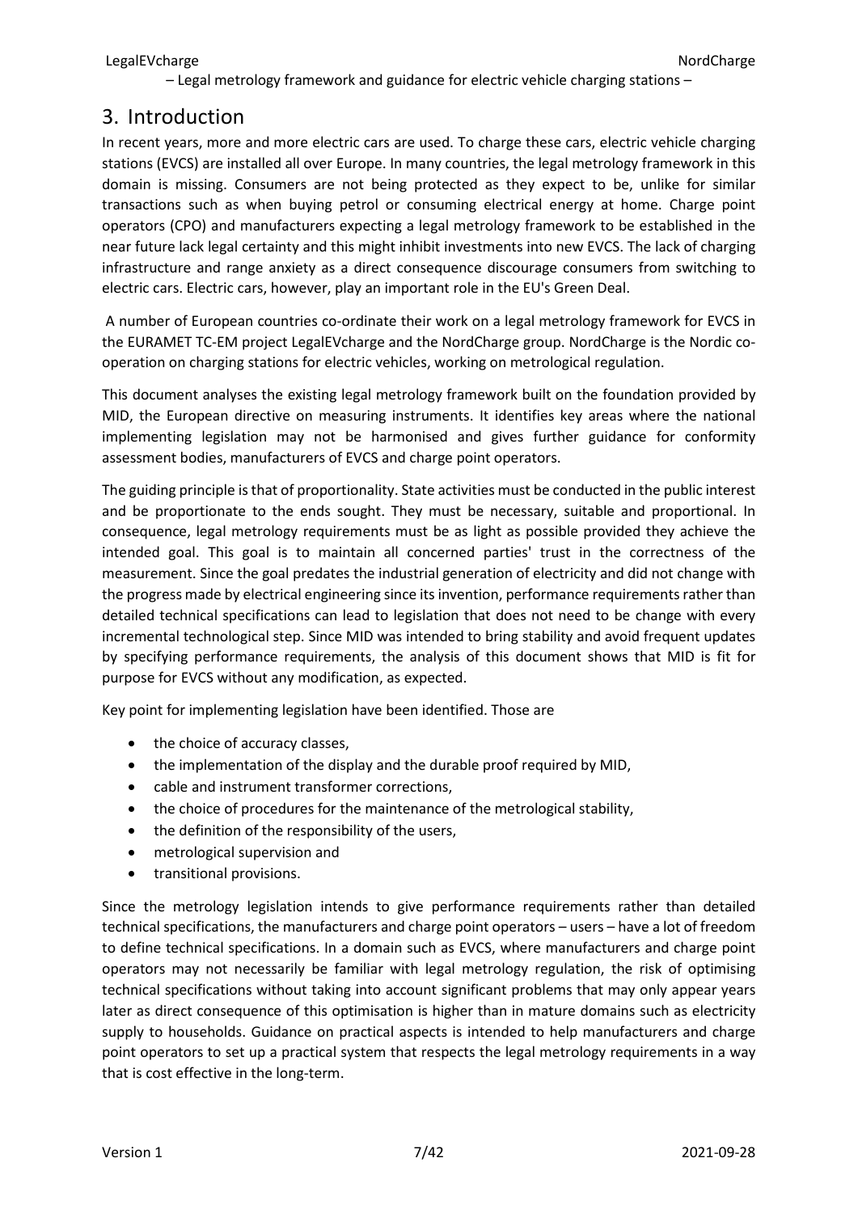# 3. Introduction

In recent years, more and more electric cars are used. To charge these cars, electric vehicle charging stations (EVCS) are installed all over Europe. In many countries, the legal metrology framework in this domain is missing. Consumers are not being protected as they expect to be, unlike for similar transactions such as when buying petrol or consuming electrical energy at home. Charge point operators (CPO) and manufacturers expecting a legal metrology framework to be established in the near future lack legal certainty and this might inhibit investments into new EVCS. The lack of charging infrastructure and range anxiety as a direct consequence discourage consumers from switching to electric cars. Electric cars, however, play an important role in the EU's Green Deal.

A number of European countries co-ordinate their work on a legal metrology framework for EVCS in the EURAMET TC-EM project LegalEVcharge and the NordCharge group. NordCharge is the Nordic co-operation on charging stations for electric vehicles, working on metrological regulation.

This document analyses the existing legal metrology framework built on the foundation provided by MID, the European directive on measuring instruments. It identifies key areas where the national implementing legislation may not be harmonised and gives further guidance for conformity assessment bodies, manufacturers of EVCS and charge point operators.

The guiding principle is that of proportionality. State activities must be conducted in the public interest and be proportionate to the ends sought. They must be necessary, suitable and proportional. In consequence, legal metrology requirements must be as light as possible provided they achieve the intended goal. This goal is to maintain all concerned parties' trust in the correctness of the measurement. Since the goal predates the industrial generation of electricity and did not change with the progress made by electrical engineering since its invention, performance requirements rather than detailed technical specifications can lead to legislation that does not need to be change with every incremental technological step. Since MID was intended to bring stability and avoid frequent updates by specifying performance requirements, the analysis of this document shows that MID is fit for purpose for EVCS without any modification, as expected.

Key point for implementing legislation have been identified. Those are

- the choice of accuracy classes,
- the implementation of the display and the durable proof required by MID,
- cable and instrument transformer corrections,
- the choice of procedures for the maintenance of the metrological stability,
- the definition of the responsibility of the users,
- metrological supervision and
- transitional provisions.

Since the metrology legislation intends to give performance requirements rather than detailed technical specifications, the manufacturers and charge point operators – users – have a lot of freedom to define technical specifications. In a domain such as EVCS, where manufacturers and charge point operators may not necessarily be familiar with legal metrology regulation, the risk of optimising technical specifications without taking into account significant problems that may only appear years later as direct consequence of this optimisation is higher than in mature domains such as electricity supply to households. Guidance on practical aspects is intended to help manufacturers and charge point operators to set up a practical system that respects the legal metrology requirements in a way that is cost effective in the long-term.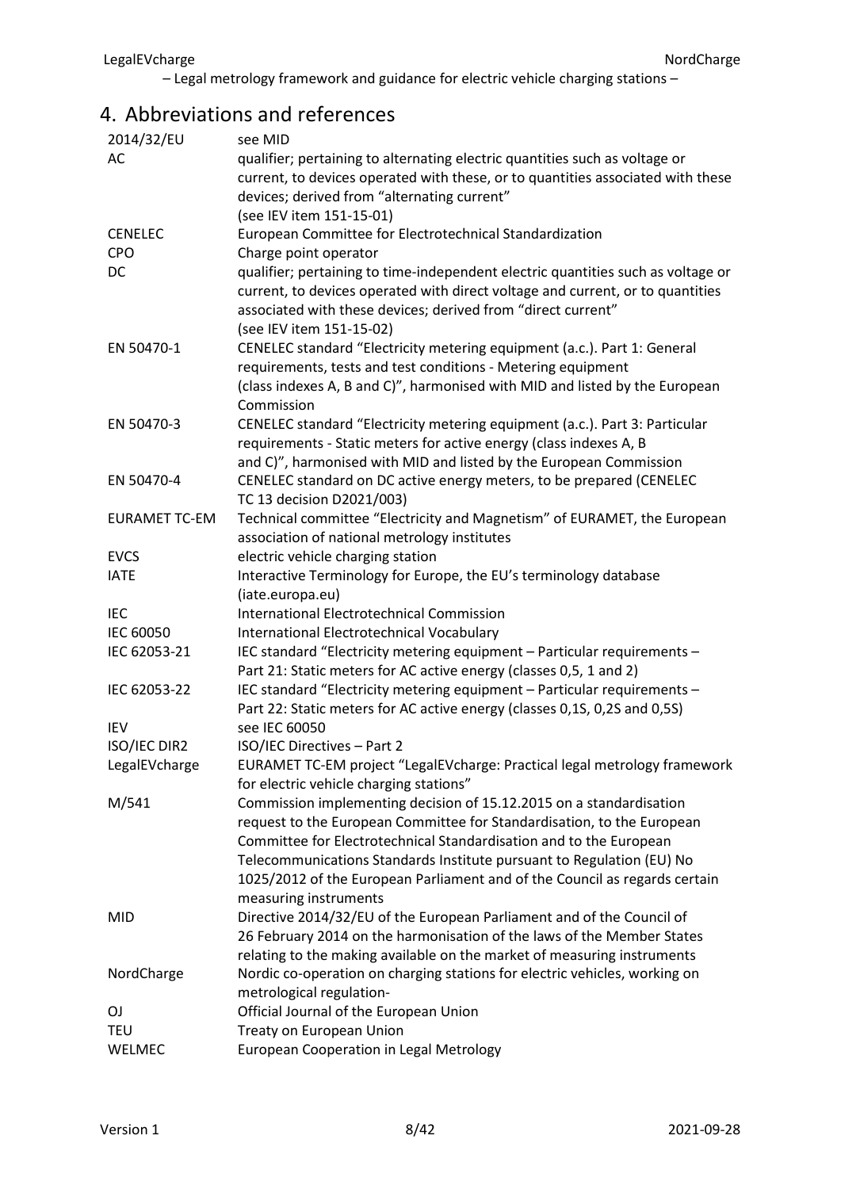# 4. Abbreviations and references

| | |
|---|---|
| 2014/32/EU | see MID |
| AC | qualifier; pertaining to alternating electric quantities such as voltage or current, to devices operated with these, or to quantities associated with these devices; derived from "alternating current" (see IEV item 151-15-01) |
| CENELEC | European Committee for Electrotechnical Standardization |
| CPO | Charge point operator |
| DC | qualifier; pertaining to time-independent electric quantities such as voltage or current, to devices operated with direct voltage and current, or to quantities associated with these devices; derived from "direct current" (see IEV item 151-15-02) |
| EN 50470-1 | CENELEC standard "Electricity metering equipment (a.c.). Part 1: General requirements, tests and test conditions - Metering equipment (class indexes A, B and C)", harmonised with MID and listed by the European Commission |
| EN 50470-3 | CENELEC standard "Electricity metering equipment (a.c.). Part 3: Particular requirements - Static meters for active energy (class indexes A, B and C)", harmonised with MID and listed by the European Commission |
| EN 50470-4 | CENELEC standard on DC active energy meters, to be prepared (CENELEC TC 13 decision D2021/003) |
| EURAMET TC-EM | Technical committee "Electricity and Magnetism" of EURAMET, the European association of national metrology institutes |
| EVCS | electric vehicle charging station |
| IATE | Interactive Terminology for Europe, the EU's terminology database (iate.europa.eu) |
| IEC | International Electrotechnical Commission |
| IEC 60050 | International Electrotechnical Vocabulary |
| IEC 62053-21 | IEC standard "Electricity metering equipment – Particular requirements – Part 21: Static meters for AC active energy (classes 0,5, 1 and 2) |
| IEC 62053-22 | IEC standard "Electricity metering equipment – Particular requirements – Part 22: Static meters for AC active energy (classes 0,1S, 0,2S and 0,5S) |
| IEV | see IEC 60050 |
| ISO/IEC DIR2 | ISO/IEC Directives – Part 2 |
| LegalEVcharge | EURAMET TC-EM project "LegalEVcharge: Practical legal metrology framework for electric vehicle charging stations" |
| M/541 | Commission implementing decision of 15.12.2015 on a standardisation request to the European Committee for Standardisation, to the European Committee for Electrotechnical Standardisation and to the European Telecommunications Standards Institute pursuant to Regulation (EU) No 1025/2012 of the European Parliament and of the Council as regards certain measuring instruments |
| MID | Directive 2014/32/EU of the European Parliament and of the Council of 26 February 2014 on the harmonisation of the laws of the Member States relating to the making available on the market of measuring instruments |
| NordCharge | Nordic co-operation on charging stations for electric vehicles, working on metrological regulation- |
| OJ | Official Journal of the European Union |
| TEU | Treaty on European Union |
| WELMEC | European Cooperation in Legal Metrology |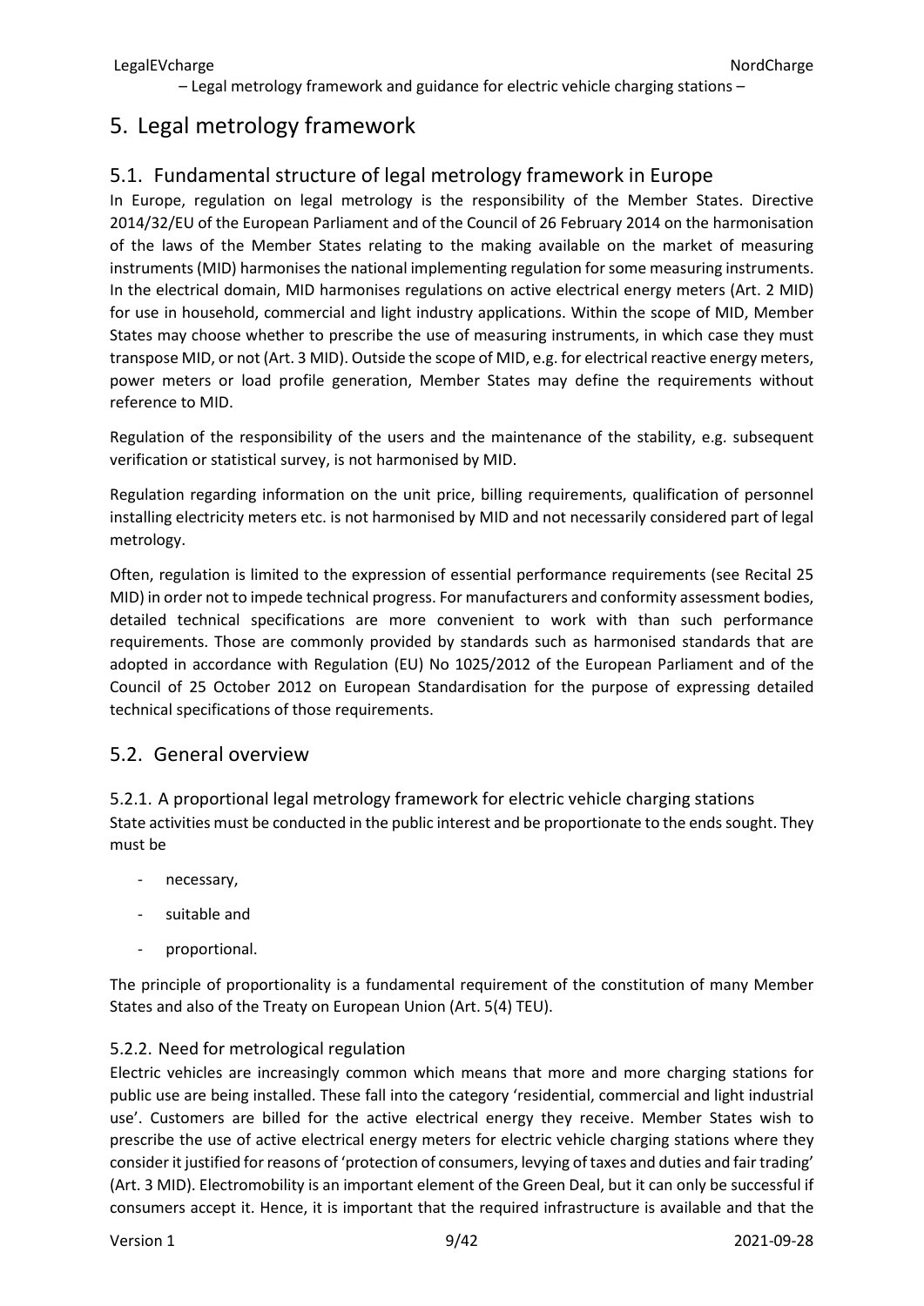# 5. Legal metrology framework

## 5.1. Fundamental structure of legal metrology framework in Europe

In Europe, regulation on legal metrology is the responsibility of the Member States. Directive 2014/32/EU of the European Parliament and of the Council of 26 February 2014 on the harmonisation of the laws of the Member States relating to the making available on the market of measuring instruments (MID) harmonises the national implementing regulation for some measuring instruments. In the electrical domain, MID harmonises regulations on active electrical energy meters (Art. 2 MID) for use in household, commercial and light industry applications. Within the scope of MID, Member States may choose whether to prescribe the use of measuring instruments, in which case they must transpose MID, or not (Art. 3 MID). Outside the scope of MID, e.g. for electrical reactive energy meters, power meters or load profile generation, Member States may define the requirements without reference to MID.

Regulation of the responsibility of the users and the maintenance of the stability, e.g. subsequent verification or statistical survey, is not harmonised by MID.

Regulation regarding information on the unit price, billing requirements, qualification of personnel installing electricity meters etc. is not harmonised by MID and not necessarily considered part of legal metrology.

Often, regulation is limited to the expression of essential performance requirements (see Recital 25 MID) in order not to impede technical progress. For manufacturers and conformity assessment bodies, detailed technical specifications are more convenient to work with than such performance requirements. Those are commonly provided by standards such as harmonised standards that are adopted in accordance with Regulation (EU) No 1025/2012 of the European Parliament and of the Council of 25 October 2012 on European Standardisation for the purpose of expressing detailed technical specifications of those requirements.

## 5.2. General overview

### 5.2.1. A proportional legal metrology framework for electric vehicle charging stations

State activities must be conducted in the public interest and be proportionate to the ends sought. They must be

- necessary,
- suitable and
- proportional.

The principle of proportionality is a fundamental requirement of the constitution of many Member States and also of the Treaty on European Union (Art. 5(4) TEU).

### 5.2.2. Need for metrological regulation

Electric vehicles are increasingly common which means that more and more charging stations for public use are being installed. These fall into the category 'residential, commercial and light industrial use'. Customers are billed for the active electrical energy they receive. Member States wish to prescribe the use of active electrical energy meters for electric vehicle charging stations where they consider it justified for reasons of 'protection of consumers, levying of taxes and duties and fair trading' (Art. 3 MID). Electromobility is an important element of the Green Deal, but it can only be successful if consumers accept it. Hence, it is important that the required infrastructure is available and that the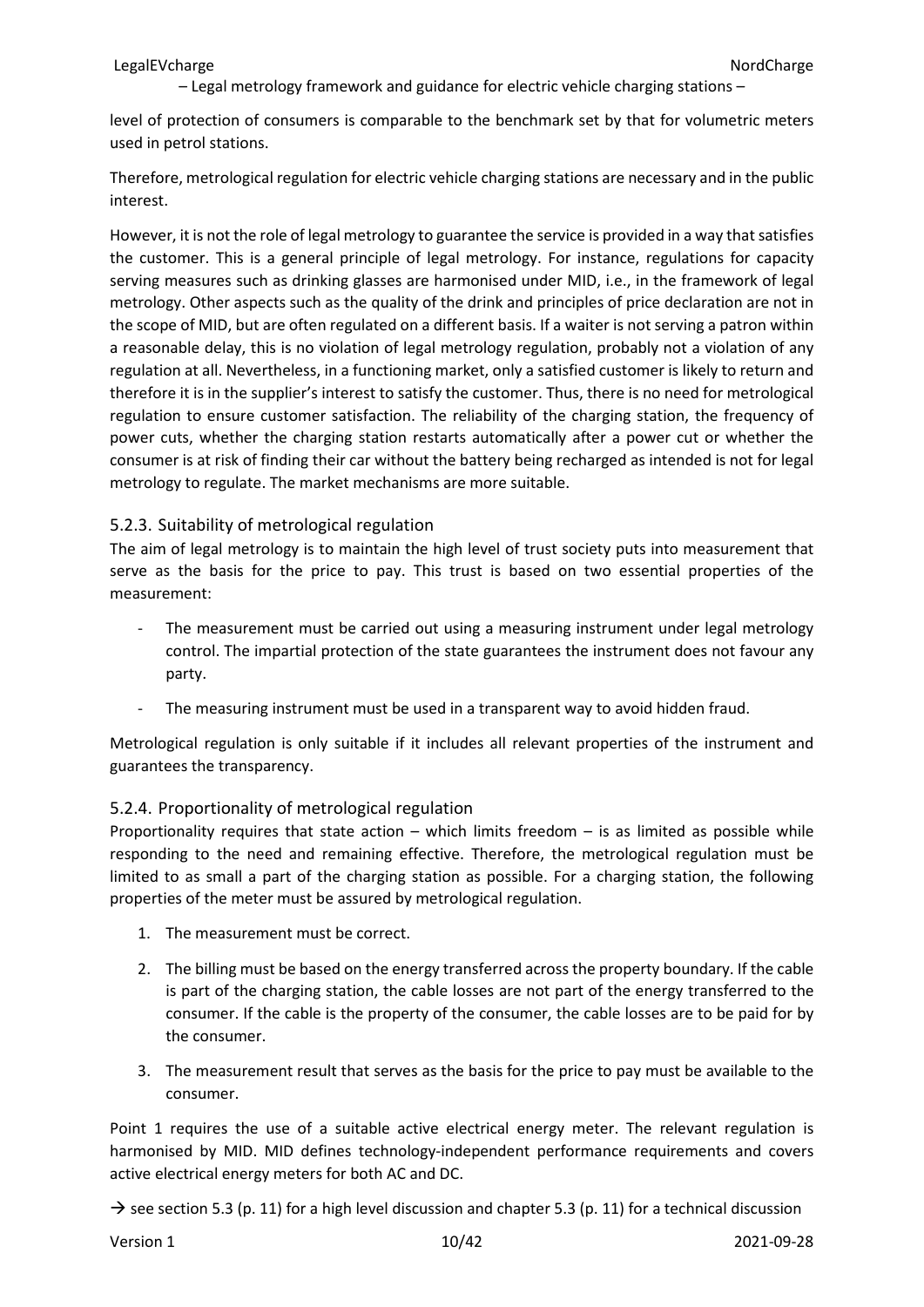level of protection of consumers is comparable to the benchmark set by that for volumetric meters used in petrol stations.

Therefore, metrological regulation for electric vehicle charging stations are necessary and in the public interest.

However, it is not the role of legal metrology to guarantee the service is provided in a way that satisfies the customer. This is a general principle of legal metrology. For instance, regulations for capacity serving measures such as drinking glasses are harmonised under MID, i.e., in the framework of legal metrology. Other aspects such as the quality of the drink and principles of price declaration are not in the scope of MID, but are often regulated on a different basis. If a waiter is not serving a patron within a reasonable delay, this is no violation of legal metrology regulation, probably not a violation of any regulation at all. Nevertheless, in a functioning market, only a satisfied customer is likely to return and therefore it is in the supplier's interest to satisfy the customer. Thus, there is no need for metrological regulation to ensure customer satisfaction. The reliability of the charging station, the frequency of power cuts, whether the charging station restarts automatically after a power cut or whether the consumer is at risk of finding their car without the battery being recharged as intended is not for legal metrology to regulate. The market mechanisms are more suitable.

### 5.2.3. Suitability of metrological regulation

The aim of legal metrology is to maintain the high level of trust society puts into measurement that serve as the basis for the price to pay. This trust is based on two essential properties of the measurement:

- The measurement must be carried out using a measuring instrument under legal metrology control. The impartial protection of the state guarantees the instrument does not favour any party.
- The measuring instrument must be used in a transparent way to avoid hidden fraud.

Metrological regulation is only suitable if it includes all relevant properties of the instrument and guarantees the transparency.

### 5.2.4. Proportionality of metrological regulation

Proportionality requires that state action – which limits freedom – is as limited as possible while responding to the need and remaining effective. Therefore, the metrological regulation must be limited to as small a part of the charging station as possible. For a charging station, the following properties of the meter must be assured by metrological regulation.

1. The measurement must be correct.
2. The billing must be based on the energy transferred across the property boundary. If the cable is part of the charging station, the cable losses are not part of the energy transferred to the consumer. If the cable is the property of the consumer, the cable losses are to be paid for by the consumer.
3. The measurement result that serves as the basis for the price to pay must be available to the consumer.

Point 1 requires the use of a suitable active electrical energy meter. The relevant regulation is harmonised by MID. MID defines technology-independent performance requirements and covers active electrical energy meters for both AC and DC.

→ see section 5.3 (p. 11) for a high level discussion and chapter 5.3 (p. 11) for a technical discussion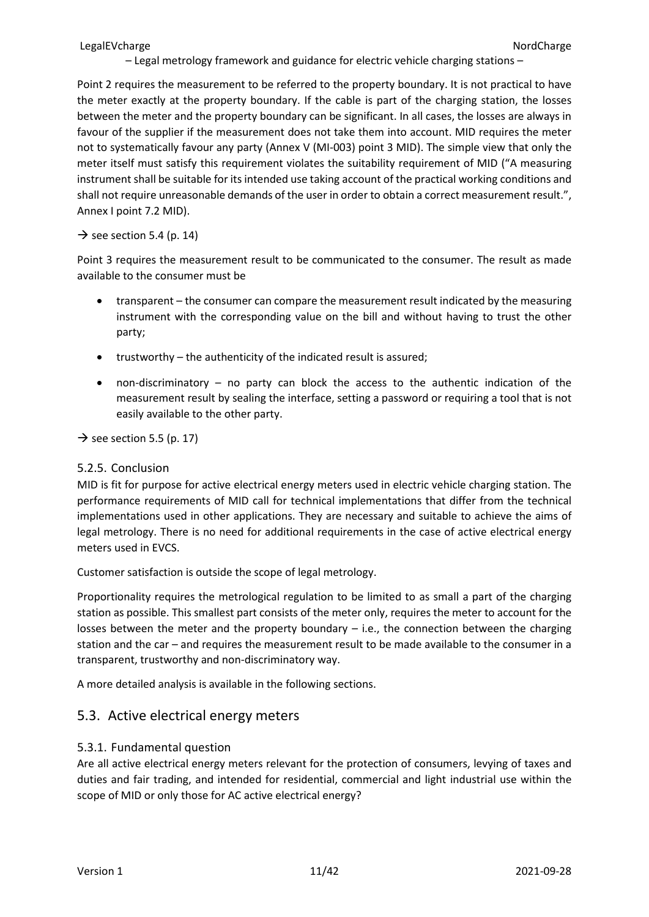Point 2 requires the measurement to be referred to the property boundary. It is not practical to have the meter exactly at the property boundary. If the cable is part of the charging station, the losses between the meter and the property boundary can be significant. In all cases, the losses are always in favour of the supplier if the measurement does not take them into account. MID requires the meter not to systematically favour any party (Annex V (MI-003) point 3 MID). The simple view that only the meter itself must satisfy this requirement violates the suitability requirement of MID ("A measuring instrument shall be suitable for its intended use taking account of the practical working conditions and shall not require unreasonable demands of the user in order to obtain a correct measurement result.", Annex I point 7.2 MID).

→ see section 5.4 (p. 14)

Point 3 requires the measurement result to be communicated to the consumer. The result as made available to the consumer must be

- transparent – the consumer can compare the measurement result indicated by the measuring instrument with the corresponding value on the bill and without having to trust the other party;
- trustworthy – the authenticity of the indicated result is assured;
- non-discriminatory – no party can block the access to the authentic indication of the measurement result by sealing the interface, setting a password or requiring a tool that is not easily available to the other party.

→ see section 5.5 (p. 17)

### 5.2.5. Conclusion

MID is fit for purpose for active electrical energy meters used in electric vehicle charging station. The performance requirements of MID call for technical implementations that differ from the technical implementations used in other applications. They are necessary and suitable to achieve the aims of legal metrology. There is no need for additional requirements in the case of active electrical energy meters used in EVCS.

Customer satisfaction is outside the scope of legal metrology.

Proportionality requires the metrological regulation to be limited to as small a part of the charging station as possible. This smallest part consists of the meter only, requires the meter to account for the losses between the meter and the property boundary – i.e., the connection between the charging station and the car – and requires the measurement result to be made available to the consumer in a transparent, trustworthy and non-discriminatory way.

A more detailed analysis is available in the following sections.

## 5.3. Active electrical energy meters

### 5.3.1. Fundamental question

Are all active electrical energy meters relevant for the protection of consumers, levying of taxes and duties and fair trading, and intended for residential, commercial and light industrial use within the scope of MID or only those for AC active electrical energy?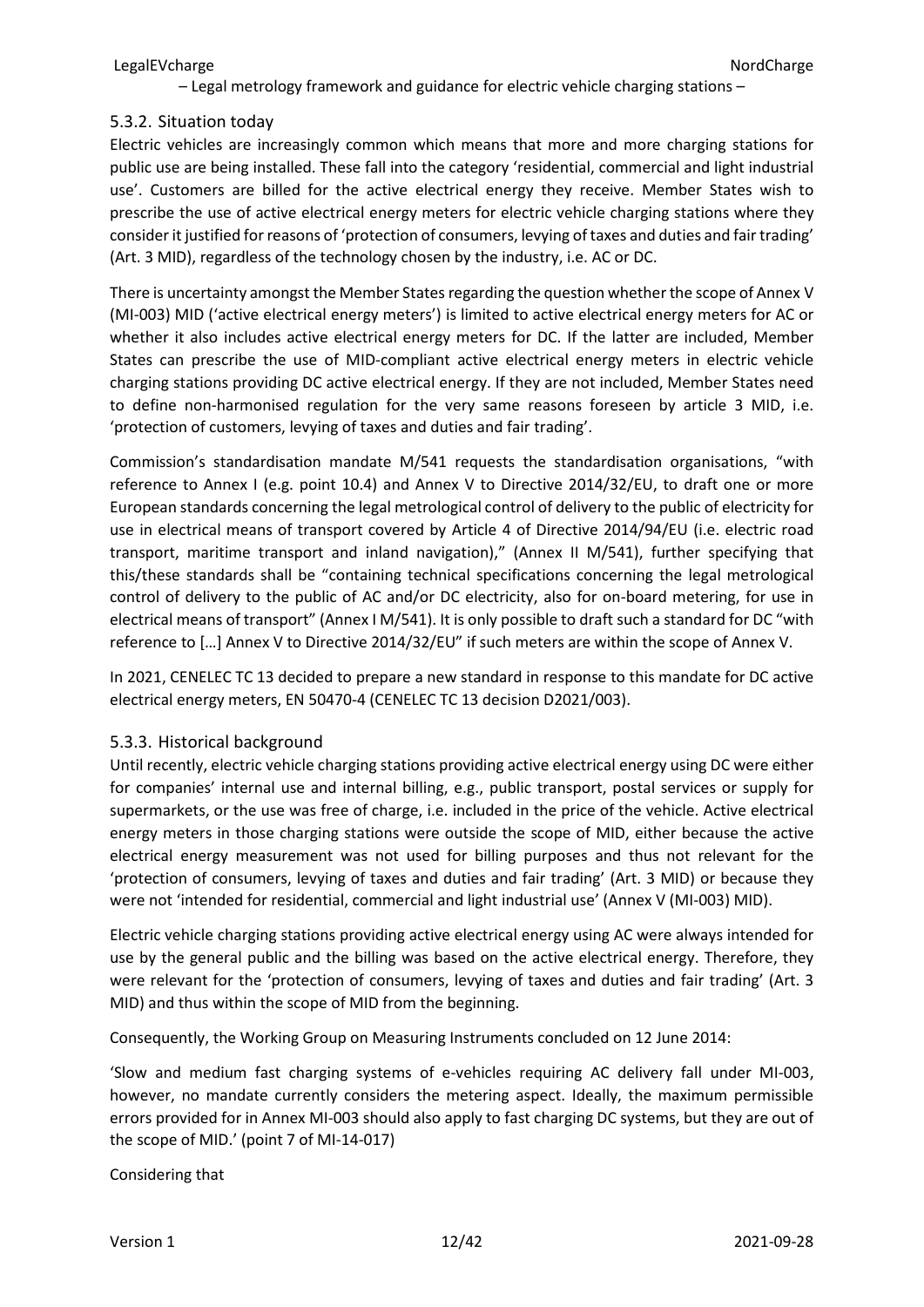### 5.3.2. Situation today

Electric vehicles are increasingly common which means that more and more charging stations for public use are being installed. These fall into the category 'residential, commercial and light industrial use'. Customers are billed for the active electrical energy they receive. Member States wish to prescribe the use of active electrical energy meters for electric vehicle charging stations where they consider it justified for reasons of 'protection of consumers, levying of taxes and duties and fair trading' (Art. 3 MID), regardless of the technology chosen by the industry, i.e. AC or DC.

There is uncertainty amongst the Member States regarding the question whether the scope of Annex V (MI-003) MID ('active electrical energy meters') is limited to active electrical energy meters for AC or whether it also includes active electrical energy meters for DC. If the latter are included, Member States can prescribe the use of MID-compliant active electrical energy meters in electric vehicle charging stations providing DC active electrical energy. If they are not included, Member States need to define non-harmonised regulation for the very same reasons foreseen by article 3 MID, i.e. 'protection of customers, levying of taxes and duties and fair trading'.

Commission's standardisation mandate M/541 requests the standardisation organisations, "with reference to Annex I (e.g. point 10.4) and Annex V to Directive 2014/32/EU, to draft one or more European standards concerning the legal metrological control of delivery to the public of electricity for use in electrical means of transport covered by Article 4 of Directive 2014/94/EU (i.e. electric road transport, maritime transport and inland navigation)," (Annex II M/541), further specifying that this/these standards shall be "containing technical specifications concerning the legal metrological control of delivery to the public of AC and/or DC electricity, also for on-board metering, for use in electrical means of transport" (Annex I M/541). It is only possible to draft such a standard for DC "with reference to […] Annex V to Directive 2014/32/EU" if such meters are within the scope of Annex V.

In 2021, CENELEC TC 13 decided to prepare a new standard in response to this mandate for DC active electrical energy meters, EN 50470-4 (CENELEC TC 13 decision D2021/003).

### 5.3.3. Historical background

Until recently, electric vehicle charging stations providing active electrical energy using DC were either for companies' internal use and internal billing, e.g., public transport, postal services or supply for supermarkets, or the use was free of charge, i.e. included in the price of the vehicle. Active electrical energy meters in those charging stations were outside the scope of MID, either because the active electrical energy measurement was not used for billing purposes and thus not relevant for the 'protection of consumers, levying of taxes and duties and fair trading' (Art. 3 MID) or because they were not 'intended for residential, commercial and light industrial use' (Annex V (MI-003) MID).

Electric vehicle charging stations providing active electrical energy using AC were always intended for use by the general public and the billing was based on the active electrical energy. Therefore, they were relevant for the 'protection of consumers, levying of taxes and duties and fair trading' (Art. 3 MID) and thus within the scope of MID from the beginning.

Consequently, the Working Group on Measuring Instruments concluded on 12 June 2014:

'Slow and medium fast charging systems of e-vehicles requiring AC delivery fall under MI-003, however, no mandate currently considers the metering aspect. Ideally, the maximum permissible errors provided for in Annex MI-003 should also apply to fast charging DC systems, but they are out of the scope of MID.' (point 7 of MI-14-017)

Considering that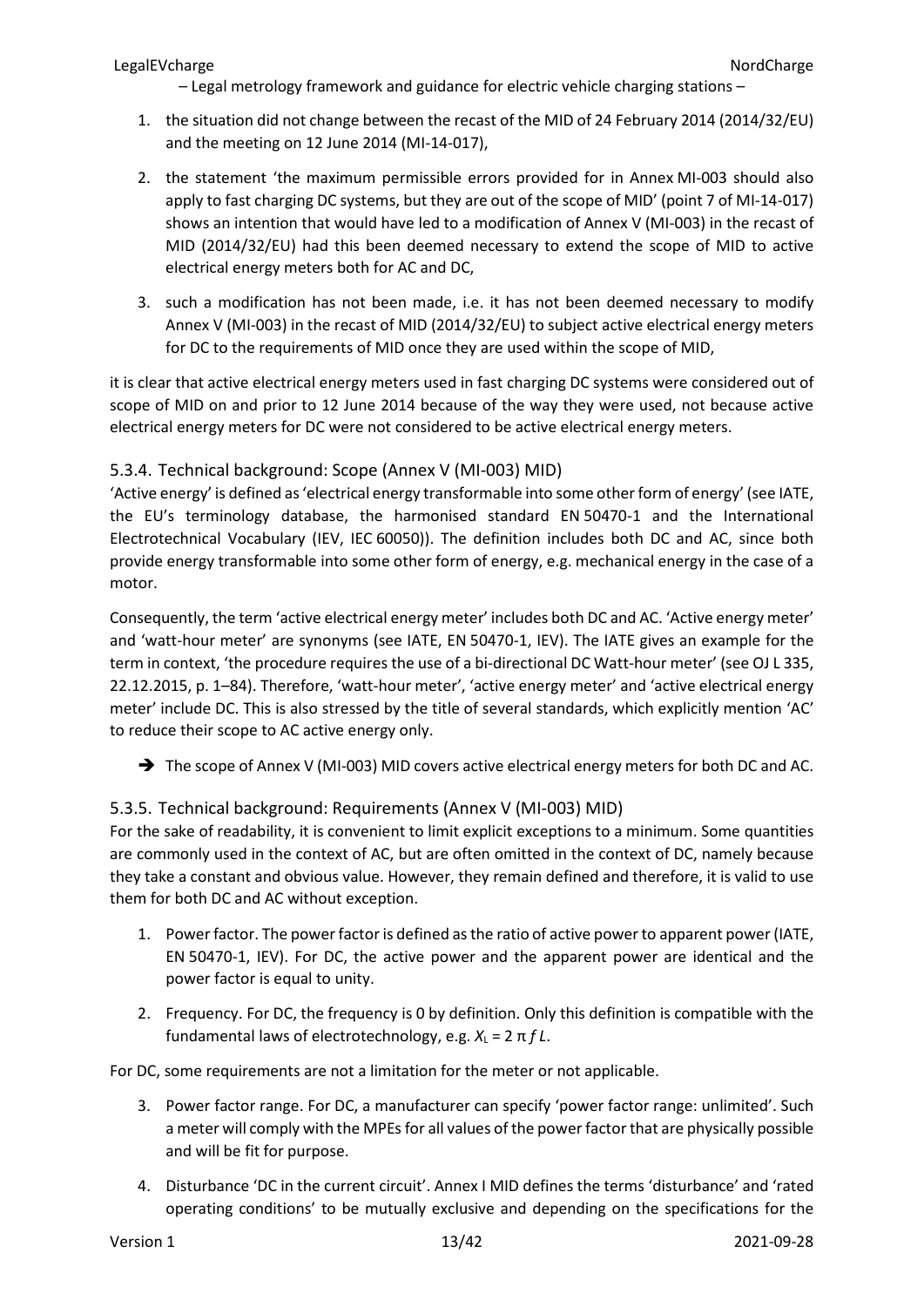1. the situation did not change between the recast of the MID of 24 February 2014 (2014/32/EU) and the meeting on 12 June 2014 (MI-14-017),
2. the statement 'the maximum permissible errors provided for in Annex MI-003 should also apply to fast charging DC systems, but they are out of the scope of MID' (point 7 of MI-14-017) shows an intention that would have led to a modification of Annex V (MI-003) in the recast of MID (2014/32/EU) had this been deemed necessary to extend the scope of MID to active electrical energy meters both for AC and DC,
3. such a modification has not been made, i.e. it has not been deemed necessary to modify Annex V (MI-003) in the recast of MID (2014/32/EU) to subject active electrical energy meters for DC to the requirements of MID once they are used within the scope of MID,

it is clear that active electrical energy meters used in fast charging DC systems were considered out of scope of MID on and prior to 12 June 2014 because of the way they were used, not because active electrical energy meters for DC were not considered to be active electrical energy meters.

### 5.3.4. Technical background: Scope (Annex V (MI-003) MID)

'Active energy' is defined as 'electrical energy transformable into some other form of energy' (see IATE, the EU's terminology database, the harmonised standard EN 50470-1 and the International Electrotechnical Vocabulary (IEV, IEC 60050)). The definition includes both DC and AC, since both provide energy transformable into some other form of energy, e.g. mechanical energy in the case of a motor.

Consequently, the term 'active electrical energy meter' includes both DC and AC. 'Active energy meter' and 'watt-hour meter' are synonyms (see IATE, EN 50470-1, IEV). The IATE gives an example for the term in context, 'the procedure requires the use of a bi-directional DC Watt-hour meter' (see OJ L 335, 22.12.2015, p. 1–84). Therefore, 'watt-hour meter', 'active energy meter' and 'active electrical energy meter' include DC. This is also stressed by the title of several standards, which explicitly mention 'AC' to reduce their scope to AC active energy only.

➔ The scope of Annex V (MI-003) MID covers active electrical energy meters for both DC and AC.

### 5.3.5. Technical background: Requirements (Annex V (MI-003) MID)

For the sake of readability, it is convenient to limit explicit exceptions to a minimum. Some quantities are commonly used in the context of AC, but are often omitted in the context of DC, namely because they take a constant and obvious value. However, they remain defined and therefore, it is valid to use them for both DC and AC without exception.

1. Power factor. The power factor is defined as the ratio of active power to apparent power (IATE, EN 50470-1, IEV). For DC, the active power and the apparent power are identical and the power factor is equal to unity.
2. Frequency. For DC, the frequency is 0 by definition. Only this definition is compatible with the fundamental laws of electrotechnology, e.g. $X_L = 2 \pi f L$.

For DC, some requirements are not a limitation for the meter or not applicable.

3. Power factor range. For DC, a manufacturer can specify 'power factor range: unlimited'. Such a meter will comply with the MPEs for all values of the power factor that are physically possible and will be fit for purpose.
4. Disturbance 'DC in the current circuit'. Annex I MID defines the terms 'disturbance' and 'rated operating conditions' to be mutually exclusive and depending on the specifications for the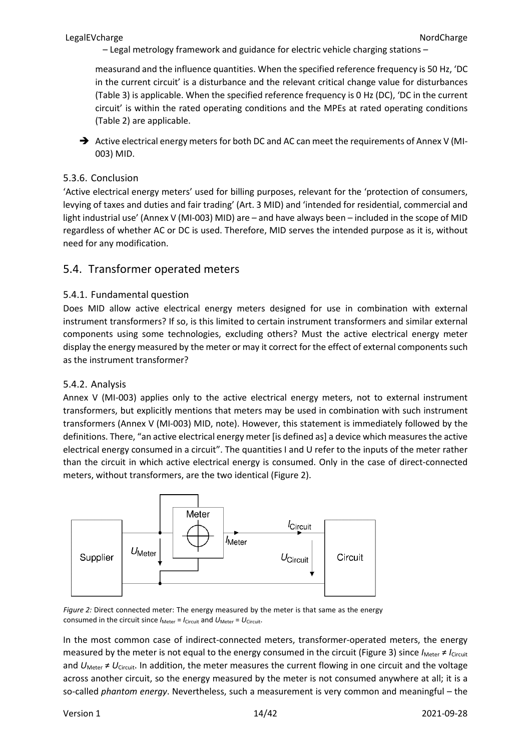measurand and the influence quantities. When the specified reference frequency is 50 Hz, 'DC in the current circuit' is a disturbance and the relevant critical change value for disturbances (Table 3) is applicable. When the specified reference frequency is 0 Hz (DC), 'DC in the current circuit' is within the rated operating conditions and the MPEs at rated operating conditions (Table 2) are applicable.

➔ Active electrical energy meters for both DC and AC can meet the requirements of Annex V (MI-003) MID.

### 5.3.6. Conclusion

'Active electrical energy meters' used for billing purposes, relevant for the 'protection of consumers, levying of taxes and duties and fair trading' (Art. 3 MID) and 'intended for residential, commercial and light industrial use' (Annex V (MI-003) MID) are – and have always been – included in the scope of MID regardless of whether AC or DC is used. Therefore, MID serves the intended purpose as it is, without need for any modification.

## 5.4. Transformer operated meters

### 5.4.1. Fundamental question

Does MID allow active electrical energy meters designed for use in combination with external instrument transformers? If so, is this limited to certain instrument transformers and similar external components using some technologies, excluding others? Must the active electrical energy meter display the energy measured by the meter or may it correct for the effect of external components such as the instrument transformer?

### 5.4.2. Analysis

Annex V (MI-003) applies only to the active electrical energy meters, not to external instrument transformers, but explicitly mentions that meters may be used in combination with such instrument transformers (Annex V (MI-003) MID, note). However, this statement is immediately followed by the definitions. There, "an active electrical energy meter [is defined as] a device which measures the active electrical energy consumed in a circuit". The quantities I and U refer to the inputs of the meter rather than the circuit in which active electrical energy is consumed. Only in the case of direct-connected meters, without transformers, are the two identical (Figure 2).

*Figure 2:* Direct connected meter: The energy measured by the meter is that same as the energy consumed in the circuit since $I_{\text{Meter}} = I_{\text{Circuit}}$ and $U_{\text{Meter}} = U_{\text{Circuit}}$.

In the most common case of indirect-connected meters, transformer-operated meters, the energy measured by the meter is not equal to the energy consumed in the circuit (Figure 3) since $I_{\text{Meter}} \neq I_{\text{Circuit}}$ and $U_{\text{Meter}} \neq U_{\text{Circuit}}$. In addition, the meter measures the current flowing in one circuit and the voltage across another circuit, so the energy measured by the meter is not consumed anywhere at all; it is a so-called *phantom energy*. Nevertheless, such a measurement is very common and meaningful – the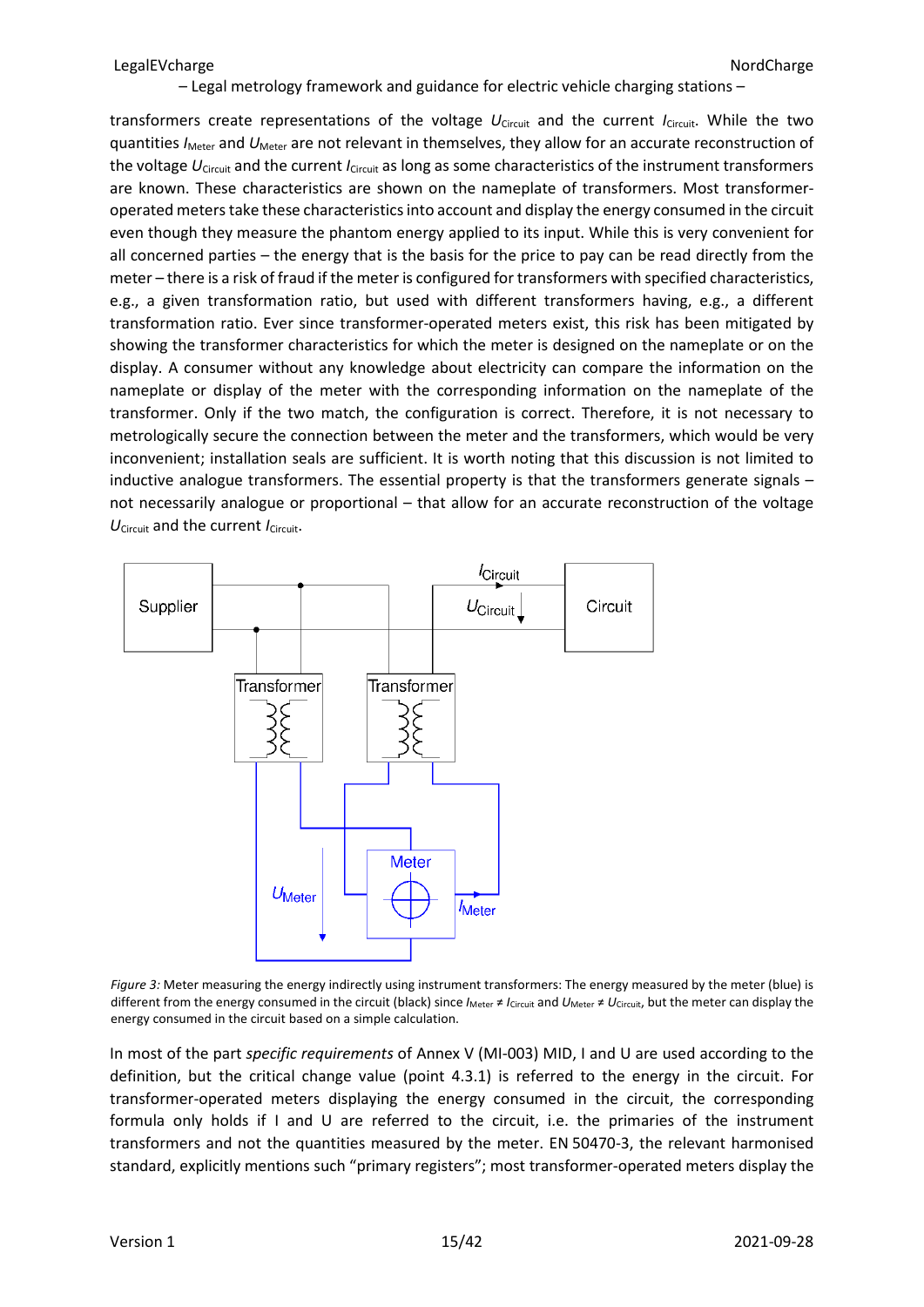transformers create representations of the voltage $U_{Circuit}$ and the current $I_{Circuit}$. While the two quantities $I_{Meter}$ and $U_{Meter}$ are not relevant in themselves, they allow for an accurate reconstruction of the voltage $U_{Circuit}$ and the current $I_{Circuit}$ as long as some characteristics of the instrument transformers are known. These characteristics are shown on the nameplate of transformers. Most transformer-operated meters take these characteristics into account and display the energy consumed in the circuit even though they measure the phantom energy applied to its input. While this is very convenient for all concerned parties – the energy that is the basis for the price to pay can be read directly from the meter – there is a risk of fraud if the meter is configured for transformers with specified characteristics, e.g., a given transformation ratio, but used with different transformers having, e.g., a different transformation ratio. Ever since transformer-operated meters exist, this risk has been mitigated by showing the transformer characteristics for which the meter is designed on the nameplate or on the display. A consumer without any knowledge about electricity can compare the information on the nameplate or display of the meter with the corresponding information on the nameplate of the transformer. Only if the two match, the configuration is correct. Therefore, it is not necessary to metrologically secure the connection between the meter and the transformers, which would be very inconvenient; installation seals are sufficient. It is worth noting that this discussion is not limited to inductive analogue transformers. The essential property is that the transformers generate signals – not necessarily analogue or proportional – that allow for an accurate reconstruction of the voltage $U_{Circuit}$ and the current $I_{Circuit}$.

*Figure 3:* Meter measuring the energy indirectly using instrument transformers: The energy measured by the meter (blue) is different from the energy consumed in the circuit (black) since $I_{Meter} \neq I_{Circuit}$ and $U_{Meter} \neq U_{Circuit}$, but the meter can display the energy consumed in the circuit based on a simple calculation.

In most of the part *specific requirements* of Annex V (MI-003) MID, I and U are used according to the definition, but the critical change value (point 4.3.1) is referred to the energy in the circuit. For transformer-operated meters displaying the energy consumed in the circuit, the corresponding formula only holds if I and U are referred to the circuit, i.e. the primaries of the instrument transformers and not the quantities measured by the meter. EN 50470-3, the relevant harmonised standard, explicitly mentions such "primary registers"; most transformer-operated meters display the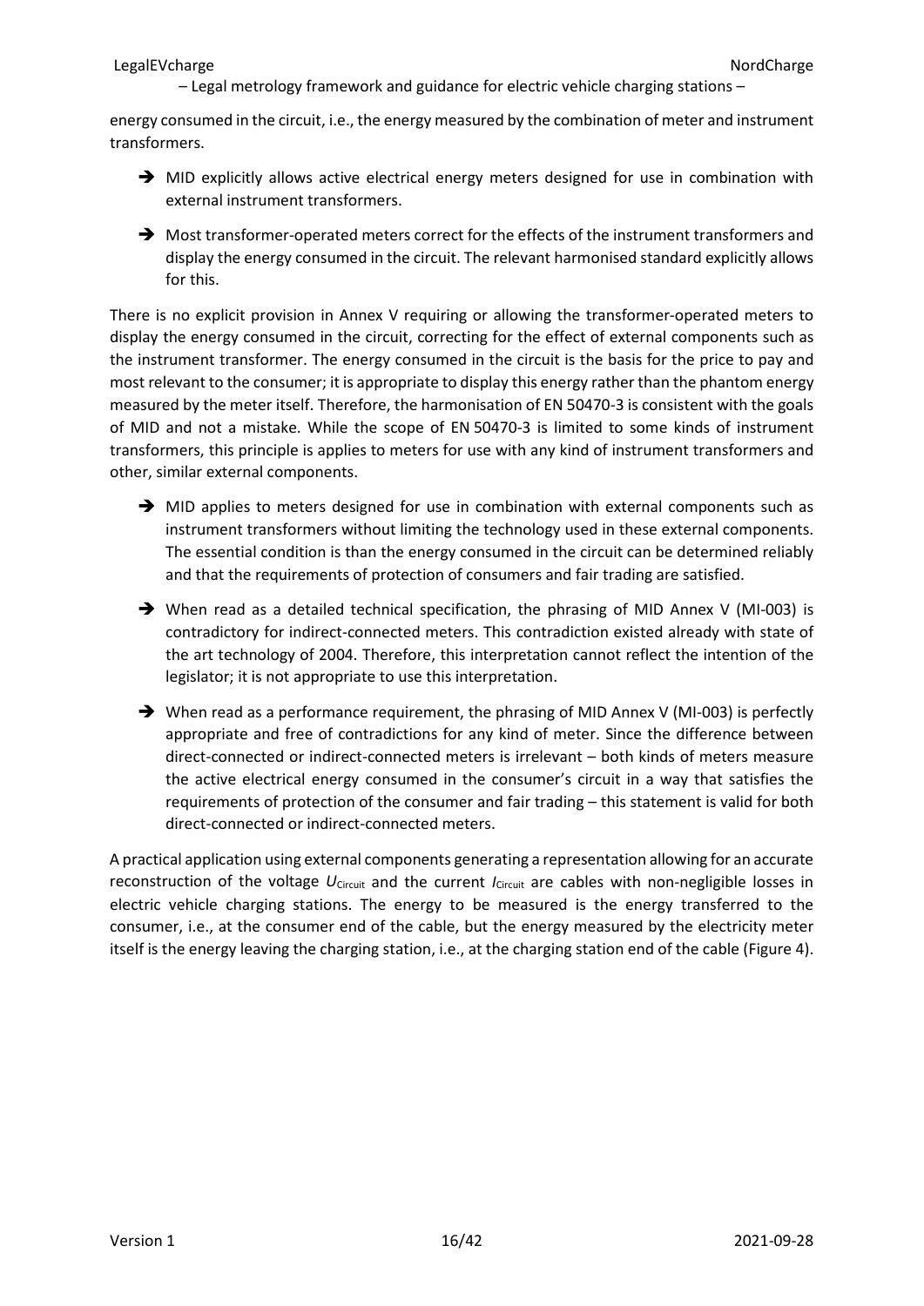energy consumed in the circuit, i.e., the energy measured by the combination of meter and instrument transformers.

- ➔ MID explicitly allows active electrical energy meters designed for use in combination with external instrument transformers.
- ➔ Most transformer-operated meters correct for the effects of the instrument transformers and display the energy consumed in the circuit. The relevant harmonised standard explicitly allows for this.

There is no explicit provision in Annex V requiring or allowing the transformer-operated meters to display the energy consumed in the circuit, correcting for the effect of external components such as the instrument transformer. The energy consumed in the circuit is the basis for the price to pay and most relevant to the consumer; it is appropriate to display this energy rather than the phantom energy measured by the meter itself. Therefore, the harmonisation of EN 50470-3 is consistent with the goals of MID and not a mistake. While the scope of EN 50470-3 is limited to some kinds of instrument transformers, this principle is applies to meters for use with any kind of instrument transformers and other, similar external components.

- ➔ MID applies to meters designed for use in combination with external components such as instrument transformers without limiting the technology used in these external components. The essential condition is than the energy consumed in the circuit can be determined reliably and that the requirements of protection of consumers and fair trading are satisfied.
- ➔ When read as a detailed technical specification, the phrasing of MID Annex V (MI-003) is contradictory for indirect-connected meters. This contradiction existed already with state of the art technology of 2004. Therefore, this interpretation cannot reflect the intention of the legislator; it is not appropriate to use this interpretation.
- ➔ When read as a performance requirement, the phrasing of MID Annex V (MI-003) is perfectly appropriate and free of contradictions for any kind of meter. Since the difference between direct-connected or indirect-connected meters is irrelevant – both kinds of meters measure the active electrical energy consumed in the consumer's circuit in a way that satisfies the requirements of protection of the consumer and fair trading – this statement is valid for both direct-connected or indirect-connected meters.

A practical application using external components generating a representation allowing for an accurate reconstruction of the voltage $U_{\text{Circuit}}$ and the current $I_{\text{Circuit}}$ are cables with non-negligible losses in electric vehicle charging stations. The energy to be measured is the energy transferred to the consumer, i.e., at the consumer end of the cable, but the energy measured by the electricity meter itself is the energy leaving the charging station, i.e., at the charging station end of the cable (Figure 4).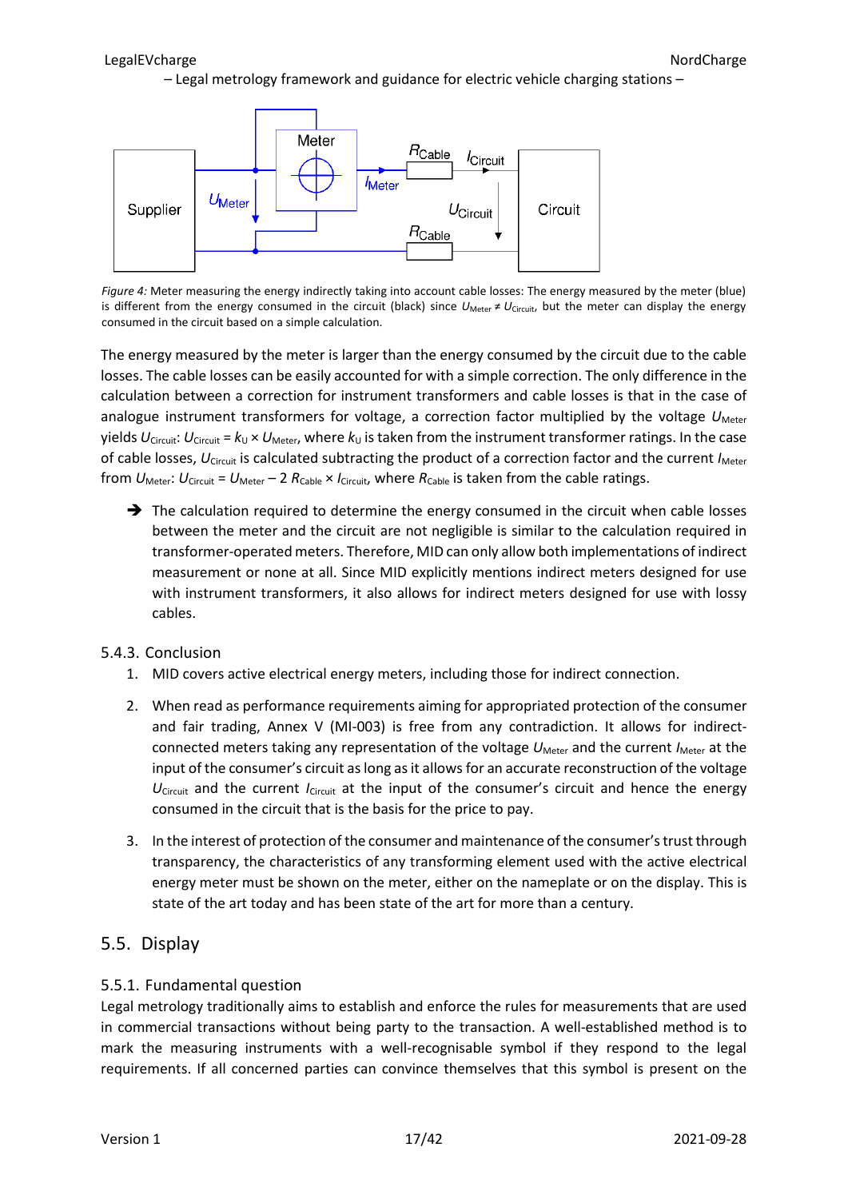*Figure 4:* Meter measuring the energy indirectly taking into account cable losses: The energy measured by the meter (blue) is different from the energy consumed in the circuit (black) since $U_{Meter} \neq U_{Circuit}$, but the meter can display the energy consumed in the circuit based on a simple calculation.

The energy measured by the meter is larger than the energy consumed by the circuit due to the cable losses. The cable losses can be easily accounted for with a simple correction. The only difference in the calculation between a correction for instrument transformers and cable losses is that in the case of analogue instrument transformers for voltage, a correction factor multiplied by the voltage $U_{Meter}$ yields $U_{Circuit}$: $U_{Circuit} = k_U \times U_{Meter}$, where $k_U$ is taken from the instrument transformer ratings. In the case of cable losses, $U_{Circuit}$ is calculated subtracting the product of a correction factor and the current $I_{Meter}$ from $U_{Meter}$: $U_{Circuit} = U_{Meter} - 2\,R_{Cable} \times I_{Circuit}$, where $R_{Cable}$ is taken from the cable ratings.

➔ The calculation required to determine the energy consumed in the circuit when cable losses between the meter and the circuit are not negligible is similar to the calculation required in transformer-operated meters. Therefore, MID can only allow both implementations of indirect measurement or none at all. Since MID explicitly mentions indirect meters designed for use with instrument transformers, it also allows for indirect meters designed for use with lossy cables.

### 5.4.3. Conclusion

1. MID covers active electrical energy meters, including those for indirect connection.
2. When read as performance requirements aiming for appropriated protection of the consumer and fair trading, Annex V (MI-003) is free from any contradiction. It allows for indirect-connected meters taking any representation of the voltage $U_{Meter}$ and the current $I_{Meter}$ at the input of the consumer's circuit as long as it allows for an accurate reconstruction of the voltage $U_{Circuit}$ and the current $I_{Circuit}$ at the input of the consumer's circuit and hence the energy consumed in the circuit that is the basis for the price to pay.
3. In the interest of protection of the consumer and maintenance of the consumer's trust through transparency, the characteristics of any transforming element used with the active electrical energy meter must be shown on the meter, either on the nameplate or on the display. This is state of the art today and has been state of the art for more than a century.

## 5.5. Display

### 5.5.1. Fundamental question

Legal metrology traditionally aims to establish and enforce the rules for measurements that are used in commercial transactions without being party to the transaction. A well-established method is to mark the measuring instruments with a well-recognisable symbol if they respond to the legal requirements. If all concerned parties can convince themselves that this symbol is present on the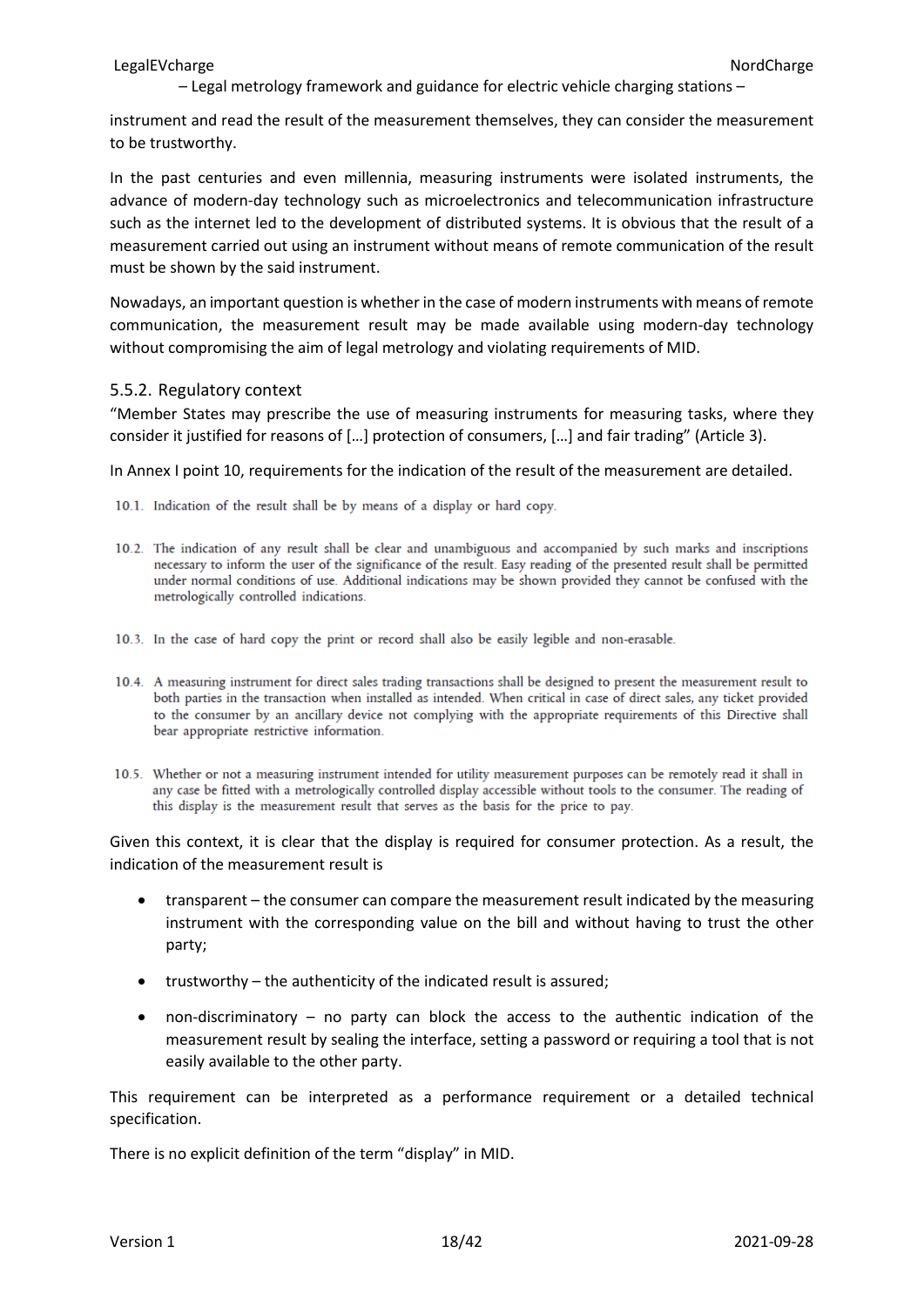instrument and read the result of the measurement themselves, they can consider the measurement to be trustworthy.

In the past centuries and even millennia, measuring instruments were isolated instruments, the advance of modern-day technology such as microelectronics and telecommunication infrastructure such as the internet led to the development of distributed systems. It is obvious that the result of a measurement carried out using an instrument without means of remote communication of the result must be shown by the said instrument.

Nowadays, an important question is whether in the case of modern instruments with means of remote communication, the measurement result may be made available using modern-day technology without compromising the aim of legal metrology and violating requirements of MID.

### 5.5.2. Regulatory context

"Member States may prescribe the use of measuring instruments for measuring tasks, where they consider it justified for reasons of […] protection of consumers, […] and fair trading" (Article 3).

In Annex I point 10, requirements for the indication of the result of the measurement are detailed.

10.1. Indication of the result shall be by means of a display or hard copy.

10.2. The indication of any result shall be clear and unambiguous and accompanied by such marks and inscriptions necessary to inform the user of the significance of the result. Easy reading of the presented result shall be permitted under normal conditions of use. Additional indications may be shown provided they cannot be confused with the metrologically controlled indications.

10.3. In the case of hard copy the print or record shall also be easily legible and non-erasable.

10.4. A measuring instrument for direct sales trading transactions shall be designed to present the measurement result to both parties in the transaction when installed as intended. When critical in case of direct sales, any ticket provided to the consumer by an ancillary device not complying with the appropriate requirements of this Directive shall bear appropriate restrictive information.

10.5. Whether or not a measuring instrument intended for utility measurement purposes can be remotely read it shall in any case be fitted with a metrologically controlled display accessible without tools to the consumer. The reading of this display is the measurement result that serves as the basis for the price to pay.

Given this context, it is clear that the display is required for consumer protection. As a result, the indication of the measurement result is

- transparent – the consumer can compare the measurement result indicated by the measuring instrument with the corresponding value on the bill and without having to trust the other party;
- trustworthy – the authenticity of the indicated result is assured;
- non-discriminatory – no party can block the access to the authentic indication of the measurement result by sealing the interface, setting a password or requiring a tool that is not easily available to the other party.

This requirement can be interpreted as a performance requirement or a detailed technical specification.

There is no explicit definition of the term "display" in MID.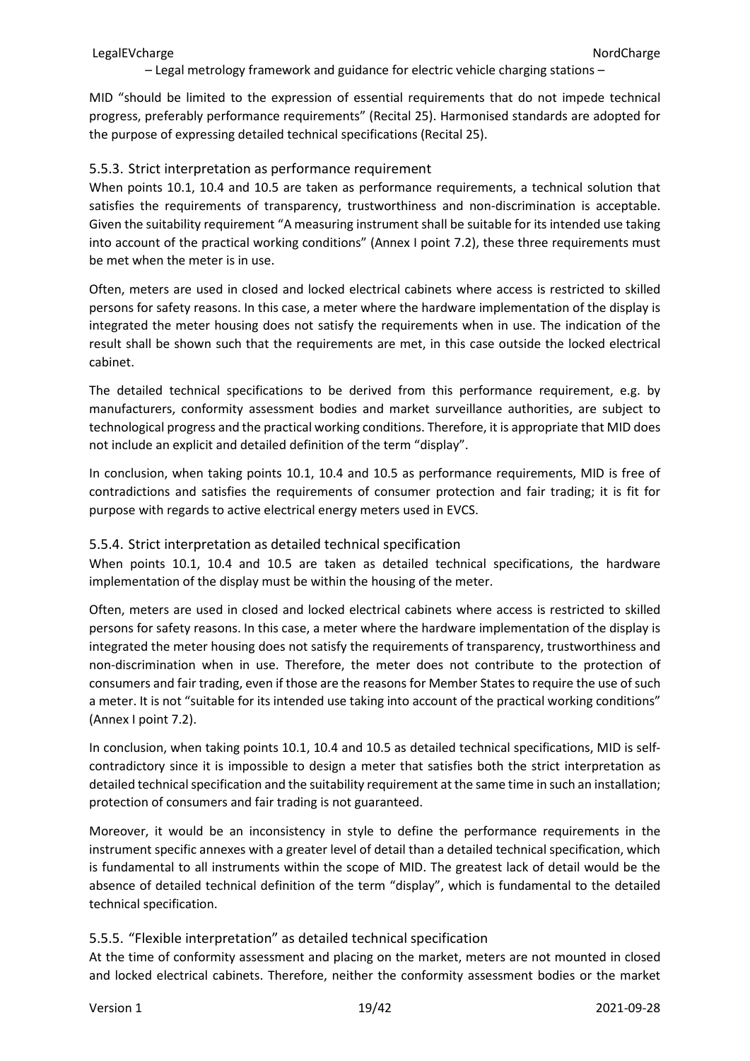MID "should be limited to the expression of essential requirements that do not impede technical progress, preferably performance requirements" (Recital 25). Harmonised standards are adopted for the purpose of expressing detailed technical specifications (Recital 25).

### 5.5.3. Strict interpretation as performance requirement

When points 10.1, 10.4 and 10.5 are taken as performance requirements, a technical solution that satisfies the requirements of transparency, trustworthiness and non-discrimination is acceptable. Given the suitability requirement "A measuring instrument shall be suitable for its intended use taking into account of the practical working conditions" (Annex I point 7.2), these three requirements must be met when the meter is in use.

Often, meters are used in closed and locked electrical cabinets where access is restricted to skilled persons for safety reasons. In this case, a meter where the hardware implementation of the display is integrated the meter housing does not satisfy the requirements when in use. The indication of the result shall be shown such that the requirements are met, in this case outside the locked electrical cabinet.

The detailed technical specifications to be derived from this performance requirement, e.g. by manufacturers, conformity assessment bodies and market surveillance authorities, are subject to technological progress and the practical working conditions. Therefore, it is appropriate that MID does not include an explicit and detailed definition of the term "display".

In conclusion, when taking points 10.1, 10.4 and 10.5 as performance requirements, MID is free of contradictions and satisfies the requirements of consumer protection and fair trading; it is fit for purpose with regards to active electrical energy meters used in EVCS.

### 5.5.4. Strict interpretation as detailed technical specification

When points 10.1, 10.4 and 10.5 are taken as detailed technical specifications, the hardware implementation of the display must be within the housing of the meter.

Often, meters are used in closed and locked electrical cabinets where access is restricted to skilled persons for safety reasons. In this case, a meter where the hardware implementation of the display is integrated the meter housing does not satisfy the requirements of transparency, trustworthiness and non-discrimination when in use. Therefore, the meter does not contribute to the protection of consumers and fair trading, even if those are the reasons for Member States to require the use of such a meter. It is not "suitable for its intended use taking into account of the practical working conditions" (Annex I point 7.2).

In conclusion, when taking points 10.1, 10.4 and 10.5 as detailed technical specifications, MID is self-contradictory since it is impossible to design a meter that satisfies both the strict interpretation as detailed technical specification and the suitability requirement at the same time in such an installation; protection of consumers and fair trading is not guaranteed.

Moreover, it would be an inconsistency in style to define the performance requirements in the instrument specific annexes with a greater level of detail than a detailed technical specification, which is fundamental to all instruments within the scope of MID. The greatest lack of detail would be the absence of detailed technical definition of the term "display", which is fundamental to the detailed technical specification.

### 5.5.5. "Flexible interpretation" as detailed technical specification

At the time of conformity assessment and placing on the market, meters are not mounted in closed and locked electrical cabinets. Therefore, neither the conformity assessment bodies or the market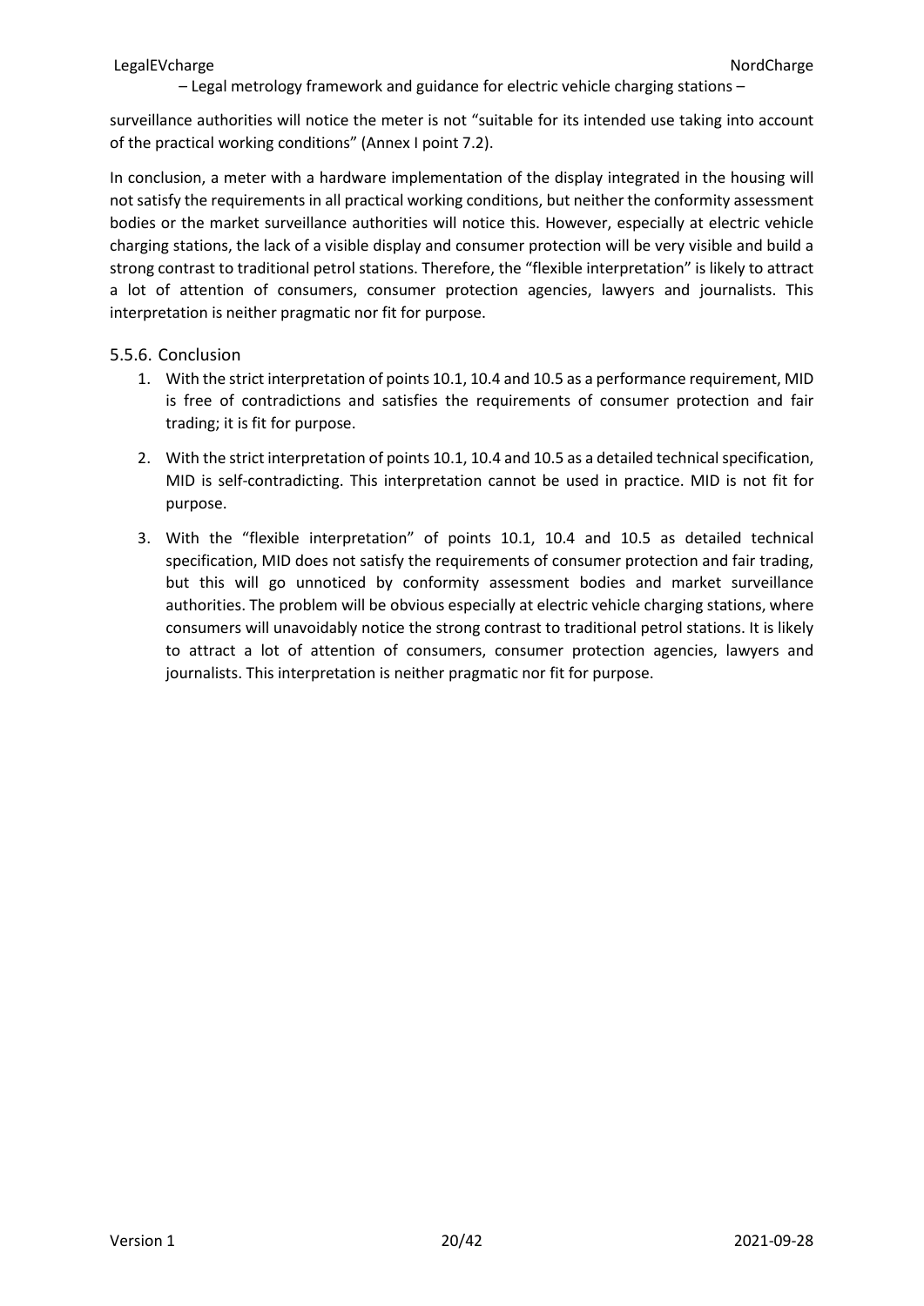surveillance authorities will notice the meter is not "suitable for its intended use taking into account of the practical working conditions" (Annex I point 7.2).

In conclusion, a meter with a hardware implementation of the display integrated in the housing will not satisfy the requirements in all practical working conditions, but neither the conformity assessment bodies or the market surveillance authorities will notice this. However, especially at electric vehicle charging stations, the lack of a visible display and consumer protection will be very visible and build a strong contrast to traditional petrol stations. Therefore, the "flexible interpretation" is likely to attract a lot of attention of consumers, consumer protection agencies, lawyers and journalists. This interpretation is neither pragmatic nor fit for purpose.

### 5.5.6. Conclusion

1. With the strict interpretation of points 10.1, 10.4 and 10.5 as a performance requirement, MID is free of contradictions and satisfies the requirements of consumer protection and fair trading; it is fit for purpose.
2. With the strict interpretation of points 10.1, 10.4 and 10.5 as a detailed technical specification, MID is self-contradicting. This interpretation cannot be used in practice. MID is not fit for purpose.
3. With the "flexible interpretation" of points 10.1, 10.4 and 10.5 as detailed technical specification, MID does not satisfy the requirements of consumer protection and fair trading, but this will go unnoticed by conformity assessment bodies and market surveillance authorities. The problem will be obvious especially at electric vehicle charging stations, where consumers will unavoidably notice the strong contrast to traditional petrol stations. It is likely to attract a lot of attention of consumers, consumer protection agencies, lawyers and journalists. This interpretation is neither pragmatic nor fit for purpose.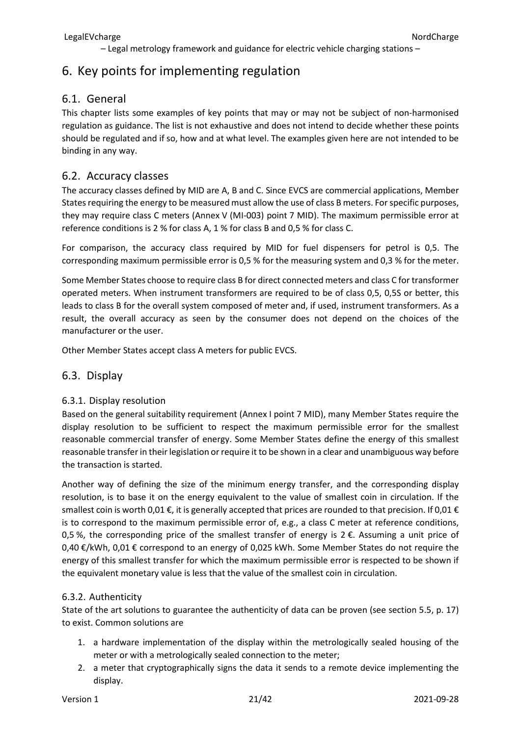# 6. Key points for implementing regulation

## 6.1. General

This chapter lists some examples of key points that may or may not be subject of non-harmonised regulation as guidance. The list is not exhaustive and does not intend to decide whether these points should be regulated and if so, how and at what level. The examples given here are not intended to be binding in any way.

## 6.2. Accuracy classes

The accuracy classes defined by MID are A, B and C. Since EVCS are commercial applications, Member States requiring the energy to be measured must allow the use of class B meters. For specific purposes, they may require class C meters (Annex V (MI-003) point 7 MID). The maximum permissible error at reference conditions is 2 % for class A, 1 % for class B and 0,5 % for class C.

For comparison, the accuracy class required by MID for fuel dispensers for petrol is 0,5. The corresponding maximum permissible error is 0,5 % for the measuring system and 0,3 % for the meter.

Some Member States choose to require class B for direct connected meters and class C for transformer operated meters. When instrument transformers are required to be of class 0,5, 0,5S or better, this leads to class B for the overall system composed of meter and, if used, instrument transformers. As a result, the overall accuracy as seen by the consumer does not depend on the choices of the manufacturer or the user.

Other Member States accept class A meters for public EVCS.

## 6.3. Display

### 6.3.1. Display resolution

Based on the general suitability requirement (Annex I point 7 MID), many Member States require the display resolution to be sufficient to respect the maximum permissible error for the smallest reasonable commercial transfer of energy. Some Member States define the energy of this smallest reasonable transfer in their legislation or require it to be shown in a clear and unambiguous way before the transaction is started.

Another way of defining the size of the minimum energy transfer, and the corresponding display resolution, is to base it on the energy equivalent to the value of smallest coin in circulation. If the smallest coin is worth 0,01 €, it is generally accepted that prices are rounded to that precision. If 0,01 € is to correspond to the maximum permissible error of, e.g., a class C meter at reference conditions, 0,5 %, the corresponding price of the smallest transfer of energy is 2 €. Assuming a unit price of 0,40 €/kWh, 0,01 € correspond to an energy of 0,025 kWh. Some Member States do not require the energy of this smallest transfer for which the maximum permissible error is respected to be shown if the equivalent monetary value is less that the value of the smallest coin in circulation.

### 6.3.2. Authenticity

State of the art solutions to guarantee the authenticity of data can be proven (see section 5.5, p. 17) to exist. Common solutions are

1. a hardware implementation of the display within the metrologically sealed housing of the meter or with a metrologically sealed connection to the meter;
2. a meter that cryptographically signs the data it sends to a remote device implementing the display.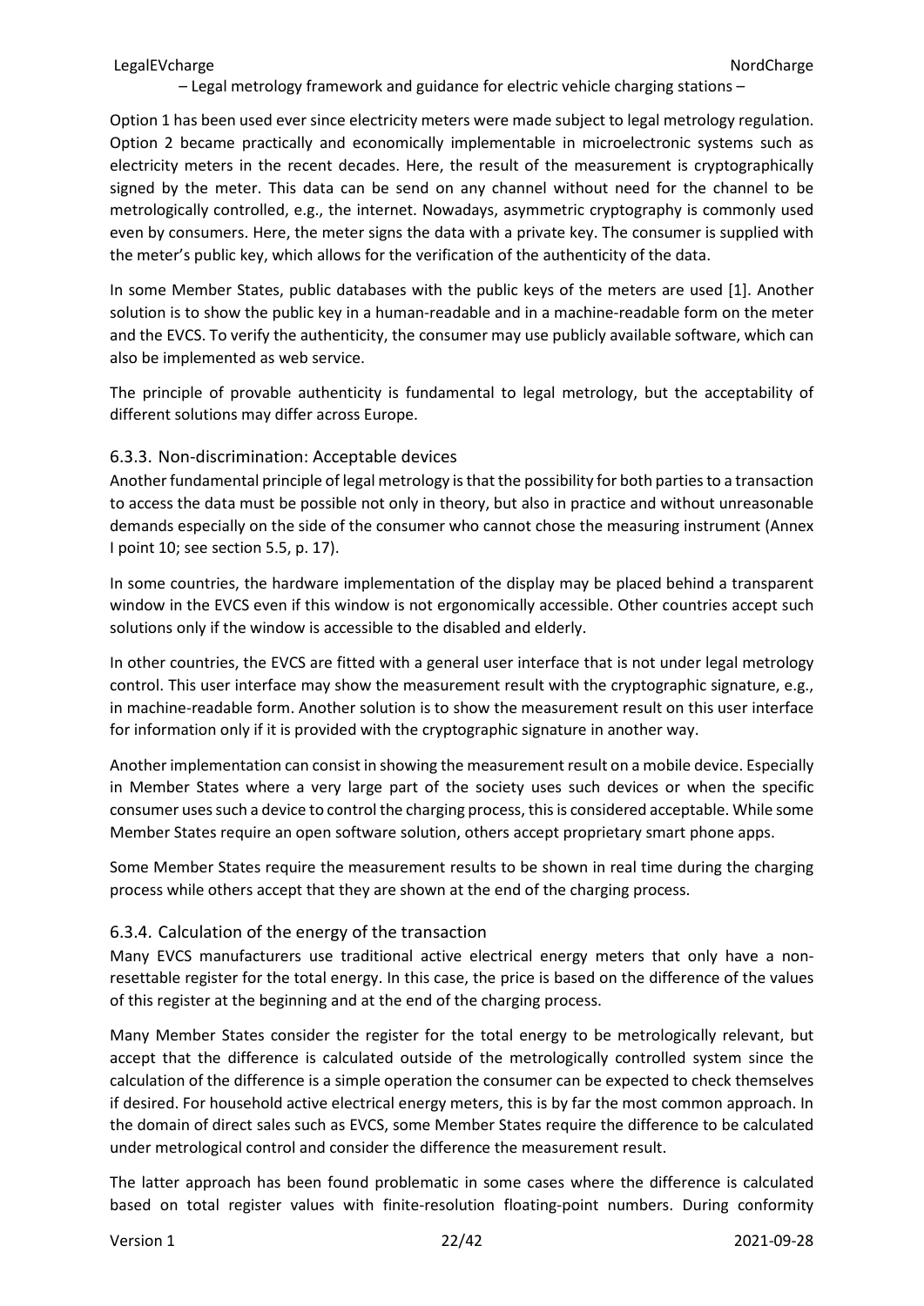Option 1 has been used ever since electricity meters were made subject to legal metrology regulation. Option 2 became practically and economically implementable in microelectronic systems such as electricity meters in the recent decades. Here, the result of the measurement is cryptographically signed by the meter. This data can be send on any channel without need for the channel to be metrologically controlled, e.g., the internet. Nowadays, asymmetric cryptography is commonly used even by consumers. Here, the meter signs the data with a private key. The consumer is supplied with the meter's public key, which allows for the verification of the authenticity of the data.

In some Member States, public databases with the public keys of the meters are used [1]. Another solution is to show the public key in a human-readable and in a machine-readable form on the meter and the EVCS. To verify the authenticity, the consumer may use publicly available software, which can also be implemented as web service.

The principle of provable authenticity is fundamental to legal metrology, but the acceptability of different solutions may differ across Europe.

### 6.3.3. Non-discrimination: Acceptable devices

Another fundamental principle of legal metrology is that the possibility for both parties to a transaction to access the data must be possible not only in theory, but also in practice and without unreasonable demands especially on the side of the consumer who cannot chose the measuring instrument (Annex I point 10; see section 5.5, p. 17).

In some countries, the hardware implementation of the display may be placed behind a transparent window in the EVCS even if this window is not ergonomically accessible. Other countries accept such solutions only if the window is accessible to the disabled and elderly.

In other countries, the EVCS are fitted with a general user interface that is not under legal metrology control. This user interface may show the measurement result with the cryptographic signature, e.g., in machine-readable form. Another solution is to show the measurement result on this user interface for information only if it is provided with the cryptographic signature in another way.

Another implementation can consist in showing the measurement result on a mobile device. Especially in Member States where a very large part of the society uses such devices or when the specific consumer uses such a device to control the charging process, this is considered acceptable. While some Member States require an open software solution, others accept proprietary smart phone apps.

Some Member States require the measurement results to be shown in real time during the charging process while others accept that they are shown at the end of the charging process.

### 6.3.4. Calculation of the energy of the transaction

Many EVCS manufacturers use traditional active electrical energy meters that only have a non-resettable register for the total energy. In this case, the price is based on the difference of the values of this register at the beginning and at the end of the charging process.

Many Member States consider the register for the total energy to be metrologically relevant, but accept that the difference is calculated outside of the metrologically controlled system since the calculation of the difference is a simple operation the consumer can be expected to check themselves if desired. For household active electrical energy meters, this is by far the most common approach. In the domain of direct sales such as EVCS, some Member States require the difference to be calculated under metrological control and consider the difference the measurement result.

The latter approach has been found problematic in some cases where the difference is calculated based on total register values with finite-resolution floating-point numbers. During conformity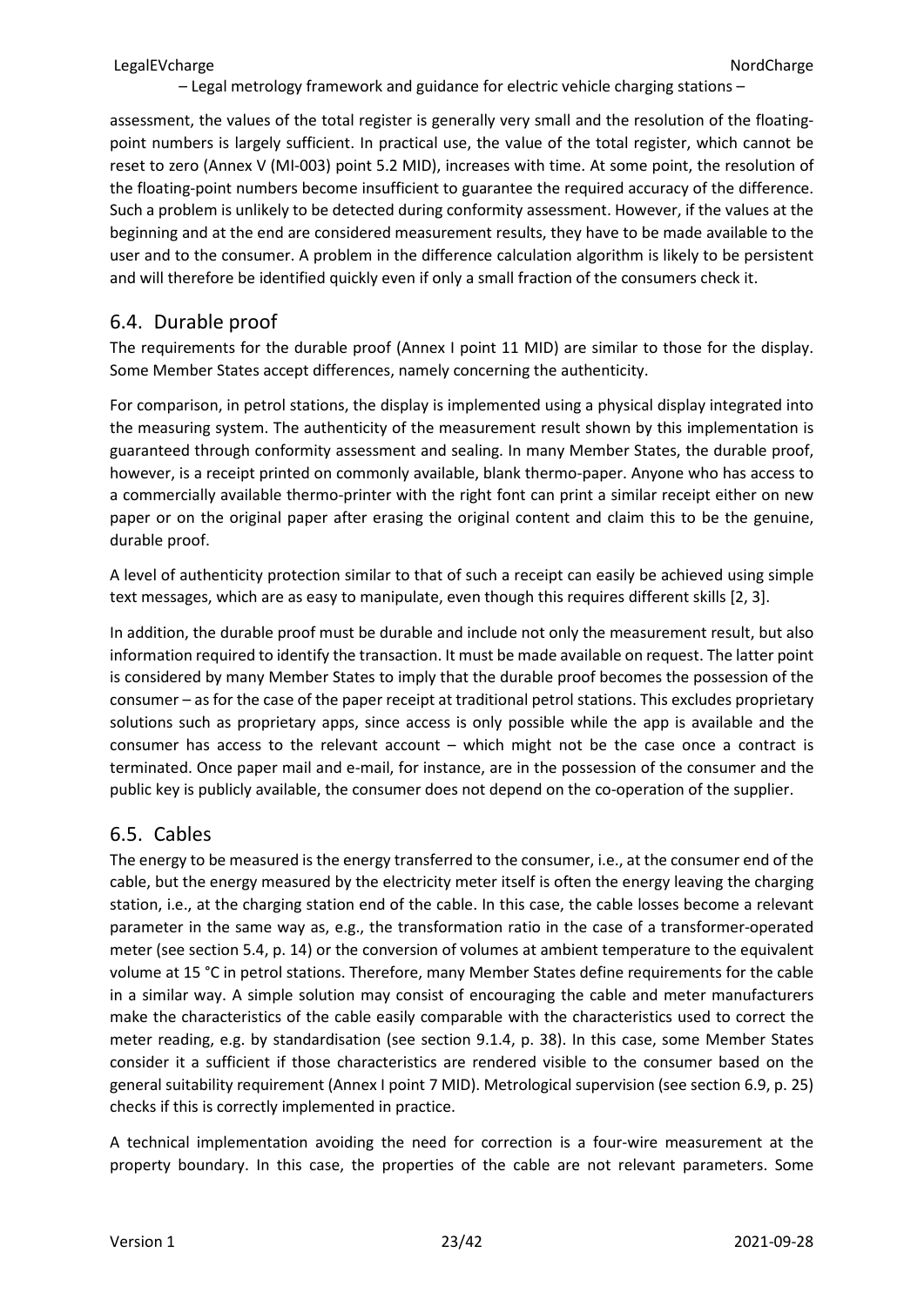assessment, the values of the total register is generally very small and the resolution of the floating-point numbers is largely sufficient. In practical use, the value of the total register, which cannot be reset to zero (Annex V (MI-003) point 5.2 MID), increases with time. At some point, the resolution of the floating-point numbers become insufficient to guarantee the required accuracy of the difference. Such a problem is unlikely to be detected during conformity assessment. However, if the values at the beginning and at the end are considered measurement results, they have to be made available to the user and to the consumer. A problem in the difference calculation algorithm is likely to be persistent and will therefore be identified quickly even if only a small fraction of the consumers check it.

## 6.4. Durable proof

The requirements for the durable proof (Annex I point 11 MID) are similar to those for the display. Some Member States accept differences, namely concerning the authenticity.

For comparison, in petrol stations, the display is implemented using a physical display integrated into the measuring system. The authenticity of the measurement result shown by this implementation is guaranteed through conformity assessment and sealing. In many Member States, the durable proof, however, is a receipt printed on commonly available, blank thermo-paper. Anyone who has access to a commercially available thermo-printer with the right font can print a similar receipt either on new paper or on the original paper after erasing the original content and claim this to be the genuine, durable proof.

A level of authenticity protection similar to that of such a receipt can easily be achieved using simple text messages, which are as easy to manipulate, even though this requires different skills [2, 3].

In addition, the durable proof must be durable and include not only the measurement result, but also information required to identify the transaction. It must be made available on request. The latter point is considered by many Member States to imply that the durable proof becomes the possession of the consumer – as for the case of the paper receipt at traditional petrol stations. This excludes proprietary solutions such as proprietary apps, since access is only possible while the app is available and the consumer has access to the relevant account – which might not be the case once a contract is terminated. Once paper mail and e-mail, for instance, are in the possession of the consumer and the public key is publicly available, the consumer does not depend on the co-operation of the supplier.

## 6.5. Cables

The energy to be measured is the energy transferred to the consumer, i.e., at the consumer end of the cable, but the energy measured by the electricity meter itself is often the energy leaving the charging station, i.e., at the charging station end of the cable. In this case, the cable losses become a relevant parameter in the same way as, e.g., the transformation ratio in the case of a transformer-operated meter (see section 5.4, p. 14) or the conversion of volumes at ambient temperature to the equivalent volume at 15 °C in petrol stations. Therefore, many Member States define requirements for the cable in a similar way. A simple solution may consist of encouraging the cable and meter manufacturers make the characteristics of the cable easily comparable with the characteristics used to correct the meter reading, e.g. by standardisation (see section 9.1.4, p. 38). In this case, some Member States consider it a sufficient if those characteristics are rendered visible to the consumer based on the general suitability requirement (Annex I point 7 MID). Metrological supervision (see section 6.9, p. 25) checks if this is correctly implemented in practice.

A technical implementation avoiding the need for correction is a four-wire measurement at the property boundary. In this case, the properties of the cable are not relevant parameters. Some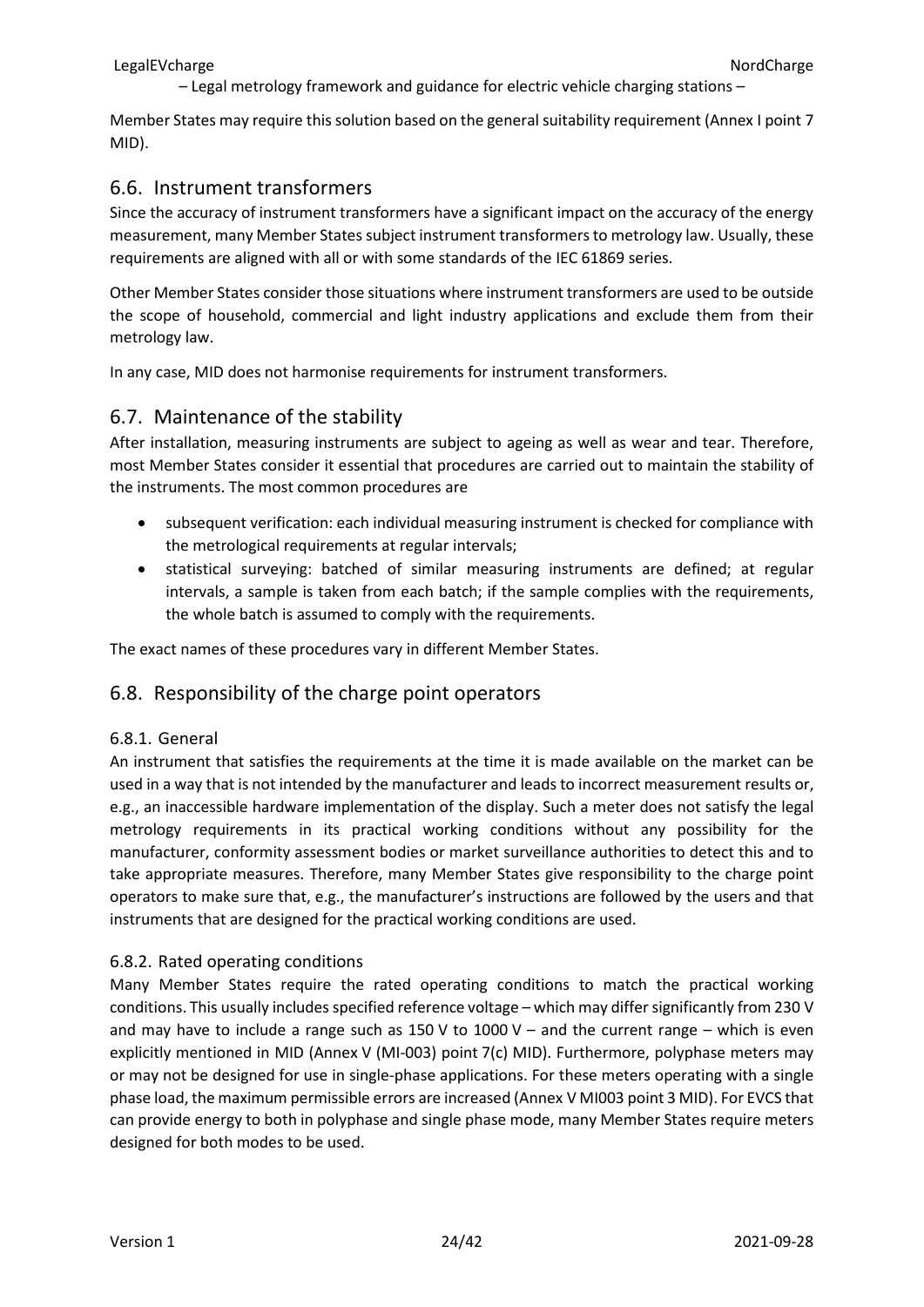Member States may require this solution based on the general suitability requirement (Annex I point 7 MID).

## 6.6. Instrument transformers

Since the accuracy of instrument transformers have a significant impact on the accuracy of the energy measurement, many Member States subject instrument transformers to metrology law. Usually, these requirements are aligned with all or with some standards of the IEC 61869 series.

Other Member States consider those situations where instrument transformers are used to be outside the scope of household, commercial and light industry applications and exclude them from their metrology law.

In any case, MID does not harmonise requirements for instrument transformers.

## 6.7. Maintenance of the stability

After installation, measuring instruments are subject to ageing as well as wear and tear. Therefore, most Member States consider it essential that procedures are carried out to maintain the stability of the instruments. The most common procedures are

- subsequent verification: each individual measuring instrument is checked for compliance with the metrological requirements at regular intervals;
- statistical surveying: batched of similar measuring instruments are defined; at regular intervals, a sample is taken from each batch; if the sample complies with the requirements, the whole batch is assumed to comply with the requirements.

The exact names of these procedures vary in different Member States.

## 6.8. Responsibility of the charge point operators

### 6.8.1. General

An instrument that satisfies the requirements at the time it is made available on the market can be used in a way that is not intended by the manufacturer and leads to incorrect measurement results or, e.g., an inaccessible hardware implementation of the display. Such a meter does not satisfy the legal metrology requirements in its practical working conditions without any possibility for the manufacturer, conformity assessment bodies or market surveillance authorities to detect this and to take appropriate measures. Therefore, many Member States give responsibility to the charge point operators to make sure that, e.g., the manufacturer's instructions are followed by the users and that instruments that are designed for the practical working conditions are used.

### 6.8.2. Rated operating conditions

Many Member States require the rated operating conditions to match the practical working conditions. This usually includes specified reference voltage – which may differ significantly from 230 V and may have to include a range such as 150 V to 1000 V – and the current range – which is even explicitly mentioned in MID (Annex V (MI-003) point 7(c) MID). Furthermore, polyphase meters may or may not be designed for use in single-phase applications. For these meters operating with a single phase load, the maximum permissible errors are increased (Annex V MI003 point 3 MID). For EVCS that can provide energy to both in polyphase and single phase mode, many Member States require meters designed for both modes to be used.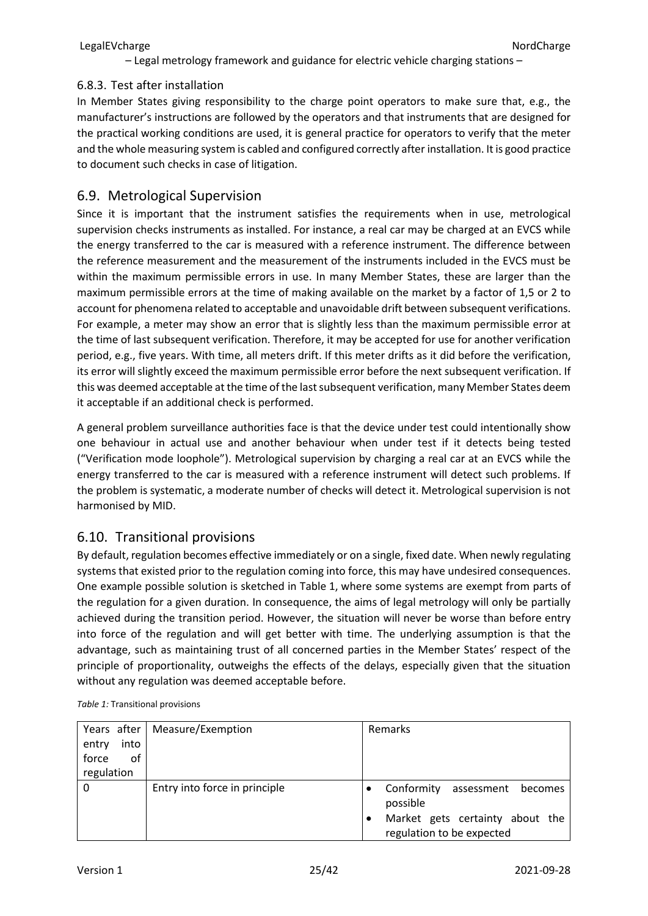### 6.8.3. Test after installation

In Member States giving responsibility to the charge point operators to make sure that, e.g., the manufacturer's instructions are followed by the operators and that instruments that are designed for the practical working conditions are used, it is general practice for operators to verify that the meter and the whole measuring system is cabled and configured correctly after installation. It is good practice to document such checks in case of litigation.

## 6.9. Metrological Supervision

Since it is important that the instrument satisfies the requirements when in use, metrological supervision checks instruments as installed. For instance, a real car may be charged at an EVCS while the energy transferred to the car is measured with a reference instrument. The difference between the reference measurement and the measurement of the instruments included in the EVCS must be within the maximum permissible errors in use. In many Member States, these are larger than the maximum permissible errors at the time of making available on the market by a factor of 1,5 or 2 to account for phenomena related to acceptable and unavoidable drift between subsequent verifications. For example, a meter may show an error that is slightly less than the maximum permissible error at the time of last subsequent verification. Therefore, it may be accepted for use for another verification period, e.g., five years. With time, all meters drift. If this meter drifts as it did before the verification, its error will slightly exceed the maximum permissible error before the next subsequent verification. If this was deemed acceptable at the time of the last subsequent verification, many Member States deem it acceptable if an additional check is performed.

A general problem surveillance authorities face is that the device under test could intentionally show one behaviour in actual use and another behaviour when under test if it detects being tested ("Verification mode loophole"). Metrological supervision by charging a real car at an EVCS while the energy transferred to the car is measured with a reference instrument will detect such problems. If the problem is systematic, a moderate number of checks will detect it. Metrological supervision is not harmonised by MID.

## 6.10. Transitional provisions

By default, regulation becomes effective immediately or on a single, fixed date. When newly regulating systems that existed prior to the regulation coming into force, this may have undesired consequences. One example possible solution is sketched in Table 1, where some systems are exempt from parts of the regulation for a given duration. In consequence, the aims of legal metrology will only be partially achieved during the transition period. However, the situation will never be worse than before entry into force of the regulation and will get better with time. The underlying assumption is that the advantage, such as maintaining trust of all concerned parties in the Member States' respect of the principle of proportionality, outweighs the effects of the delays, especially given that the situation without any regulation was deemed acceptable before.

*Table 1:* Transitional provisions

| Years after entry into force of regulation | Measure/Exemption | Remarks |
|---|---|---|
| 0 | Entry into force in principle | • Conformity assessment becomes possible<br>• Market gets certainty about the regulation to be expected |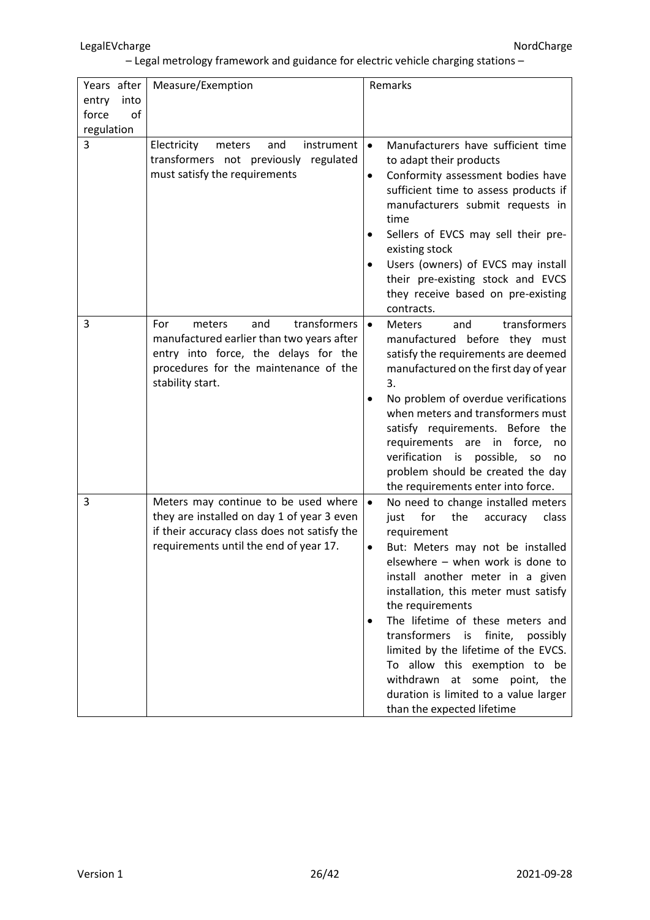| Years after entry into force of regulation | Measure/Exemption | Remarks |
|---|---|---|
| 3 | Electricity meters and instrument transformers not previously regulated must satisfy the requirements | • Manufacturers have sufficient time to adapt their products<br>• Conformity assessment bodies have sufficient time to assess products if manufacturers submit requests in time<br>• Sellers of EVCS may sell their pre-existing stock<br>• Users (owners) of EVCS may install their pre-existing stock and EVCS they receive based on pre-existing contracts. |
| 3 | For meters and transformers manufactured earlier than two years after entry into force, the delays for the procedures for the maintenance of the stability start. | • Meters and transformers manufactured before they must satisfy the requirements are deemed manufactured on the first day of year 3.<br>• No problem of overdue verifications when meters and transformers must satisfy requirements. Before the requirements are in force, no verification is possible, so no problem should be created the day the requirements enter into force. |
| 3 | Meters may continue to be used where they are installed on day 1 of year 3 even if their accuracy class does not satisfy the requirements until the end of year 17. | • No need to change installed meters just for the accuracy class requirement<br>• But: Meters may not be installed elsewhere – when work is done to install another meter in a given installation, this meter must satisfy the requirements<br>• The lifetime of these meters and transformers is finite, possibly limited by the lifetime of the EVCS. To allow this exemption to be withdrawn at some point, the duration is limited to a value larger than the expected lifetime |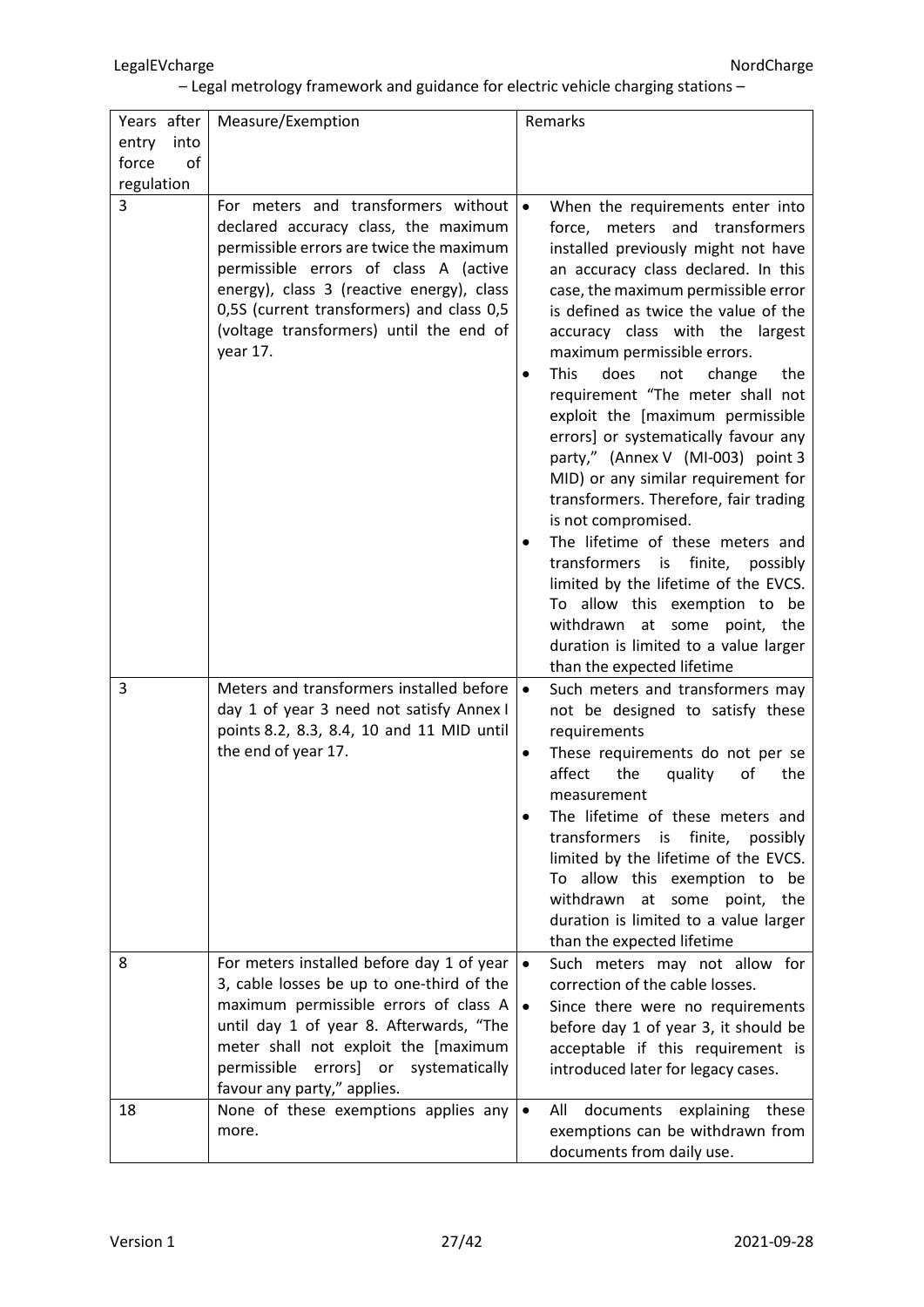| Years after entry into force of regulation | Measure/Exemption | Remarks |
|---|---|---|
| 3 | For meters and transformers without declared accuracy class, the maximum permissible errors are twice the maximum permissible errors of class A (active energy), class 3 (reactive energy), class 0,5S (current transformers) and class 0,5 (voltage transformers) until the end of year 17. | • When the requirements enter into force, meters and transformers installed previously might not have an accuracy class declared. In this case, the maximum permissible error is defined as twice the value of the accuracy class with the largest maximum permissible errors.<br>• This does not change the requirement "The meter shall not exploit the [maximum permissible errors] or systematically favour any party," (Annex V (MI-003) point 3 MID) or any similar requirement for transformers. Therefore, fair trading is not compromised.<br>• The lifetime of these meters and transformers is finite, possibly limited by the lifetime of the EVCS. To allow this exemption to be withdrawn at some point, the duration is limited to a value larger than the expected lifetime |
| 3 | Meters and transformers installed before day 1 of year 3 need not satisfy Annex I points 8.2, 8.3, 8.4, 10 and 11 MID until the end of year 17. | • Such meters and transformers may not be designed to satisfy these requirements<br>• These requirements do not per se affect the quality of the measurement<br>• The lifetime of these meters and transformers is finite, possibly limited by the lifetime of the EVCS. To allow this exemption to be withdrawn at some point, the duration is limited to a value larger than the expected lifetime |
| 8 | For meters installed before day 1 of year 3, cable losses be up to one-third of the maximum permissible errors of class A until day 1 of year 8. Afterwards, "The meter shall not exploit the [maximum permissible errors] or systematically favour any party," applies. | • Such meters may not allow for correction of the cable losses.<br>• Since there were no requirements before day 1 of year 3, it should be acceptable if this requirement is introduced later for legacy cases. |
| 18 | None of these exemptions applies any more. | • All documents explaining these exemptions can be withdrawn from documents from daily use. |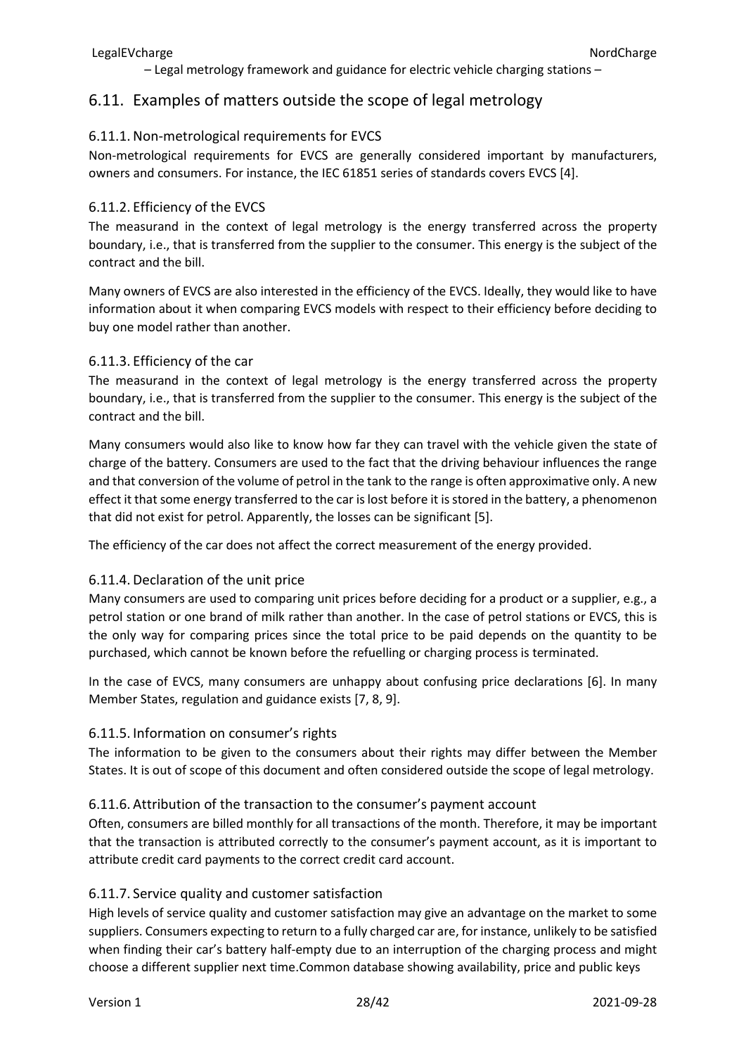## 6.11. Examples of matters outside the scope of legal metrology

### 6.11.1. Non-metrological requirements for EVCS

Non-metrological requirements for EVCS are generally considered important by manufacturers, owners and consumers. For instance, the IEC 61851 series of standards covers EVCS [4].

### 6.11.2. Efficiency of the EVCS

The measurand in the context of legal metrology is the energy transferred across the property boundary, i.e., that is transferred from the supplier to the consumer. This energy is the subject of the contract and the bill.

Many owners of EVCS are also interested in the efficiency of the EVCS. Ideally, they would like to have information about it when comparing EVCS models with respect to their efficiency before deciding to buy one model rather than another.

### 6.11.3. Efficiency of the car

The measurand in the context of legal metrology is the energy transferred across the property boundary, i.e., that is transferred from the supplier to the consumer. This energy is the subject of the contract and the bill.

Many consumers would also like to know how far they can travel with the vehicle given the state of charge of the battery. Consumers are used to the fact that the driving behaviour influences the range and that conversion of the volume of petrol in the tank to the range is often approximative only. A new effect it that some energy transferred to the car is lost before it is stored in the battery, a phenomenon that did not exist for petrol. Apparently, the losses can be significant [5].

The efficiency of the car does not affect the correct measurement of the energy provided.

### 6.11.4. Declaration of the unit price

Many consumers are used to comparing unit prices before deciding for a product or a supplier, e.g., a petrol station or one brand of milk rather than another. In the case of petrol stations or EVCS, this is the only way for comparing prices since the total price to be paid depends on the quantity to be purchased, which cannot be known before the refuelling or charging process is terminated.

In the case of EVCS, many consumers are unhappy about confusing price declarations [6]. In many Member States, regulation and guidance exists [7, 8, 9].

### 6.11.5. Information on consumer's rights

The information to be given to the consumers about their rights may differ between the Member States. It is out of scope of this document and often considered outside the scope of legal metrology.

### 6.11.6. Attribution of the transaction to the consumer's payment account

Often, consumers are billed monthly for all transactions of the month. Therefore, it may be important that the transaction is attributed correctly to the consumer's payment account, as it is important to attribute credit card payments to the correct credit card account.

### 6.11.7. Service quality and customer satisfaction

High levels of service quality and customer satisfaction may give an advantage on the market to some suppliers. Consumers expecting to return to a fully charged car are, for instance, unlikely to be satisfied when finding their car's battery half-empty due to an interruption of the charging process and might choose a different supplier next time.Common database showing availability, price and public keys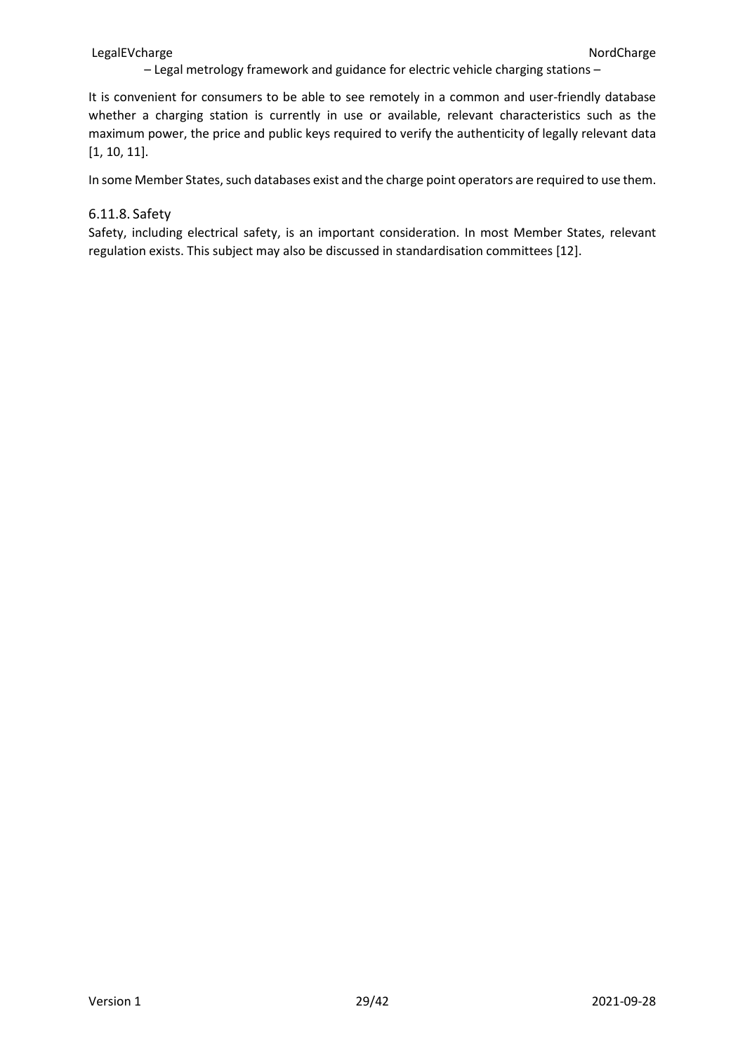It is convenient for consumers to be able to see remotely in a common and user-friendly database whether a charging station is currently in use or available, relevant characteristics such as the maximum power, the price and public keys required to verify the authenticity of legally relevant data [1, 10, 11].

In some Member States, such databases exist and the charge point operators are required to use them.

#### 6.11.8. Safety

Safety, including electrical safety, is an important consideration. In most Member States, relevant regulation exists. This subject may also be discussed in standardisation committees [12].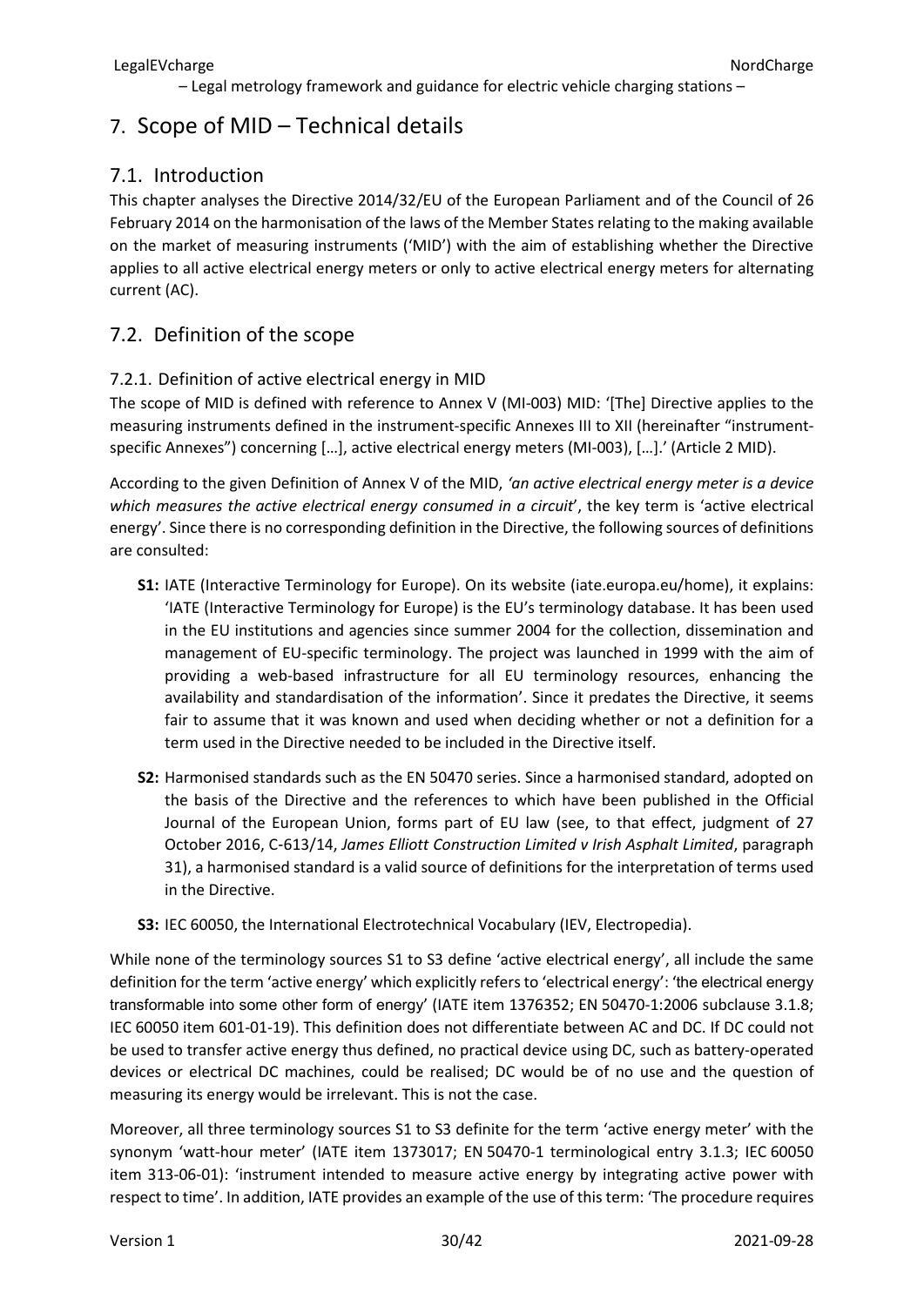# 7. Scope of MID – Technical details

## 7.1. Introduction

This chapter analyses the Directive 2014/32/EU of the European Parliament and of the Council of 26 February 2014 on the harmonisation of the laws of the Member States relating to the making available on the market of measuring instruments ('MID') with the aim of establishing whether the Directive applies to all active electrical energy meters or only to active electrical energy meters for alternating current (AC).

## 7.2. Definition of the scope

### 7.2.1. Definition of active electrical energy in MID

The scope of MID is defined with reference to Annex V (MI-003) MID: '[The] Directive applies to the measuring instruments defined in the instrument-specific Annexes III to XII (hereinafter "instrument-specific Annexes") concerning […], active electrical energy meters (MI-003), […].' (Article 2 MID).

According to the given Definition of Annex V of the MID, *'an active electrical energy meter is a device which measures the active electrical energy consumed in a circuit'*, the key term is 'active electrical energy'. Since there is no corresponding definition in the Directive, the following sources of definitions are consulted:

- **S1:** IATE (Interactive Terminology for Europe). On its website (iate.europa.eu/home), it explains: 'IATE (Interactive Terminology for Europe) is the EU's terminology database. It has been used in the EU institutions and agencies since summer 2004 for the collection, dissemination and management of EU-specific terminology. The project was launched in 1999 with the aim of providing a web-based infrastructure for all EU terminology resources, enhancing the availability and standardisation of the information'. Since it predates the Directive, it seems fair to assume that it was known and used when deciding whether or not a definition for a term used in the Directive needed to be included in the Directive itself.
- **S2:** Harmonised standards such as the EN 50470 series. Since a harmonised standard, adopted on the basis of the Directive and the references to which have been published in the Official Journal of the European Union, forms part of EU law (see, to that effect, judgment of 27 October 2016, C-613/14, *James Elliott Construction Limited v Irish Asphalt Limited*, paragraph 31), a harmonised standard is a valid source of definitions for the interpretation of terms used in the Directive.
- **S3:** IEC 60050, the International Electrotechnical Vocabulary (IEV, Electropedia).

While none of the terminology sources S1 to S3 define 'active electrical energy', all include the same definition for the term 'active energy' which explicitly refers to 'electrical energy': 'the electrical energy transformable into some other form of energy' (IATE item 1376352; EN 50470-1:2006 subclause 3.1.8; IEC 60050 item 601-01-19). This definition does not differentiate between AC and DC. If DC could not be used to transfer active energy thus defined, no practical device using DC, such as battery-operated devices or electrical DC machines, could be realised; DC would be of no use and the question of measuring its energy would be irrelevant. This is not the case.

Moreover, all three terminology sources S1 to S3 definite for the term 'active energy meter' with the synonym 'watt-hour meter' (IATE item 1373017; EN 50470-1 terminological entry 3.1.3; IEC 60050 item 313-06-01): 'instrument intended to measure active energy by integrating active power with respect to time'. In addition, IATE provides an example of the use of this term: 'The procedure requires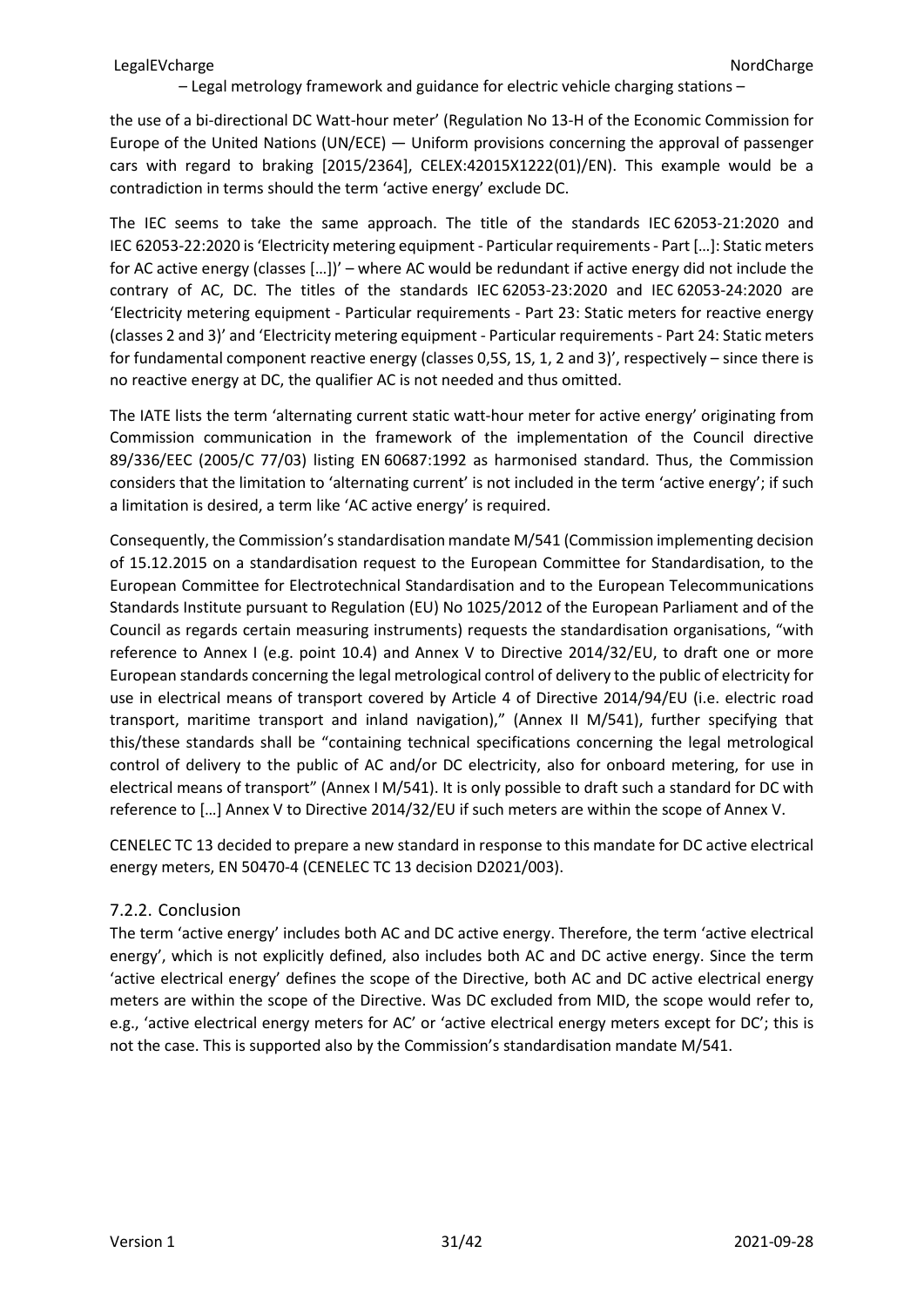the use of a bi-directional DC Watt-hour meter' (Regulation No 13-H of the Economic Commission for Europe of the United Nations (UN/ECE) — Uniform provisions concerning the approval of passenger cars with regard to braking [2015/2364], CELEX:42015X1222(01)/EN). This example would be a contradiction in terms should the term 'active energy' exclude DC.

The IEC seems to take the same approach. The title of the standards IEC 62053-21:2020 and IEC 62053-22:2020 is 'Electricity metering equipment - Particular requirements - Part […]: Static meters for AC active energy (classes […])' – where AC would be redundant if active energy did not include the contrary of AC, DC. The titles of the standards IEC 62053-23:2020 and IEC 62053-24:2020 are 'Electricity metering equipment - Particular requirements - Part 23: Static meters for reactive energy (classes 2 and 3)' and 'Electricity metering equipment - Particular requirements - Part 24: Static meters for fundamental component reactive energy (classes 0,5S, 1S, 1, 2 and 3)', respectively – since there is no reactive energy at DC, the qualifier AC is not needed and thus omitted.

The IATE lists the term 'alternating current static watt-hour meter for active energy' originating from Commission communication in the framework of the implementation of the Council directive 89/336/EEC (2005/C 77/03) listing EN 60687:1992 as harmonised standard. Thus, the Commission considers that the limitation to 'alternating current' is not included in the term 'active energy'; if such a limitation is desired, a term like 'AC active energy' is required.

Consequently, the Commission's standardisation mandate M/541 (Commission implementing decision of 15.12.2015 on a standardisation request to the European Committee for Standardisation, to the European Committee for Electrotechnical Standardisation and to the European Telecommunications Standards Institute pursuant to Regulation (EU) No 1025/2012 of the European Parliament and of the Council as regards certain measuring instruments) requests the standardisation organisations, "with reference to Annex I (e.g. point 10.4) and Annex V to Directive 2014/32/EU, to draft one or more European standards concerning the legal metrological control of delivery to the public of electricity for use in electrical means of transport covered by Article 4 of Directive 2014/94/EU (i.e. electric road transport, maritime transport and inland navigation)," (Annex II M/541), further specifying that this/these standards shall be "containing technical specifications concerning the legal metrological control of delivery to the public of AC and/or DC electricity, also for onboard metering, for use in electrical means of transport" (Annex I M/541). It is only possible to draft such a standard for DC with reference to […] Annex V to Directive 2014/32/EU if such meters are within the scope of Annex V.

CENELEC TC 13 decided to prepare a new standard in response to this mandate for DC active electrical energy meters, EN 50470-4 (CENELEC TC 13 decision D2021/003).

### 7.2.2. Conclusion

The term 'active energy' includes both AC and DC active energy. Therefore, the term 'active electrical energy', which is not explicitly defined, also includes both AC and DC active energy. Since the term 'active electrical energy' defines the scope of the Directive, both AC and DC active electrical energy meters are within the scope of the Directive. Was DC excluded from MID, the scope would refer to, e.g., 'active electrical energy meters for AC' or 'active electrical energy meters except for DC'; this is not the case. This is supported also by the Commission's standardisation mandate M/541.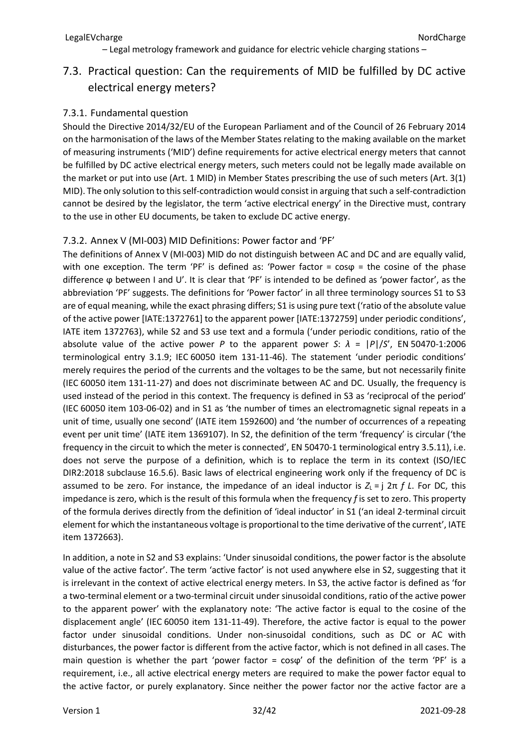## 7.3. Practical question: Can the requirements of MID be fulfilled by DC active electrical energy meters?

### 7.3.1. Fundamental question

Should the Directive 2014/32/EU of the European Parliament and of the Council of 26 February 2014 on the harmonisation of the laws of the Member States relating to the making available on the market of measuring instruments ('MID') define requirements for active electrical energy meters that cannot be fulfilled by DC active electrical energy meters, such meters could not be legally made available on the market or put into use (Art. 1 MID) in Member States prescribing the use of such meters (Art. 3(1) MID). The only solution to this self-contradiction would consist in arguing that such a self-contradiction cannot be desired by the legislator, the term 'active electrical energy' in the Directive must, contrary to the use in other EU documents, be taken to exclude DC active energy.

### 7.3.2. Annex V (MI-003) MID Definitions: Power factor and 'PF'

The definitions of Annex V (MI-003) MID do not distinguish between AC and DC and are equally valid, with one exception. The term 'PF' is defined as: 'Power factor = cosφ = the cosine of the phase difference φ between I and U'. It is clear that 'PF' is intended to be defined as 'power factor', as the abbreviation 'PF' suggests. The definitions for 'Power factor' in all three terminology sources S1 to S3 are of equal meaning, while the exact phrasing differs; S1 is using pure text ('ratio of the absolute value of the active power [IATE:1372761] to the apparent power [IATE:1372759] under periodic conditions', IATE item 1372763), while S2 and S3 use text and a formula ('under periodic conditions, ratio of the absolute value of the active power $P$ to the apparent power $S$: $\lambda = |P|/S$', EN 50470-1:2006 terminological entry 3.1.9; IEC 60050 item 131-11-46). The statement 'under periodic conditions' merely requires the period of the currents and the voltages to be the same, but not necessarily finite (IEC 60050 item 131-11-27) and does not discriminate between AC and DC. Usually, the frequency is used instead of the period in this context. The frequency is defined in S3 as 'reciprocal of the period' (IEC 60050 item 103-06-02) and in S1 as 'the number of times an electromagnetic signal repeats in a unit of time, usually one second' (IATE item 1592600) and 'the number of occurrences of a repeating event per unit time' (IATE item 1369107). In S2, the definition of the term 'frequency' is circular ('the frequency in the circuit to which the meter is connected', EN 50470-1 terminological entry 3.5.11), i.e. does not serve the purpose of a definition, which is to replace the term in its context (ISO/IEC DIR2:2018 subclause 16.5.6). Basic laws of electrical engineering work only if the frequency of DC is assumed to be zero. For instance, the impedance of an ideal inductor is $Z_L = j\,2\pi\,f\,L$. For DC, this impedance is zero, which is the result of this formula when the frequency $f$ is set to zero. This property of the formula derives directly from the definition of 'ideal inductor' in S1 ('an ideal 2-terminal circuit element for which the instantaneous voltage is proportional to the time derivative of the current', IATE item 1372663).

In addition, a note in S2 and S3 explains: 'Under sinusoidal conditions, the power factor is the absolute value of the active factor'. The term 'active factor' is not used anywhere else in S2, suggesting that it is irrelevant in the context of active electrical energy meters. In S3, the active factor is defined as 'for a two-terminal element or a two-terminal circuit under sinusoidal conditions, ratio of the active power to the apparent power' with the explanatory note: 'The active factor is equal to the cosine of the displacement angle' (IEC 60050 item 131-11-49). Therefore, the active factor is equal to the power factor under sinusoidal conditions. Under non-sinusoidal conditions, such as DC or AC with disturbances, the power factor is different from the active factor, which is not defined in all cases. The main question is whether the part 'power factor = cosφ' of the definition of the term 'PF' is a requirement, i.e., all active electrical energy meters are required to make the power factor equal to the active factor, or purely explanatory. Since neither the power factor nor the active factor are a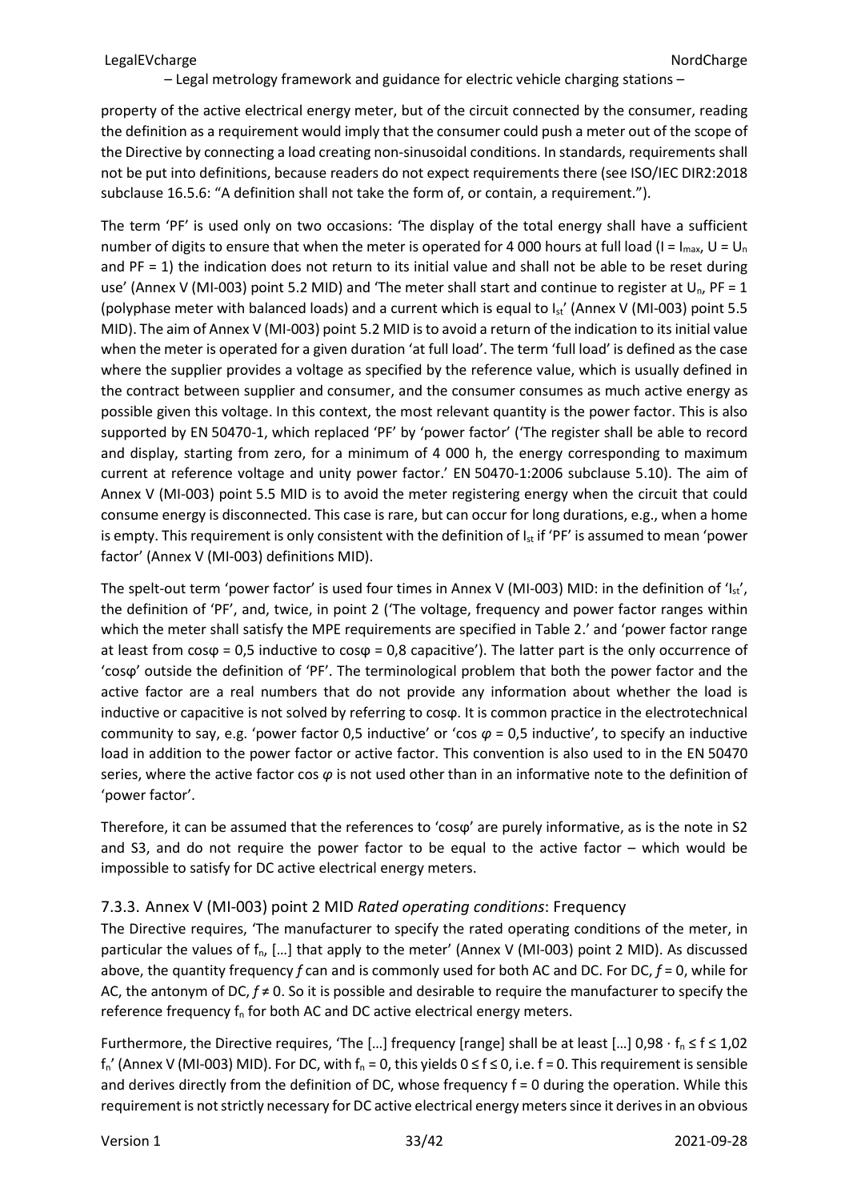property of the active electrical energy meter, but of the circuit connected by the consumer, reading the definition as a requirement would imply that the consumer could push a meter out of the scope of the Directive by connecting a load creating non-sinusoidal conditions. In standards, requirements shall not be put into definitions, because readers do not expect requirements there (see ISO/IEC DIR2:2018 subclause 16.5.6: "A definition shall not take the form of, or contain, a requirement.").

The term 'PF' is used only on two occasions: 'The display of the total energy shall have a sufficient number of digits to ensure that when the meter is operated for 4 000 hours at full load ($I = I_{max}$, $U = U_n$ and PF = 1) the indication does not return to its initial value and shall not be able to be reset during use' (Annex V (MI-003) point 5.2 MID) and 'The meter shall start and continue to register at $U_n$, PF = 1 (polyphase meter with balanced loads) and a current which is equal to $I_{st}$' (Annex V (MI-003) point 5.5 MID). The aim of Annex V (MI-003) point 5.2 MID is to avoid a return of the indication to its initial value when the meter is operated for a given duration 'at full load'. The term 'full load' is defined as the case where the supplier provides a voltage as specified by the reference value, which is usually defined in the contract between supplier and consumer, and the consumer consumes as much active energy as possible given this voltage. In this context, the most relevant quantity is the power factor. This is also supported by EN 50470-1, which replaced 'PF' by 'power factor' ('The register shall be able to record and display, starting from zero, for a minimum of 4 000 h, the energy corresponding to maximum current at reference voltage and unity power factor.' EN 50470-1:2006 subclause 5.10). The aim of Annex V (MI-003) point 5.5 MID is to avoid the meter registering energy when the circuit that could consume energy is disconnected. This case is rare, but can occur for long durations, e.g., when a home is empty. This requirement is only consistent with the definition of $I_{st}$ if 'PF' is assumed to mean 'power factor' (Annex V (MI-003) definitions MID).

The spelt-out term 'power factor' is used four times in Annex V (MI-003) MID: in the definition of '$I_{st}$', the definition of 'PF', and, twice, in point 2 ('The voltage, frequency and power factor ranges within which the meter shall satisfy the MPE requirements are specified in Table 2.' and 'power factor range at least from cosφ = 0,5 inductive to cosφ = 0,8 capacitive'). The latter part is the only occurrence of 'cosφ' outside the definition of 'PF'. The terminological problem that both the power factor and the active factor are a real numbers that do not provide any information about whether the load is inductive or capacitive is not solved by referring to cosφ. It is common practice in the electrotechnical community to say, e.g. 'power factor 0,5 inductive' or 'cos $\varphi$ = 0,5 inductive', to specify an inductive load in addition to the power factor or active factor. This convention is also used to in the EN 50470 series, where the active factor cos $\varphi$ is not used other than in an informative note to the definition of 'power factor'.

Therefore, it can be assumed that the references to 'cosφ' are purely informative, as is the note in S2 and S3, and do not require the power factor to be equal to the active factor – which would be impossible to satisfy for DC active electrical energy meters.

### 7.3.3. Annex V (MI-003) point 2 MID *Rated operating conditions*: Frequency

The Directive requires, 'The manufacturer to specify the rated operating conditions of the meter, in particular the values of $f_n$, […] that apply to the meter' (Annex V (MI-003) point 2 MID). As discussed above, the quantity frequency $f$ can and is commonly used for both AC and DC. For DC, $f = 0$, while for AC, the antonym of DC, $f \neq 0$. So it is possible and desirable to require the manufacturer to specify the reference frequency $f_n$ for both AC and DC active electrical energy meters.

Furthermore, the Directive requires, 'The […] frequency [range] shall be at least […] $0{,}98 \cdot f_n \leq f \leq 1{,}02\ f_n$' (Annex V (MI-003) MID). For DC, with $f_n = 0$, this yields $0 \leq f \leq 0$, i.e. $f = 0$. This requirement is sensible and derives directly from the definition of DC, whose frequency $f = 0$ during the operation. While this requirement is not strictly necessary for DC active electrical energy meters since it derives in an obvious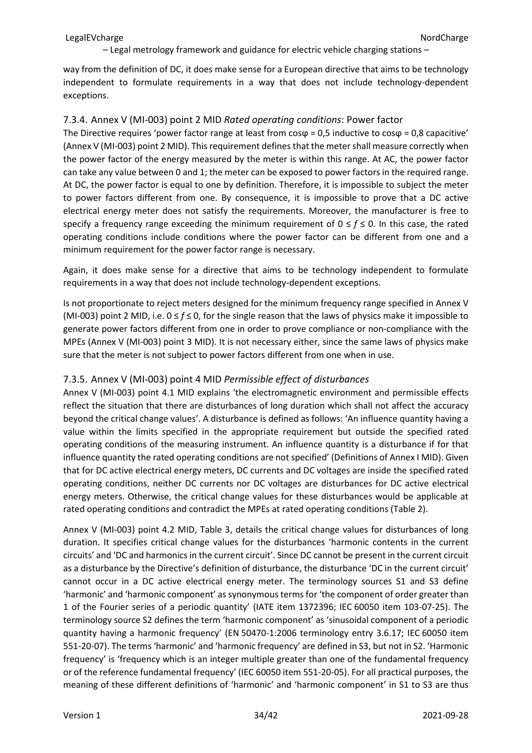way from the definition of DC, it does make sense for a European directive that aims to be technology independent to formulate requirements in a way that does not include technology-dependent exceptions.

### 7.3.4. Annex V (MI-003) point 2 MID *Rated operating conditions*: Power factor

The Directive requires 'power factor range at least from cosφ = 0,5 inductive to cosφ = 0,8 capacitive' (Annex V (MI-003) point 2 MID). This requirement defines that the meter shall measure correctly when the power factor of the energy measured by the meter is within this range. At AC, the power factor can take any value between 0 and 1; the meter can be exposed to power factors in the required range. At DC, the power factor is equal to one by definition. Therefore, it is impossible to subject the meter to power factors different from one. By consequence, it is impossible to prove that a DC active electrical energy meter does not satisfy the requirements. Moreover, the manufacturer is free to specify a frequency range exceeding the minimum requirement of $0 \leq f \leq 0$. In this case, the rated operating conditions include conditions where the power factor can be different from one and a minimum requirement for the power factor range is necessary.

Again, it does make sense for a directive that aims to be technology independent to formulate requirements in a way that does not include technology-dependent exceptions.

Is not proportionate to reject meters designed for the minimum frequency range specified in Annex V (MI-003) point 2 MID, i.e. $0 \leq f \leq 0$, for the single reason that the laws of physics make it impossible to generate power factors different from one in order to prove compliance or non-compliance with the MPEs (Annex V (MI-003) point 3 MID). It is not necessary either, since the same laws of physics make sure that the meter is not subject to power factors different from one when in use.

### 7.3.5. Annex V (MI-003) point 4 MID *Permissible effect of disturbances*

Annex V (MI-003) point 4.1 MID explains 'the electromagnetic environment and permissible effects reflect the situation that there are disturbances of long duration which shall not affect the accuracy beyond the critical change values'. A disturbance is defined as follows: 'An influence quantity having a value within the limits specified in the appropriate requirement but outside the specified rated operating conditions of the measuring instrument. An influence quantity is a disturbance if for that influence quantity the rated operating conditions are not specified' (Definitions of Annex I MID). Given that for DC active electrical energy meters, DC currents and DC voltages are inside the specified rated operating conditions, neither DC currents nor DC voltages are disturbances for DC active electrical energy meters. Otherwise, the critical change values for these disturbances would be applicable at rated operating conditions and contradict the MPEs at rated operating conditions (Table 2).

Annex V (MI-003) point 4.2 MID, Table 3, details the critical change values for disturbances of long duration. It specifies critical change values for the disturbances 'harmonic contents in the current circuits' and 'DC and harmonics in the current circuit'. Since DC cannot be present in the current circuit as a disturbance by the Directive's definition of disturbance, the disturbance 'DC in the current circuit' cannot occur in a DC active electrical energy meter. The terminology sources S1 and S3 define 'harmonic' and 'harmonic component' as synonymous terms for 'the component of order greater than 1 of the Fourier series of a periodic quantity' (IATE item 1372396; IEC 60050 item 103-07-25). The terminology source S2 defines the term 'harmonic component' as 'sinusoidal component of a periodic quantity having a harmonic frequency' (EN 50470-1:2006 terminology entry 3.6.17; IEC 60050 item 551-20-07). The terms 'harmonic' and 'harmonic frequency' are defined in S3, but not in S2. 'Harmonic frequency' is 'frequency which is an integer multiple greater than one of the fundamental frequency or of the reference fundamental frequency' (IEC 60050 item 551-20-05). For all practical purposes, the meaning of these different definitions of 'harmonic' and 'harmonic component' in S1 to S3 are thus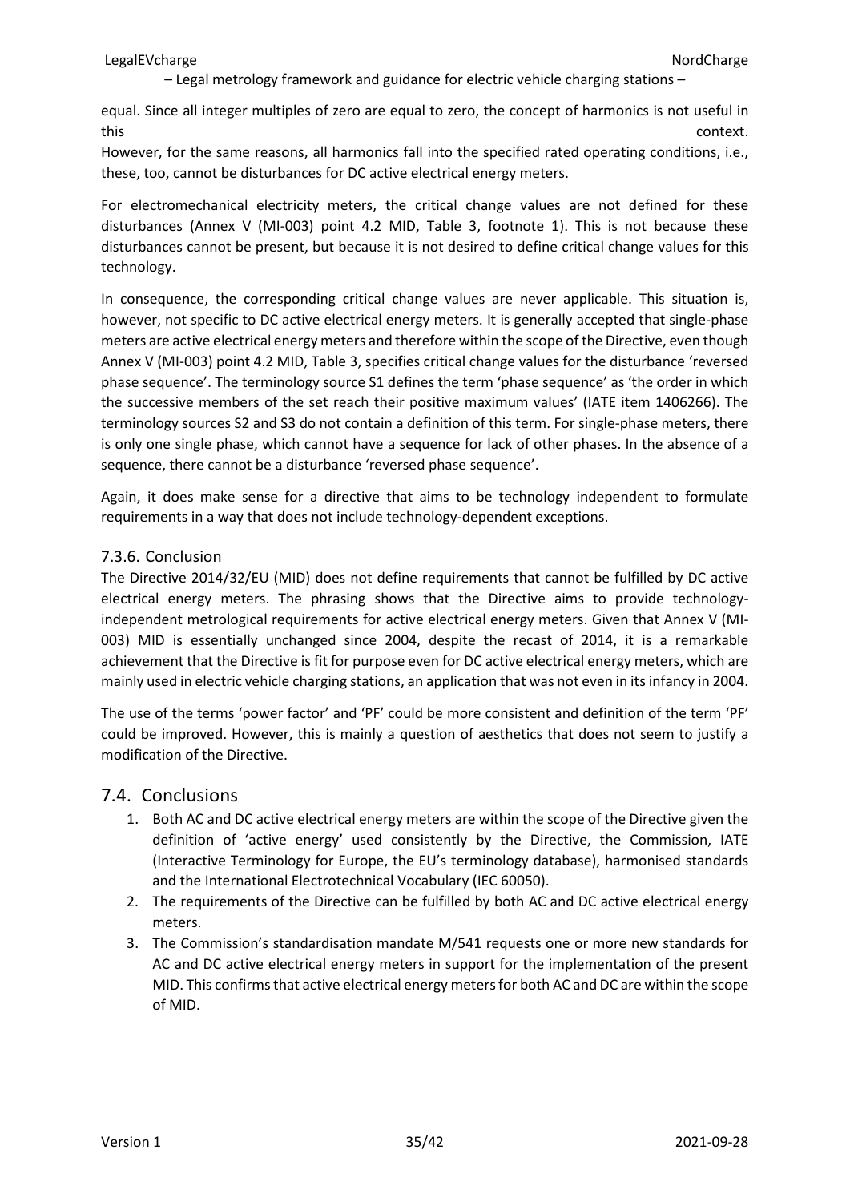equal. Since all integer multiples of zero are equal to zero, the concept of harmonics is not useful in this context.
However, for the same reasons, all harmonics fall into the specified rated operating conditions, i.e., these, too, cannot be disturbances for DC active electrical energy meters.

For electromechanical electricity meters, the critical change values are not defined for these disturbances (Annex V (MI-003) point 4.2 MID, Table 3, footnote 1). This is not because these disturbances cannot be present, but because it is not desired to define critical change values for this technology.

In consequence, the corresponding critical change values are never applicable. This situation is, however, not specific to DC active electrical energy meters. It is generally accepted that single-phase meters are active electrical energy meters and therefore within the scope of the Directive, even though Annex V (MI-003) point 4.2 MID, Table 3, specifies critical change values for the disturbance 'reversed phase sequence'. The terminology source S1 defines the term 'phase sequence' as 'the order in which the successive members of the set reach their positive maximum values' (IATE item 1406266). The terminology sources S2 and S3 do not contain a definition of this term. For single-phase meters, there is only one single phase, which cannot have a sequence for lack of other phases. In the absence of a sequence, there cannot be a disturbance 'reversed phase sequence'.

Again, it does make sense for a directive that aims to be technology independent to formulate requirements in a way that does not include technology-dependent exceptions.

### 7.3.6. Conclusion

The Directive 2014/32/EU (MID) does not define requirements that cannot be fulfilled by DC active electrical energy meters. The phrasing shows that the Directive aims to provide technology-independent metrological requirements for active electrical energy meters. Given that Annex V (MI-003) MID is essentially unchanged since 2004, despite the recast of 2014, it is a remarkable achievement that the Directive is fit for purpose even for DC active electrical energy meters, which are mainly used in electric vehicle charging stations, an application that was not even in its infancy in 2004.

The use of the terms 'power factor' and 'PF' could be more consistent and definition of the term 'PF' could be improved. However, this is mainly a question of aesthetics that does not seem to justify a modification of the Directive.

## 7.4. Conclusions

1. Both AC and DC active electrical energy meters are within the scope of the Directive given the definition of 'active energy' used consistently by the Directive, the Commission, IATE (Interactive Terminology for Europe, the EU's terminology database), harmonised standards and the International Electrotechnical Vocabulary (IEC 60050).
2. The requirements of the Directive can be fulfilled by both AC and DC active electrical energy meters.
3. The Commission's standardisation mandate M/541 requests one or more new standards for AC and DC active electrical energy meters in support for the implementation of the present MID. This confirms that active electrical energy meters for both AC and DC are within the scope of MID.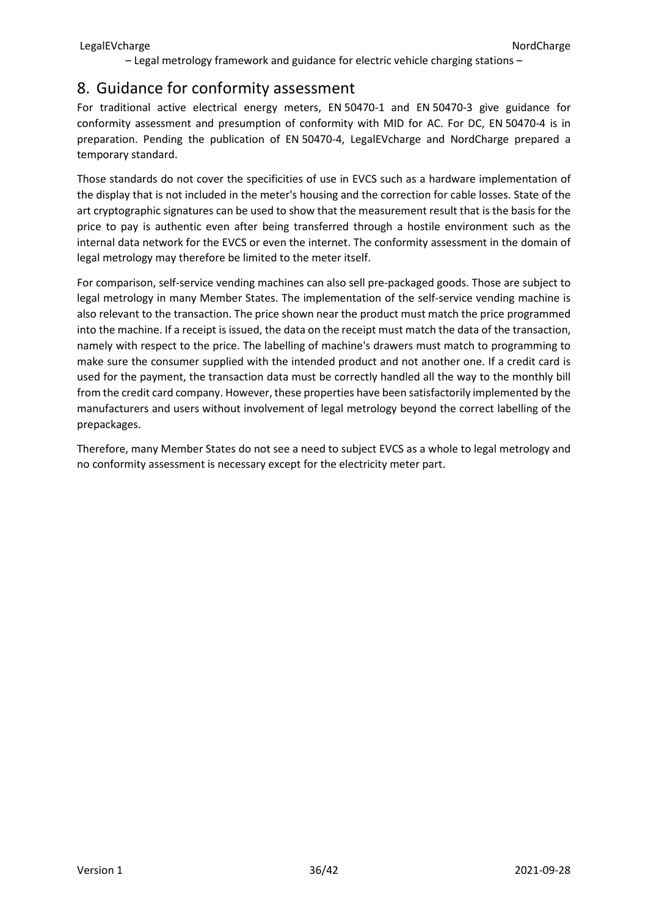## 8. Guidance for conformity assessment

For traditional active electrical energy meters, EN 50470-1 and EN 50470-3 give guidance for conformity assessment and presumption of conformity with MID for AC. For DC, EN 50470-4 is in preparation. Pending the publication of EN 50470-4, LegalEVcharge and NordCharge prepared a temporary standard.

Those standards do not cover the specificities of use in EVCS such as a hardware implementation of the display that is not included in the meter's housing and the correction for cable losses. State of the art cryptographic signatures can be used to show that the measurement result that is the basis for the price to pay is authentic even after being transferred through a hostile environment such as the internal data network for the EVCS or even the internet. The conformity assessment in the domain of legal metrology may therefore be limited to the meter itself.

For comparison, self-service vending machines can also sell pre-packaged goods. Those are subject to legal metrology in many Member States. The implementation of the self-service vending machine is also relevant to the transaction. The price shown near the product must match the price programmed into the machine. If a receipt is issued, the data on the receipt must match the data of the transaction, namely with respect to the price. The labelling of machine's drawers must match to programming to make sure the consumer supplied with the intended product and not another one. If a credit card is used for the payment, the transaction data must be correctly handled all the way to the monthly bill from the credit card company. However, these properties have been satisfactorily implemented by the manufacturers and users without involvement of legal metrology beyond the correct labelling of the prepackages.

Therefore, many Member States do not see a need to subject EVCS as a whole to legal metrology and no conformity assessment is necessary except for the electricity meter part.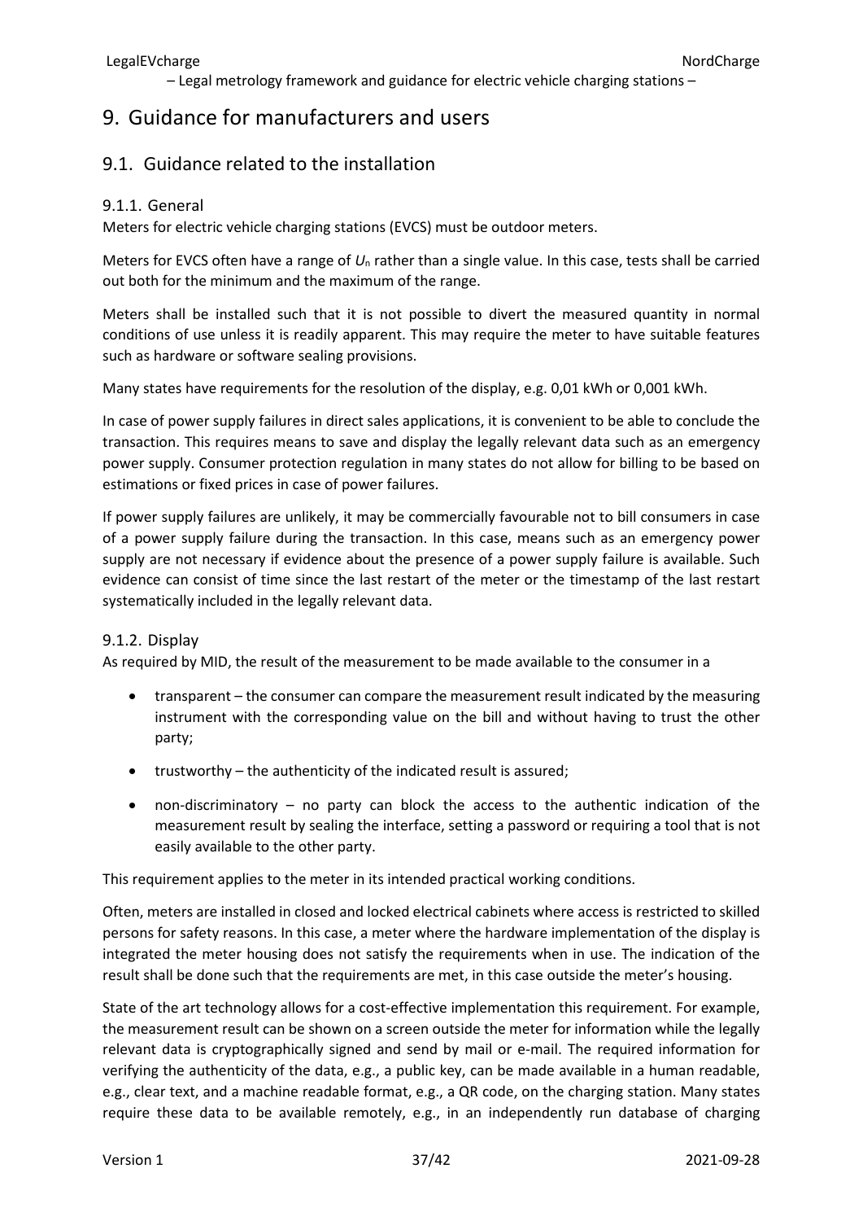# 9. Guidance for manufacturers and users

## 9.1. Guidance related to the installation

### 9.1.1. General

Meters for electric vehicle charging stations (EVCS) must be outdoor meters.

Meters for EVCS often have a range of $U_n$ rather than a single value. In this case, tests shall be carried out both for the minimum and the maximum of the range.

Meters shall be installed such that it is not possible to divert the measured quantity in normal conditions of use unless it is readily apparent. This may require the meter to have suitable features such as hardware or software sealing provisions.

Many states have requirements for the resolution of the display, e.g. 0,01 kWh or 0,001 kWh.

In case of power supply failures in direct sales applications, it is convenient to be able to conclude the transaction. This requires means to save and display the legally relevant data such as an emergency power supply. Consumer protection regulation in many states do not allow for billing to be based on estimations or fixed prices in case of power failures.

If power supply failures are unlikely, it may be commercially favourable not to bill consumers in case of a power supply failure during the transaction. In this case, means such as an emergency power supply are not necessary if evidence about the presence of a power supply failure is available. Such evidence can consist of time since the last restart of the meter or the timestamp of the last restart systematically included in the legally relevant data.

### 9.1.2. Display

As required by MID, the result of the measurement to be made available to the consumer in a

- transparent – the consumer can compare the measurement result indicated by the measuring instrument with the corresponding value on the bill and without having to trust the other party;
- trustworthy – the authenticity of the indicated result is assured;
- non-discriminatory – no party can block the access to the authentic indication of the measurement result by sealing the interface, setting a password or requiring a tool that is not easily available to the other party.

This requirement applies to the meter in its intended practical working conditions.

Often, meters are installed in closed and locked electrical cabinets where access is restricted to skilled persons for safety reasons. In this case, a meter where the hardware implementation of the display is integrated the meter housing does not satisfy the requirements when in use. The indication of the result shall be done such that the requirements are met, in this case outside the meter's housing.

State of the art technology allows for a cost-effective implementation this requirement. For example, the measurement result can be shown on a screen outside the meter for information while the legally relevant data is cryptographically signed and send by mail or e-mail. The required information for verifying the authenticity of the data, e.g., a public key, can be made available in a human readable, e.g., clear text, and a machine readable format, e.g., a QR code, on the charging station. Many states require these data to be available remotely, e.g., in an independently run database of charging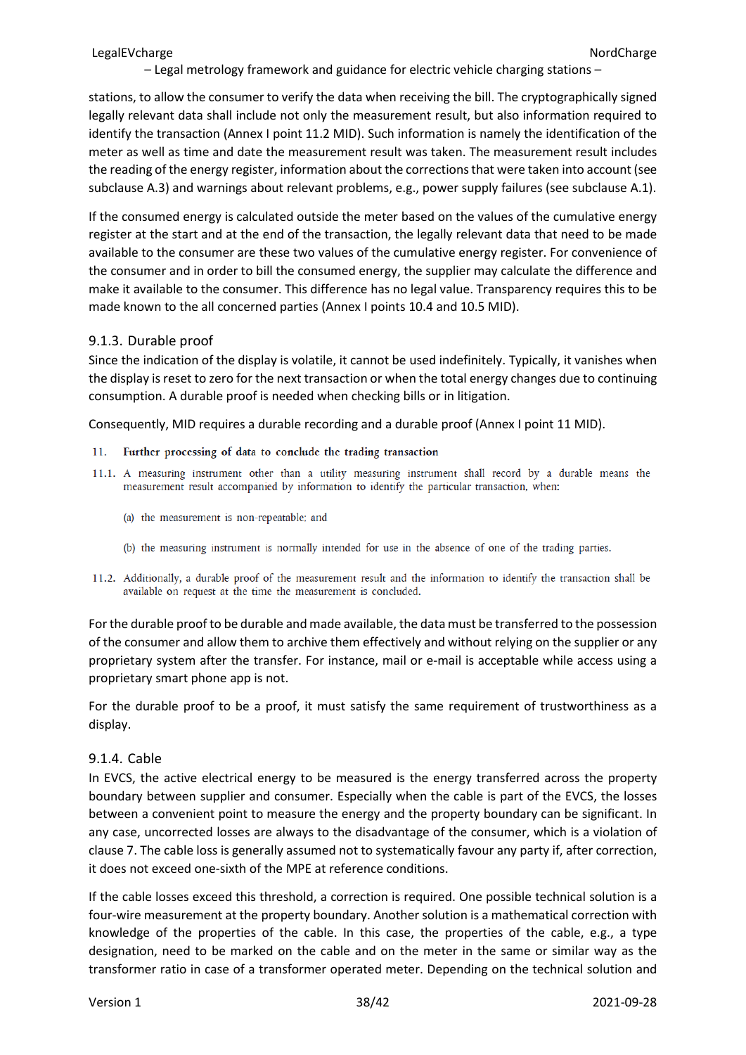stations, to allow the consumer to verify the data when receiving the bill. The cryptographically signed legally relevant data shall include not only the measurement result, but also information required to identify the transaction (Annex I point 11.2 MID). Such information is namely the identification of the meter as well as time and date the measurement result was taken. The measurement result includes the reading of the energy register, information about the corrections that were taken into account (see subclause A.3) and warnings about relevant problems, e.g., power supply failures (see subclause A.1).

If the consumed energy is calculated outside the meter based on the values of the cumulative energy register at the start and at the end of the transaction, the legally relevant data that need to be made available to the consumer are these two values of the cumulative energy register. For convenience of the consumer and in order to bill the consumed energy, the supplier may calculate the difference and make it available to the consumer. This difference has no legal value. Transparency requires this to be made known to the all concerned parties (Annex I points 10.4 and 10.5 MID).

### 9.1.3. Durable proof

Since the indication of the display is volatile, it cannot be used indefinitely. Typically, it vanishes when the display is reset to zero for the next transaction or when the total energy changes due to continuing consumption. A durable proof is needed when checking bills or in litigation.

Consequently, MID requires a durable recording and a durable proof (Annex I point 11 MID).

> 11. **Further processing of data to conclude the trading transaction**
>
> 11.1. A measuring instrument other than a utility measuring instrument shall record by a durable means the measurement result accompanied by information to identify the particular transaction, when:
>
> (a) the measurement is non-repeatable; and
>
> (b) the measuring instrument is normally intended for use in the absence of one of the trading parties.
>
> 11.2. Additionally, a durable proof of the measurement result and the information to identify the transaction shall be available on request at the time the measurement is concluded.

For the durable proof to be durable and made available, the data must be transferred to the possession of the consumer and allow them to archive them effectively and without relying on the supplier or any proprietary system after the transfer. For instance, mail or e-mail is acceptable while access using a proprietary smart phone app is not.

For the durable proof to be a proof, it must satisfy the same requirement of trustworthiness as a display.

### 9.1.4. Cable

In EVCS, the active electrical energy to be measured is the energy transferred across the property boundary between supplier and consumer. Especially when the cable is part of the EVCS, the losses between a convenient point to measure the energy and the property boundary can be significant. In any case, uncorrected losses are always to the disadvantage of the consumer, which is a violation of clause 7. The cable loss is generally assumed not to systematically favour any party if, after correction, it does not exceed one-sixth of the MPE at reference conditions.

If the cable losses exceed this threshold, a correction is required. One possible technical solution is a four-wire measurement at the property boundary. Another solution is a mathematical correction with knowledge of the properties of the cable. In this case, the properties of the cable, e.g., a type designation, need to be marked on the cable and on the meter in the same or similar way as the transformer ratio in case of a transformer operated meter. Depending on the technical solution and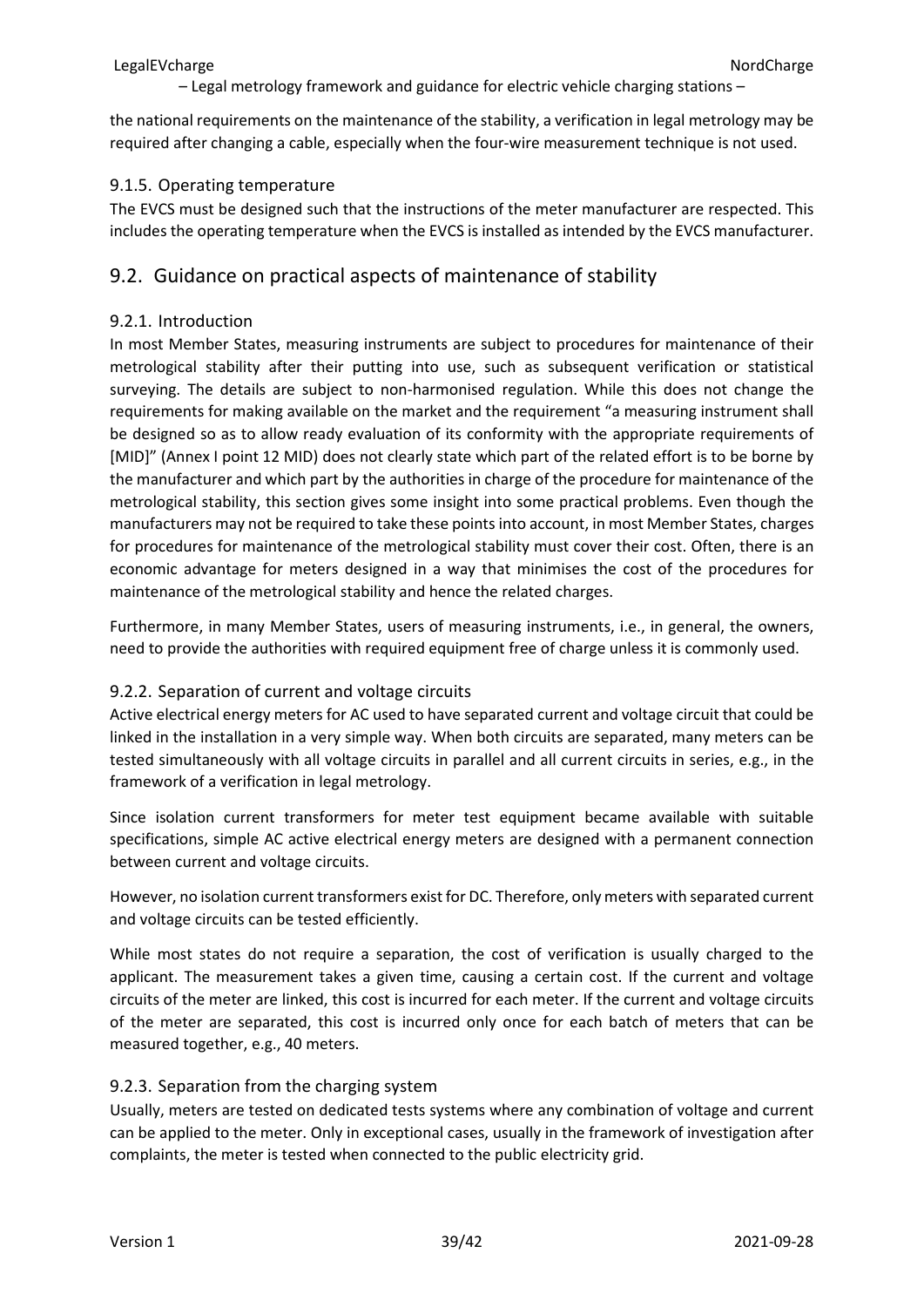the national requirements on the maintenance of the stability, a verification in legal metrology may be required after changing a cable, especially when the four-wire measurement technique is not used.

### 9.1.5. Operating temperature

The EVCS must be designed such that the instructions of the meter manufacturer are respected. This includes the operating temperature when the EVCS is installed as intended by the EVCS manufacturer.

## 9.2. Guidance on practical aspects of maintenance of stability

### 9.2.1. Introduction

In most Member States, measuring instruments are subject to procedures for maintenance of their metrological stability after their putting into use, such as subsequent verification or statistical surveying. The details are subject to non-harmonised regulation. While this does not change the requirements for making available on the market and the requirement "a measuring instrument shall be designed so as to allow ready evaluation of its conformity with the appropriate requirements of [MID]" (Annex I point 12 MID) does not clearly state which part of the related effort is to be borne by the manufacturer and which part by the authorities in charge of the procedure for maintenance of the metrological stability, this section gives some insight into some practical problems. Even though the manufacturers may not be required to take these points into account, in most Member States, charges for procedures for maintenance of the metrological stability must cover their cost. Often, there is an economic advantage for meters designed in a way that minimises the cost of the procedures for maintenance of the metrological stability and hence the related charges.

Furthermore, in many Member States, users of measuring instruments, i.e., in general, the owners, need to provide the authorities with required equipment free of charge unless it is commonly used.

### 9.2.2. Separation of current and voltage circuits

Active electrical energy meters for AC used to have separated current and voltage circuit that could be linked in the installation in a very simple way. When both circuits are separated, many meters can be tested simultaneously with all voltage circuits in parallel and all current circuits in series, e.g., in the framework of a verification in legal metrology.

Since isolation current transformers for meter test equipment became available with suitable specifications, simple AC active electrical energy meters are designed with a permanent connection between current and voltage circuits.

However, no isolation current transformers exist for DC. Therefore, only meters with separated current and voltage circuits can be tested efficiently.

While most states do not require a separation, the cost of verification is usually charged to the applicant. The measurement takes a given time, causing a certain cost. If the current and voltage circuits of the meter are linked, this cost is incurred for each meter. If the current and voltage circuits of the meter are separated, this cost is incurred only once for each batch of meters that can be measured together, e.g., 40 meters.

### 9.2.3. Separation from the charging system

Usually, meters are tested on dedicated tests systems where any combination of voltage and current can be applied to the meter. Only in exceptional cases, usually in the framework of investigation after complaints, the meter is tested when connected to the public electricity grid.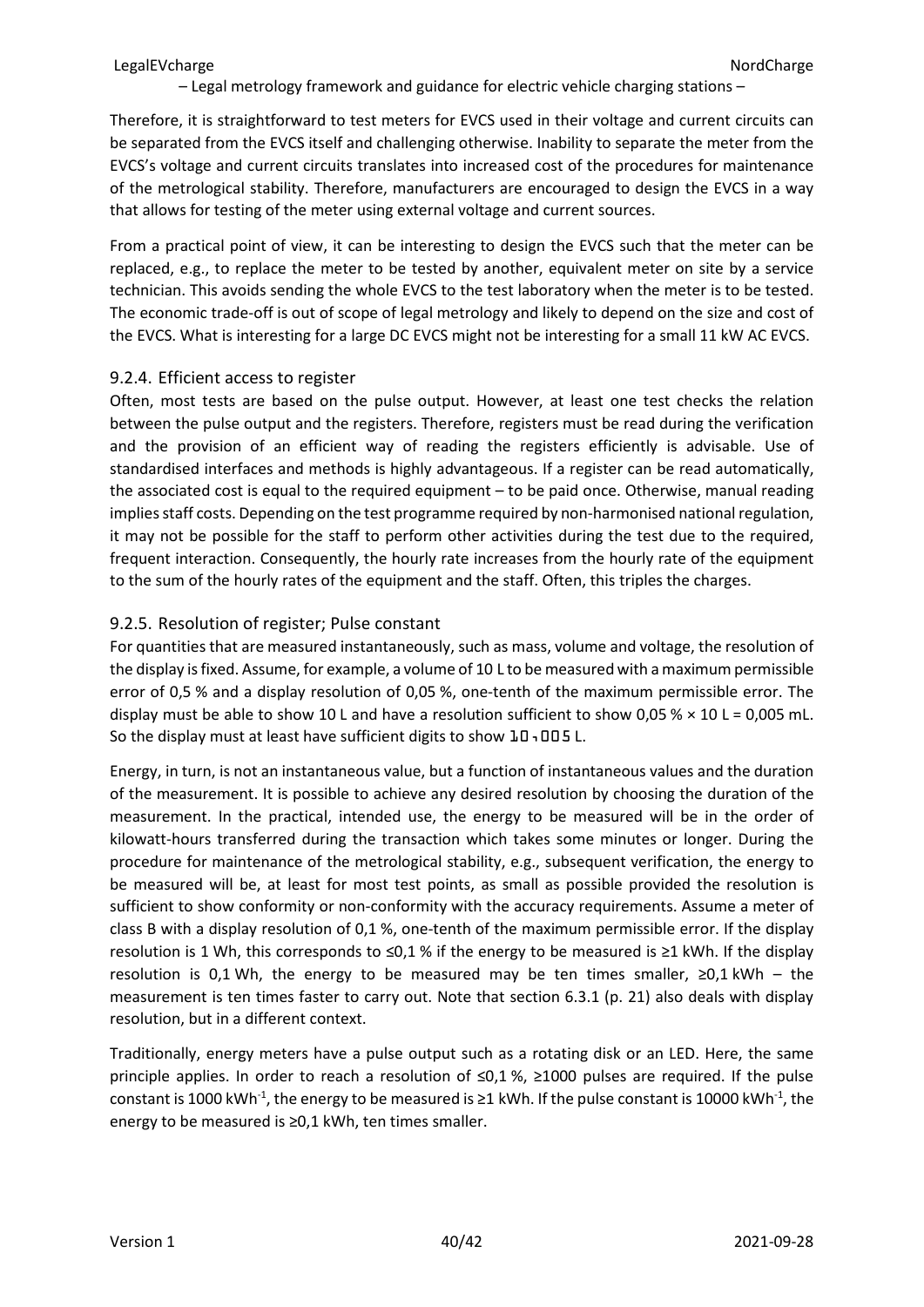Therefore, it is straightforward to test meters for EVCS used in their voltage and current circuits can be separated from the EVCS itself and challenging otherwise. Inability to separate the meter from the EVCS's voltage and current circuits translates into increased cost of the procedures for maintenance of the metrological stability. Therefore, manufacturers are encouraged to design the EVCS in a way that allows for testing of the meter using external voltage and current sources.

From a practical point of view, it can be interesting to design the EVCS such that the meter can be replaced, e.g., to replace the meter to be tested by another, equivalent meter on site by a service technician. This avoids sending the whole EVCS to the test laboratory when the meter is to be tested. The economic trade-off is out of scope of legal metrology and likely to depend on the size and cost of the EVCS. What is interesting for a large DC EVCS might not be interesting for a small 11 kW AC EVCS.

### 9.2.4. Efficient access to register

Often, most tests are based on the pulse output. However, at least one test checks the relation between the pulse output and the registers. Therefore, registers must be read during the verification and the provision of an efficient way of reading the registers efficiently is advisable. Use of standardised interfaces and methods is highly advantageous. If a register can be read automatically, the associated cost is equal to the required equipment – to be paid once. Otherwise, manual reading implies staff costs. Depending on the test programme required by non-harmonised national regulation, it may not be possible for the staff to perform other activities during the test due to the required, frequent interaction. Consequently, the hourly rate increases from the hourly rate of the equipment to the sum of the hourly rates of the equipment and the staff. Often, this triples the charges.

### 9.2.5. Resolution of register; Pulse constant

For quantities that are measured instantaneously, such as mass, volume and voltage, the resolution of the display is fixed. Assume, for example, a volume of 10 L to be measured with a maximum permissible error of 0,5 % and a display resolution of 0,05 %, one-tenth of the maximum permissible error. The display must be able to show 10 L and have a resolution sufficient to show 0,05 % × 10 L = 0,005 mL. So the display must at least have sufficient digits to show 10,005 L.

Energy, in turn, is not an instantaneous value, but a function of instantaneous values and the duration of the measurement. It is possible to achieve any desired resolution by choosing the duration of the measurement. In the practical, intended use, the energy to be measured will be in the order of kilowatt-hours transferred during the transaction which takes some minutes or longer. During the procedure for maintenance of the metrological stability, e.g., subsequent verification, the energy to be measured will be, at least for most test points, as small as possible provided the resolution is sufficient to show conformity or non-conformity with the accuracy requirements. Assume a meter of class B with a display resolution of 0,1 %, one-tenth of the maximum permissible error. If the display resolution is 1 Wh, this corresponds to ≤0,1 % if the energy to be measured is ≥1 kWh. If the display resolution is 0,1 Wh, the energy to be measured may be ten times smaller, ≥0,1 kWh – the measurement is ten times faster to carry out. Note that section 6.3.1 (p. 21) also deals with display resolution, but in a different context.

Traditionally, energy meters have a pulse output such as a rotating disk or an LED. Here, the same principle applies. In order to reach a resolution of ≤0,1 %, ≥1000 pulses are required. If the pulse constant is 1000 $\text{kWh}^{-1}$, the energy to be measured is ≥1 kWh. If the pulse constant is 10000 $\text{kWh}^{-1}$, the energy to be measured is ≥0,1 kWh, ten times smaller.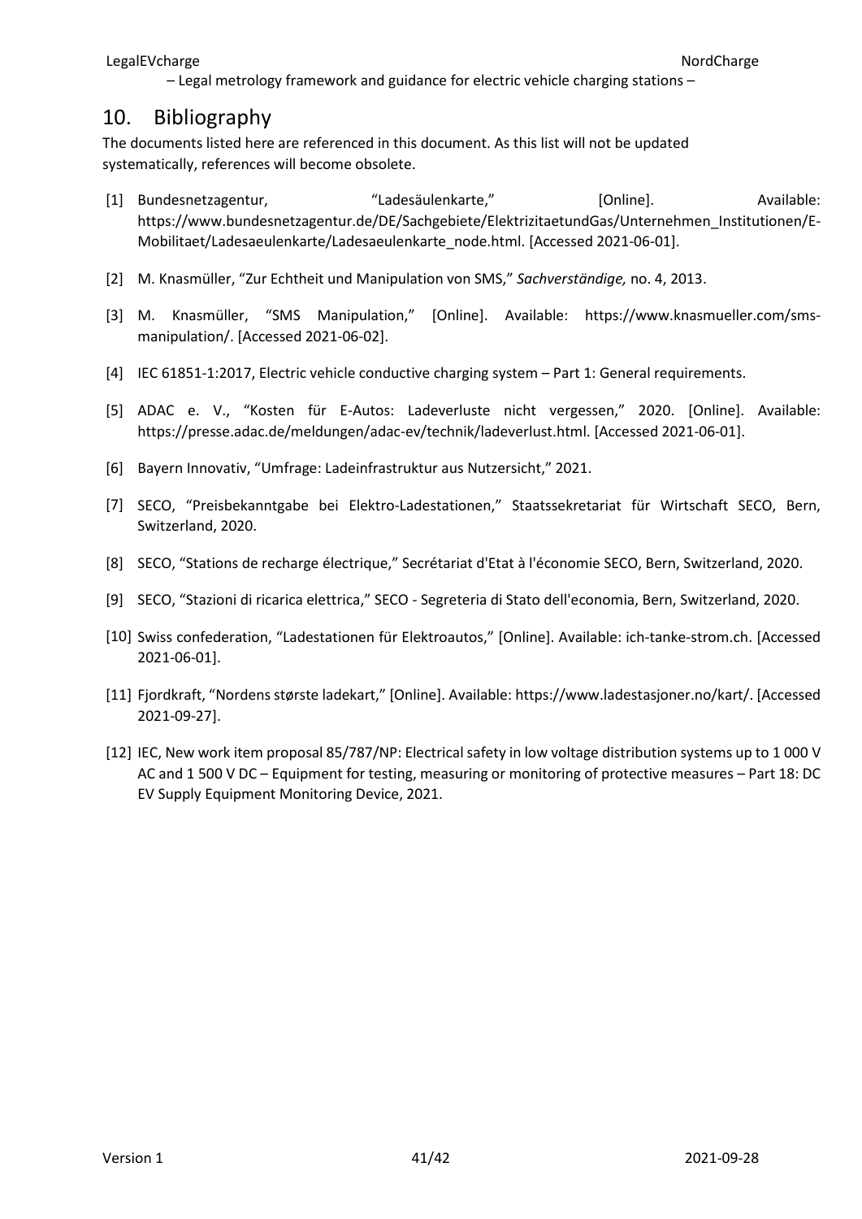# 10. Bibliography

The documents listed here are referenced in this document. As this list will not be updated systematically, references will become obsolete.

[1] Bundesnetzagentur, "Ladesäulenkarte," [Online]. Available: https://www.bundesnetzagentur.de/DE/Sachgebiete/ElektrizitaetundGas/Unternehmen_Institutionen/E-Mobilitaet/Ladesaeulenkarte/Ladesaeulenkarte_node.html. [Accessed 2021-06-01].

[2] M. Knasmüller, "Zur Echtheit und Manipulation von SMS," *Sachverständige,* no. 4, 2013.

[3] M. Knasmüller, "SMS Manipulation," [Online]. Available: https://www.knasmueller.com/sms-manipulation/. [Accessed 2021-06-02].

[4] IEC 61851-1:2017, Electric vehicle conductive charging system – Part 1: General requirements.

[5] ADAC e. V., "Kosten für E-Autos: Ladeverluste nicht vergessen," 2020. [Online]. Available: https://presse.adac.de/meldungen/adac-ev/technik/ladeverlust.html. [Accessed 2021-06-01].

[6] Bayern Innovativ, "Umfrage: Ladeinfrastruktur aus Nutzersicht," 2021.

[7] SECO, "Preisbekanntgabe bei Elektro-Ladestationen," Staatssekretariat für Wirtschaft SECO, Bern, Switzerland, 2020.

[8] SECO, "Stations de recharge électrique," Secrétariat d'Etat à l'économie SECO, Bern, Switzerland, 2020.

[9] SECO, "Stazioni di ricarica elettrica," SECO - Segreteria di Stato dell'economia, Bern, Switzerland, 2020.

[10] Swiss confederation, "Ladestationen für Elektroautos," [Online]. Available: ich-tanke-strom.ch. [Accessed 2021-06-01].

[11] Fjordkraft, "Nordens største ladekart," [Online]. Available: https://www.ladestasjoner.no/kart/. [Accessed 2021-09-27].

[12] IEC, New work item proposal 85/787/NP: Electrical safety in low voltage distribution systems up to 1 000 V AC and 1 500 V DC – Equipment for testing, measuring or monitoring of protective measures – Part 18: DC EV Supply Equipment Monitoring Device, 2021.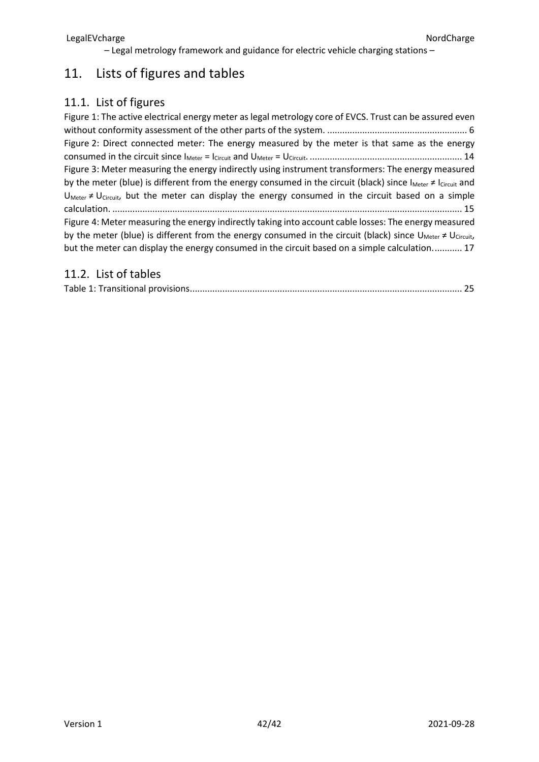# 11. Lists of figures and tables

## 11.1. List of figures

Figure 1: The active electrical energy meter as legal metrology core of EVCS. Trust can be assured even without conformity assessment of the other parts of the system. ........................................................ 6

Figure 2: Direct connected meter: The energy measured by the meter is that same as the energy consumed in the circuit since $I_{Meter} = I_{Circuit}$ and $U_{Meter} = U_{Circuit}$. ............................................................ 14

Figure 3: Meter measuring the energy indirectly using instrument transformers: The energy measured by the meter (blue) is different from the energy consumed in the circuit (black) since $I_{Meter} \neq I_{Circuit}$ and $U_{Meter} \neq U_{Circuit}$, but the meter can display the energy consumed in the circuit based on a simple calculation. ........................................................................................................................................... 15

Figure 4: Meter measuring the energy indirectly taking into account cable losses: The energy measured by the meter (blue) is different from the energy consumed in the circuit (black) since $U_{Meter} \neq U_{Circuit}$, but the meter can display the energy consumed in the circuit based on a simple calculation. .......... 17

## 11.2. List of tables

Table 1: Transitional provisions ........................................................................................................... 25